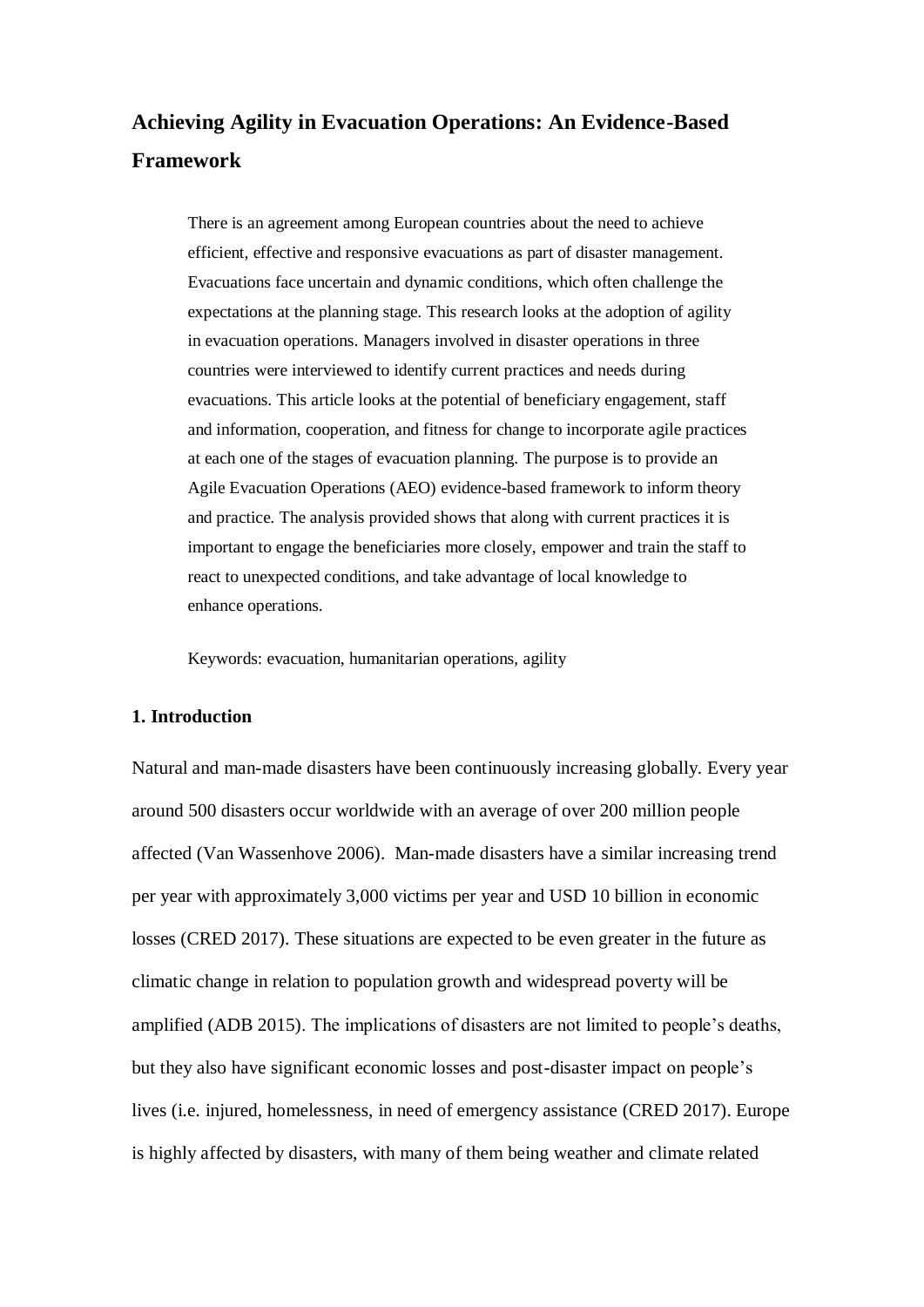# Achieving Agility in Evacuation Operations: An Evidence-Based Framework

There is an agreement among European countries about the need to achieve efficient, effective and responsive evacuations as part of disaster management. Evacuations face uncertain and dynamic conditions, which often challenge the expectations at the planning stage. This research looks at the adoption of agility in evacuation operations. Managers involved in disaster operations in three countries were interviewed to identify current practices and needs during evacuations. This article looks at the potential of beneficiary engagement, staff and information, cooperation, and fitness for change to incorporate agile practices at each one of the stages of evacuation planning. The purpose is to provide an Agile Evacuation Operations (AEO) evidence-based framework to inform theory and practice. The analysis provided shows that along with current practices it is important to engage the beneficiaries more closely, empower and train the staff to react to unexpected conditions, and take advantage of local knowledge to enhance operations.

Keywords: evacuation, humanitarian operations, agility

## 1. Introduction

Natural and man-made disasters have been continuously increasing globally. Every year around 500 disasters occur worldwide with an average of over 200 million people affected (Van Wassenhove 2006). Man-made disasters have a similar increasing trend per year with approximately 3,000 victims per year and USD 10 billion in economic losses (CRED 2017). These situations are expected to be even greater in the future as climatic change in relation to population growth and widespread poverty will be amplified (ADB 2015). The implications of disasters are not limited to people's deaths, but they also have significant economic losses and post-disaster impact on people's lives (i.e. injured, homelessness, in need of emergency assistance (CRED 2017). Europe is highly affected by disasters, with many of them being weather and climate related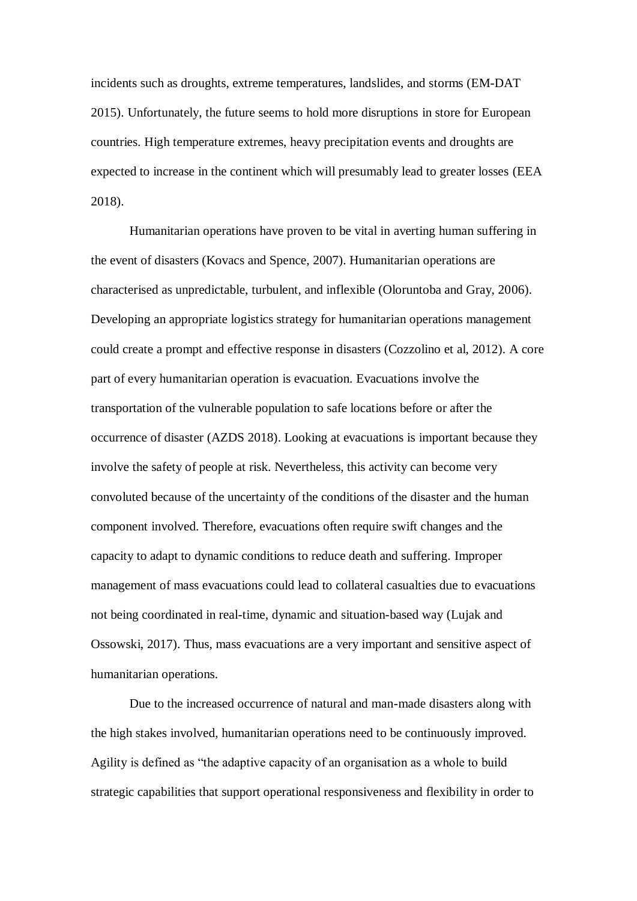incidents such as droughts, extreme temperatures, landslides, and storms (EM-DAT 2015). Unfortunately, the future seems to hold more disruptions in store for European countries. High temperature extremes, heavy precipitation events and droughts are expected to increase in the continent which will presumably lead to greater losses (EEA 2018).

Humanitarian operations have proven to be vital in averting human suffering in the event of disasters (Kovacs and Spence, 2007). Humanitarian operations are characterised as unpredictable, turbulent, and inflexible (Oloruntoba and Gray, 2006). Developing an appropriate logistics strategy for humanitarian operations management could create a prompt and effective response in disasters (Cozzolino et al, 2012). A core part of every humanitarian operation is evacuation. Evacuations involve the transportation of the vulnerable population to safe locations before or after the occurrence of disaster (AZDS 2018). Looking at evacuations is important because they involve the safety of people at risk. Nevertheless, this activity can become very convoluted because of the uncertainty of the conditions of the disaster and the human component involved. Therefore, evacuations often require swift changes and the capacity to adapt to dynamic conditions to reduce death and suffering. Improper management of mass evacuations could lead to collateral casualties due to evacuations not being coordinated in real-time, dynamic and situation-based way (Lujak and Ossowski, 2017). Thus, mass evacuations are a very important and sensitive aspect of humanitarian operations.

Due to the increased occurrence of natural and man-made disasters along with the high stakes involved, humanitarian operations need to be continuously improved. Agility is defined as "the adaptive capacity of an organisation as a whole to build strategic capabilities that support operational responsiveness and flexibility in order to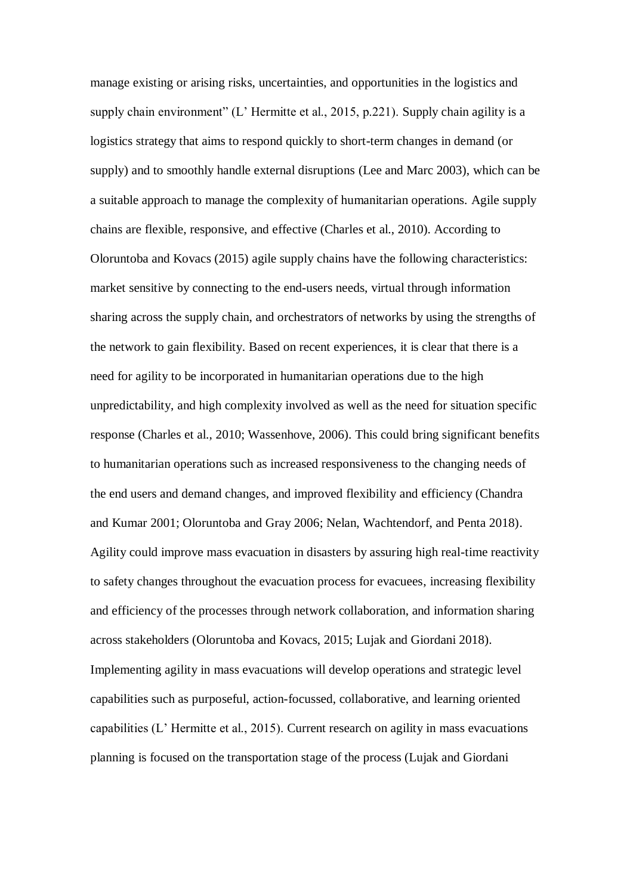manage existing or arising risks, uncertainties, and opportunities in the logistics and supply chain environment" (L' Hermitte et al., 2015, p.221). Supply chain agility is a logistics strategy that aims to respond quickly to short-term changes in demand (or supply) and to smoothly handle external disruptions (Lee and Marc 2003), which can be a suitable approach to manage the complexity of humanitarian operations. Agile supply chains are flexible, responsive, and effective (Charles et al., 2010). According to Oloruntoba and Kovacs (2015) agile supply chains have the following characteristics: market sensitive by connecting to the end-users needs, virtual through information sharing across the supply chain, and orchestrators of networks by using the strengths of the network to gain flexibility. Based on recent experiences, it is clear that there is a need for agility to be incorporated in humanitarian operations due to the high unpredictability, and high complexity involved as well as the need for situation specific response (Charles et al., 2010; Wassenhove, 2006). This could bring significant benefits to humanitarian operations such as increased responsiveness to the changing needs of the end users and demand changes, and improved flexibility and efficiency (Chandra and Kumar 2001; Oloruntoba and Gray 2006; Nelan, Wachtendorf, and Penta 2018). Agility could improve mass evacuation in disasters by assuring high real-time reactivity to safety changes throughout the evacuation process for evacuees, increasing flexibility and efficiency of the processes through network collaboration, and information sharing across stakeholders (Oloruntoba and Kovacs, 2015; Lujak and Giordani 2018). Implementing agility in mass evacuations will develop operations and strategic level capabilities such as purposeful, action-focussed, collaborative, and learning oriented capabilities (L' Hermitte et al., 2015). Current research on agility in mass evacuations planning is focused on the transportation stage of the process (Lujak and Giordani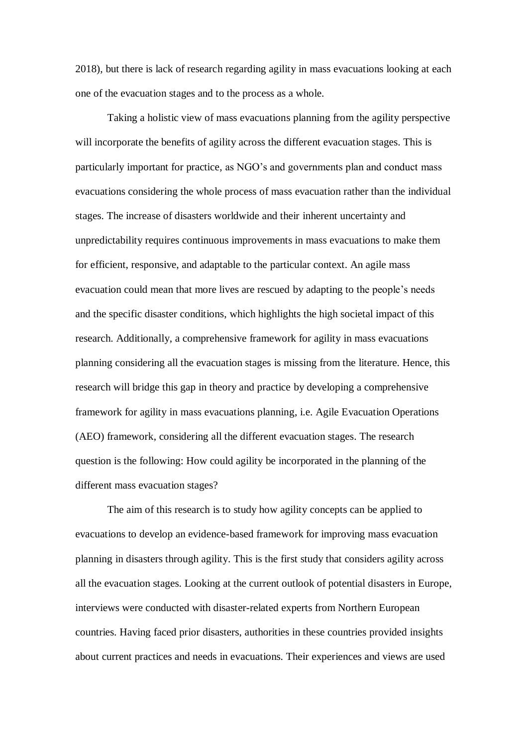2018), but there is lack of research regarding agility in mass evacuations looking at each one of the evacuation stages and to the process as a whole.

Taking a holistic view of mass evacuations planning from the agility perspective will incorporate the benefits of agility across the different evacuation stages. This is particularly important for practice, as NGO's and governments plan and conduct mass evacuations considering the whole process of mass evacuation rather than the individual stages. The increase of disasters worldwide and their inherent uncertainty and unpredictability requires continuous improvements in mass evacuations to make them for efficient, responsive, and adaptable to the particular context. An agile mass evacuation could mean that more lives are rescued by adapting to the people's needs and the specific disaster conditions, which highlights the high societal impact of this research. Additionally, a comprehensive framework for agility in mass evacuations planning considering all the evacuation stages is missing from the literature. Hence, this research will bridge this gap in theory and practice by developing a comprehensive framework for agility in mass evacuations planning, i.e. Agile Evacuation Operations (AEO) framework, considering all the different evacuation stages. The research question is the following: How could agility be incorporated in the planning of the different mass evacuation stages?

The aim of this research is to study how agility concepts can be applied to evacuations to develop an evidence-based framework for improving mass evacuation planning in disasters through agility. This is the first study that considers agility across all the evacuation stages. Looking at the current outlook of potential disasters in Europe, interviews were conducted with disaster-related experts from Northern European countries. Having faced prior disasters, authorities in these countries provided insights about current practices and needs in evacuations. Their experiences and views are used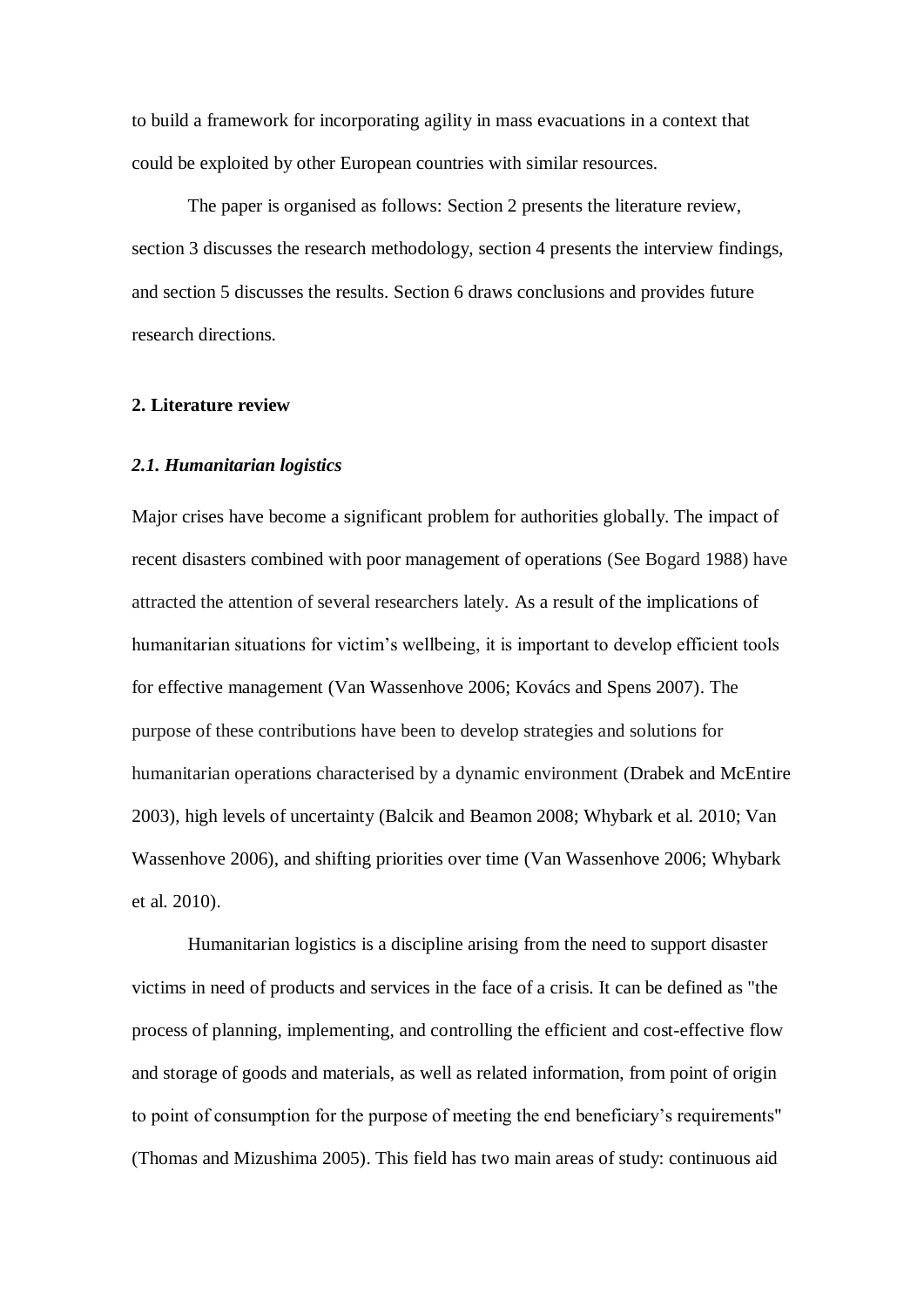to build a framework for incorporating agility in mass evacuations in a context that could be exploited by other European countries with similar resources.

The paper is organised as follows: Section 2 presents the literature review, section 3 discusses the research methodology, section 4 presents the interview findings, and section 5 discusses the results. Section 6 draws conclusions and provides future research directions.

## 2. Literature review

### *2.1. Humanitarian logistics*

Major crises have become a significant problem for authorities globally. The impact of recent disasters combined with poor management of operations (See Bogard 1988) have attracted the attention of several researchers lately. As a result of the implications of humanitarian situations for victim's wellbeing, it is important to develop efficient tools for effective management (Van Wassenhove 2006; Kovács and Spens 2007). The purpose of these contributions have been to develop strategies and solutions for humanitarian operations characterised by a dynamic environment (Drabek and McEntire 2003), high levels of uncertainty (Balcik and Beamon 2008; Whybark et al. 2010; Van Wassenhove 2006), and shifting priorities over time (Van Wassenhove 2006; Whybark et al. 2010).

Humanitarian logistics is a discipline arising from the need to support disaster victims in need of products and services in the face of a crisis. It can be defined as "the process of planning, implementing, and controlling the efficient and cost-effective flow and storage of goods and materials, as well as related information, from point of origin to point of consumption for the purpose of meeting the end beneficiary's requirements" (Thomas and Mizushima 2005). This field has two main areas of study: continuous aid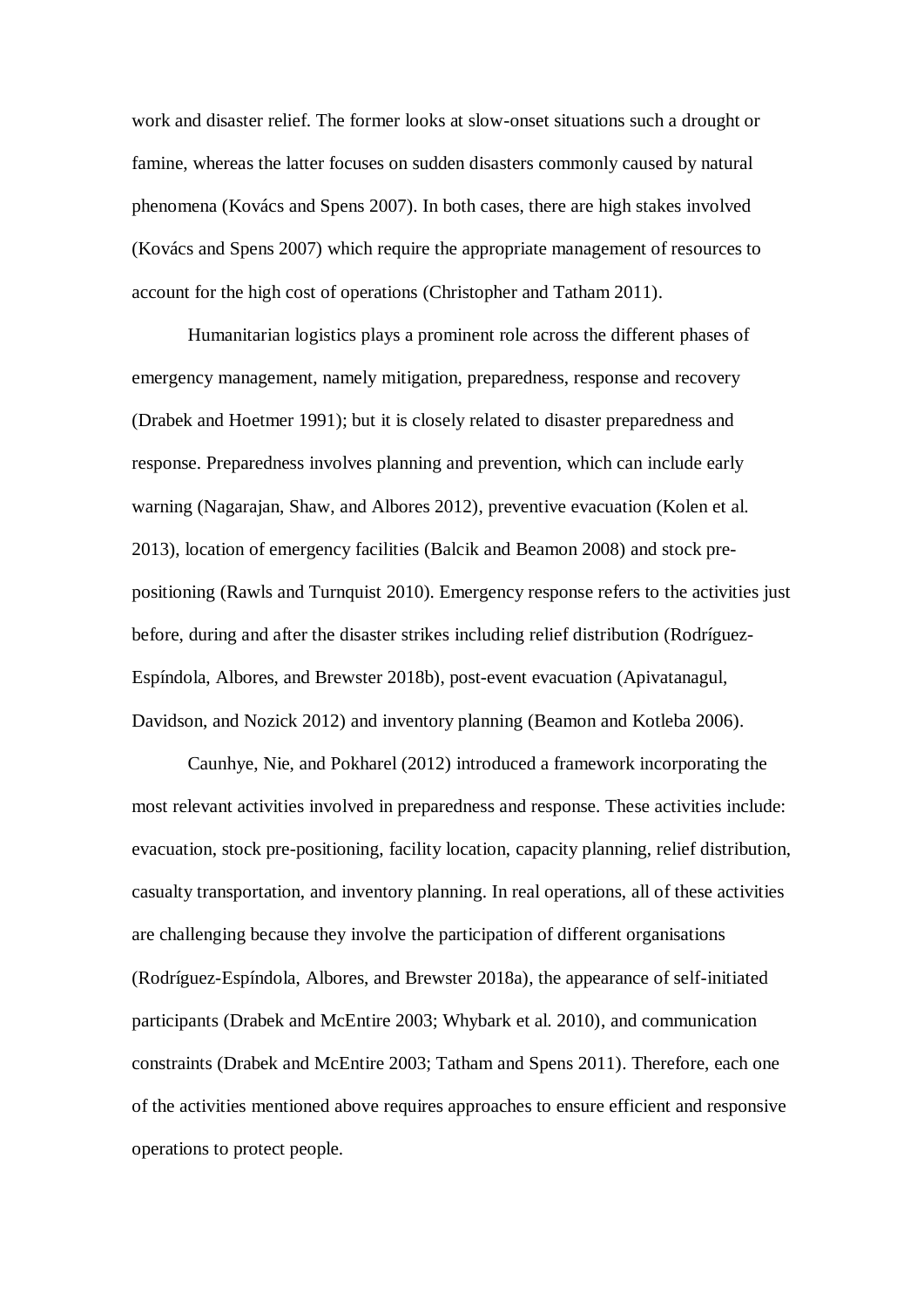work and disaster relief. The former looks at slow-onset situations such a drought or famine, whereas the latter focuses on sudden disasters commonly caused by natural phenomena (Kovács and Spens 2007). In both cases, there are high stakes involved (Kovács and Spens 2007) which require the appropriate management of resources to account for the high cost of operations (Christopher and Tatham 2011).

Humanitarian logistics plays a prominent role across the different phases of emergency management, namely mitigation, preparedness, response and recovery (Drabek and Hoetmer 1991); but it is closely related to disaster preparedness and response. Preparedness involves planning and prevention, which can include early warning (Nagarajan, Shaw, and Albores 2012), preventive evacuation (Kolen et al. 2013), location of emergency facilities (Balcik and Beamon 2008) and stock pre-positioning (Rawls and Turnquist 2010). Emergency response refers to the activities just before, during and after the disaster strikes including relief distribution (Rodríguez-Espíndola, Albores, and Brewster 2018b), post-event evacuation (Apivatanagul, Davidson, and Nozick 2012) and inventory planning (Beamon and Kotleba 2006).

Caunhye, Nie, and Pokharel (2012) introduced a framework incorporating the most relevant activities involved in preparedness and response. These activities include: evacuation, stock pre-positioning, facility location, capacity planning, relief distribution, casualty transportation, and inventory planning. In real operations, all of these activities are challenging because they involve the participation of different organisations (Rodríguez-Espíndola, Albores, and Brewster 2018a), the appearance of self-initiated participants (Drabek and McEntire 2003; Whybark et al. 2010), and communication constraints (Drabek and McEntire 2003; Tatham and Spens 2011). Therefore, each one of the activities mentioned above requires approaches to ensure efficient and responsive operations to protect people.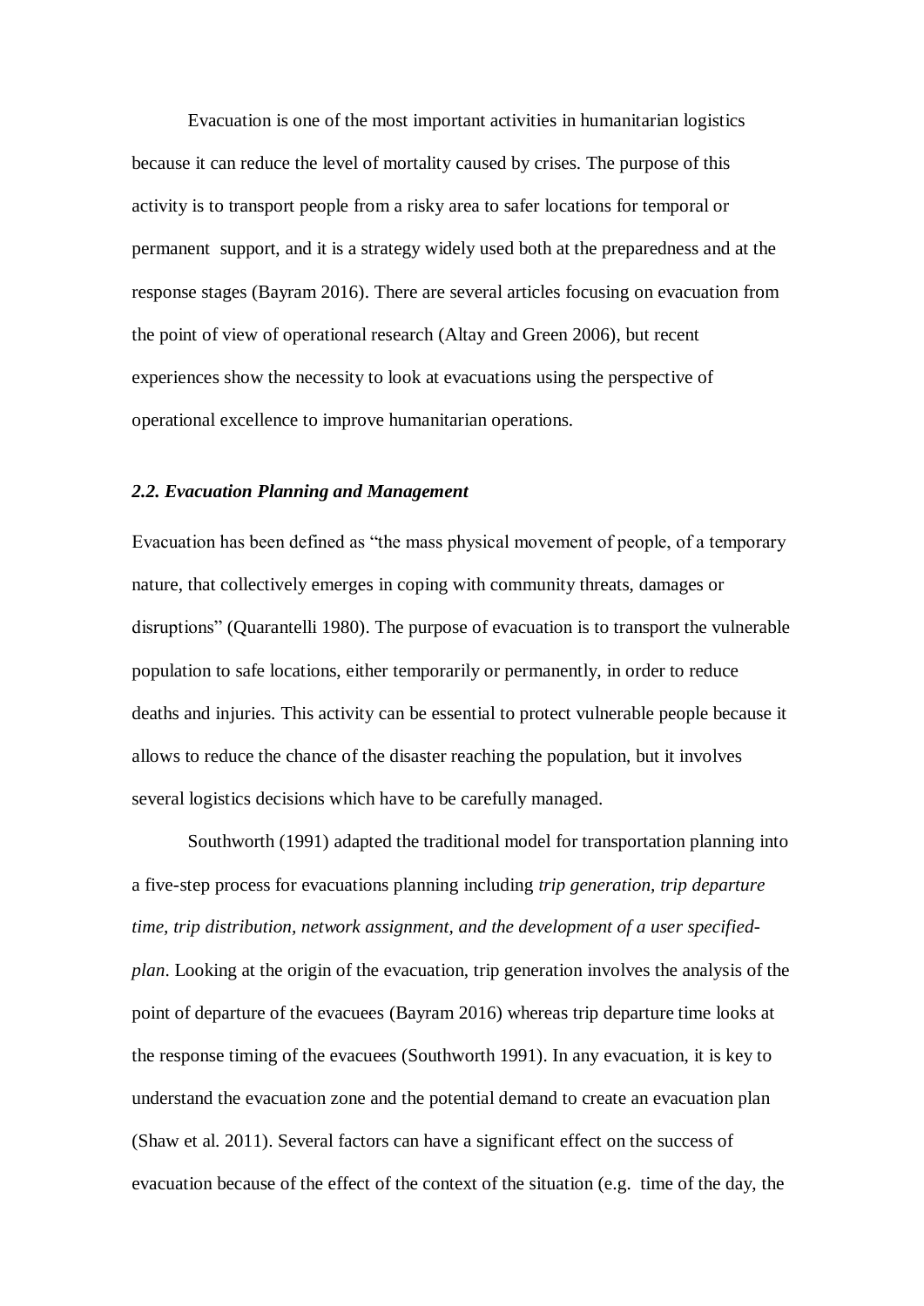Evacuation is one of the most important activities in humanitarian logistics because it can reduce the level of mortality caused by crises. The purpose of this activity is to transport people from a risky area to safer locations for temporal or permanent support, and it is a strategy widely used both at the preparedness and at the response stages (Bayram 2016). There are several articles focusing on evacuation from the point of view of operational research (Altay and Green 2006), but recent experiences show the necessity to look at evacuations using the perspective of operational excellence to improve humanitarian operations.

### *2.2. Evacuation Planning and Management*

Evacuation has been defined as "the mass physical movement of people, of a temporary nature, that collectively emerges in coping with community threats, damages or disruptions" (Quarantelli 1980). The purpose of evacuation is to transport the vulnerable population to safe locations, either temporarily or permanently, in order to reduce deaths and injuries. This activity can be essential to protect vulnerable people because it allows to reduce the chance of the disaster reaching the population, but it involves several logistics decisions which have to be carefully managed.

Southworth (1991) adapted the traditional model for transportation planning into a five-step process for evacuations planning including *trip generation, trip departure time, trip distribution, network assignment, and the development of a user specified-plan*. Looking at the origin of the evacuation, trip generation involves the analysis of the point of departure of the evacuees (Bayram 2016) whereas trip departure time looks at the response timing of the evacuees (Southworth 1991). In any evacuation, it is key to understand the evacuation zone and the potential demand to create an evacuation plan (Shaw et al. 2011). Several factors can have a significant effect on the success of evacuation because of the effect of the context of the situation (e.g. time of the day, the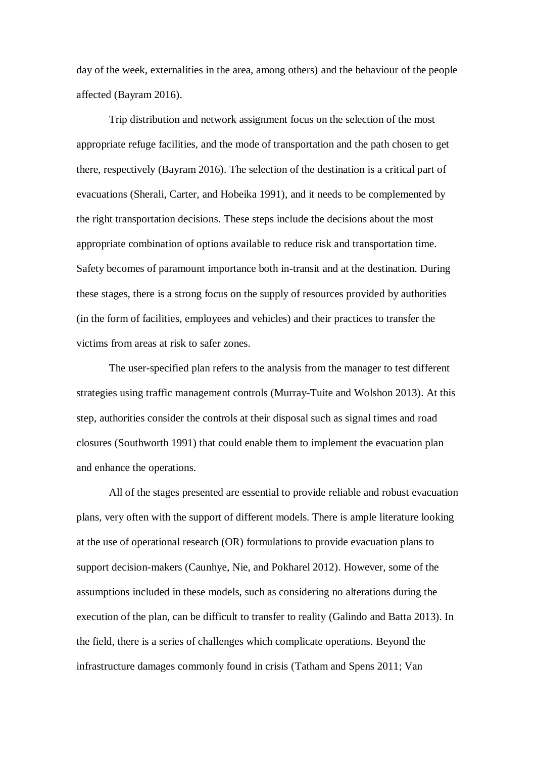day of the week, externalities in the area, among others) and the behaviour of the people affected (Bayram 2016).

Trip distribution and network assignment focus on the selection of the most appropriate refuge facilities, and the mode of transportation and the path chosen to get there, respectively (Bayram 2016). The selection of the destination is a critical part of evacuations (Sherali, Carter, and Hobeika 1991), and it needs to be complemented by the right transportation decisions. These steps include the decisions about the most appropriate combination of options available to reduce risk and transportation time. Safety becomes of paramount importance both in-transit and at the destination. During these stages, there is a strong focus on the supply of resources provided by authorities (in the form of facilities, employees and vehicles) and their practices to transfer the victims from areas at risk to safer zones.

The user-specified plan refers to the analysis from the manager to test different strategies using traffic management controls (Murray-Tuite and Wolshon 2013). At this step, authorities consider the controls at their disposal such as signal times and road closures (Southworth 1991) that could enable them to implement the evacuation plan and enhance the operations.

All of the stages presented are essential to provide reliable and robust evacuation plans, very often with the support of different models. There is ample literature looking at the use of operational research (OR) formulations to provide evacuation plans to support decision-makers (Caunhye, Nie, and Pokharel 2012). However, some of the assumptions included in these models, such as considering no alterations during the execution of the plan, can be difficult to transfer to reality (Galindo and Batta 2013). In the field, there is a series of challenges which complicate operations. Beyond the infrastructure damages commonly found in crisis (Tatham and Spens 2011; Van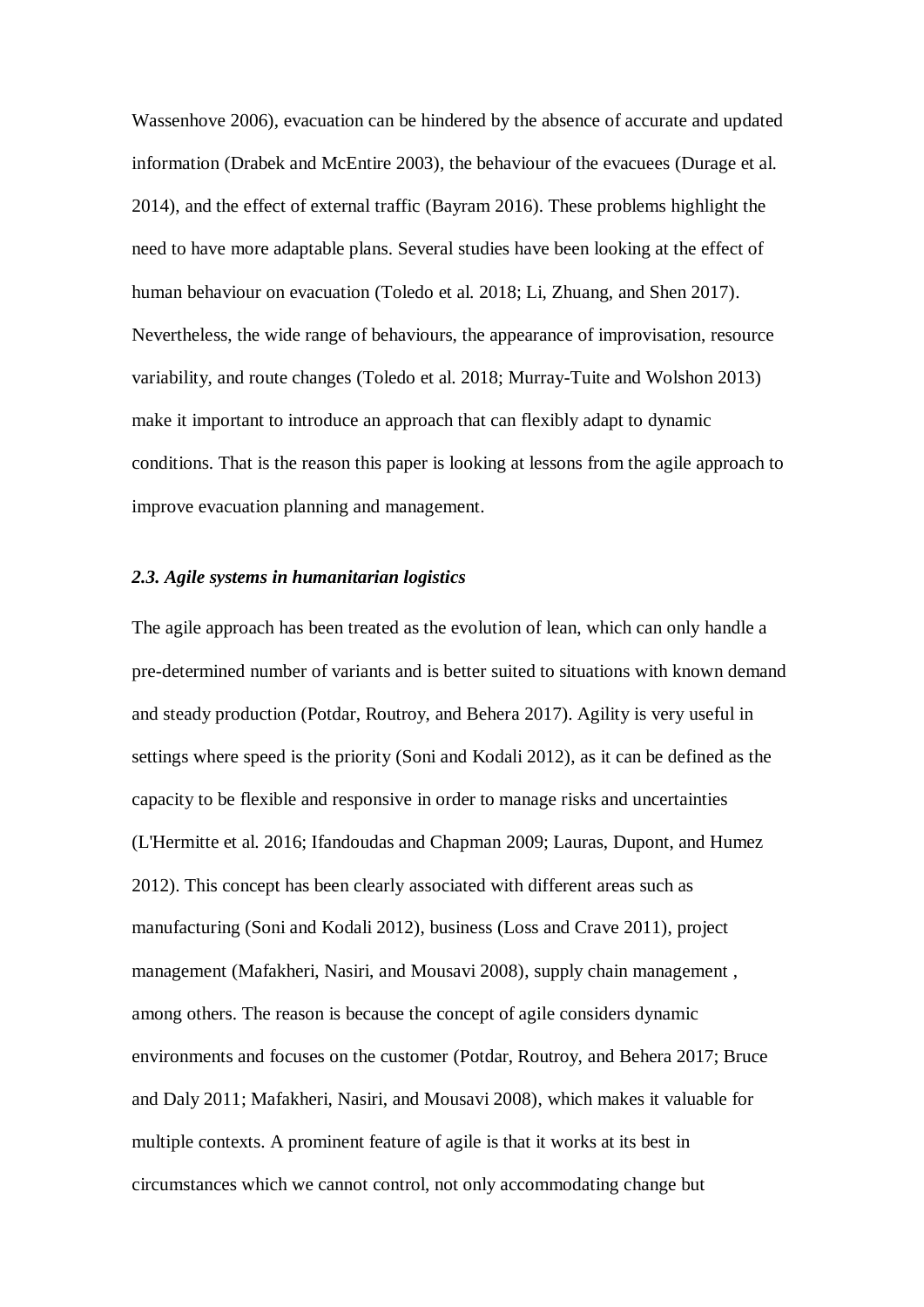Wassenhove 2006), evacuation can be hindered by the absence of accurate and updated information (Drabek and McEntire 2003), the behaviour of the evacuees (Durage et al. 2014), and the effect of external traffic (Bayram 2016). These problems highlight the need to have more adaptable plans. Several studies have been looking at the effect of human behaviour on evacuation (Toledo et al. 2018; Li, Zhuang, and Shen 2017). Nevertheless, the wide range of behaviours, the appearance of improvisation, resource variability, and route changes (Toledo et al. 2018; Murray-Tuite and Wolshon 2013) make it important to introduce an approach that can flexibly adapt to dynamic conditions. That is the reason this paper is looking at lessons from the agile approach to improve evacuation planning and management.

### *2.3. Agile systems in humanitarian logistics*

The agile approach has been treated as the evolution of lean, which can only handle a pre-determined number of variants and is better suited to situations with known demand and steady production (Potdar, Routroy, and Behera 2017). Agility is very useful in settings where speed is the priority (Soni and Kodali 2012), as it can be defined as the capacity to be flexible and responsive in order to manage risks and uncertainties (L'Hermitte et al. 2016; Ifandoudas and Chapman 2009; Lauras, Dupont, and Humez 2012). This concept has been clearly associated with different areas such as manufacturing (Soni and Kodali 2012), business (Loss and Crave 2011), project management (Mafakheri, Nasiri, and Mousavi 2008), supply chain management , among others. The reason is because the concept of agile considers dynamic environments and focuses on the customer (Potdar, Routroy, and Behera 2017; Bruce and Daly 2011; Mafakheri, Nasiri, and Mousavi 2008), which makes it valuable for multiple contexts. A prominent feature of agile is that it works at its best in circumstances which we cannot control, not only accommodating change but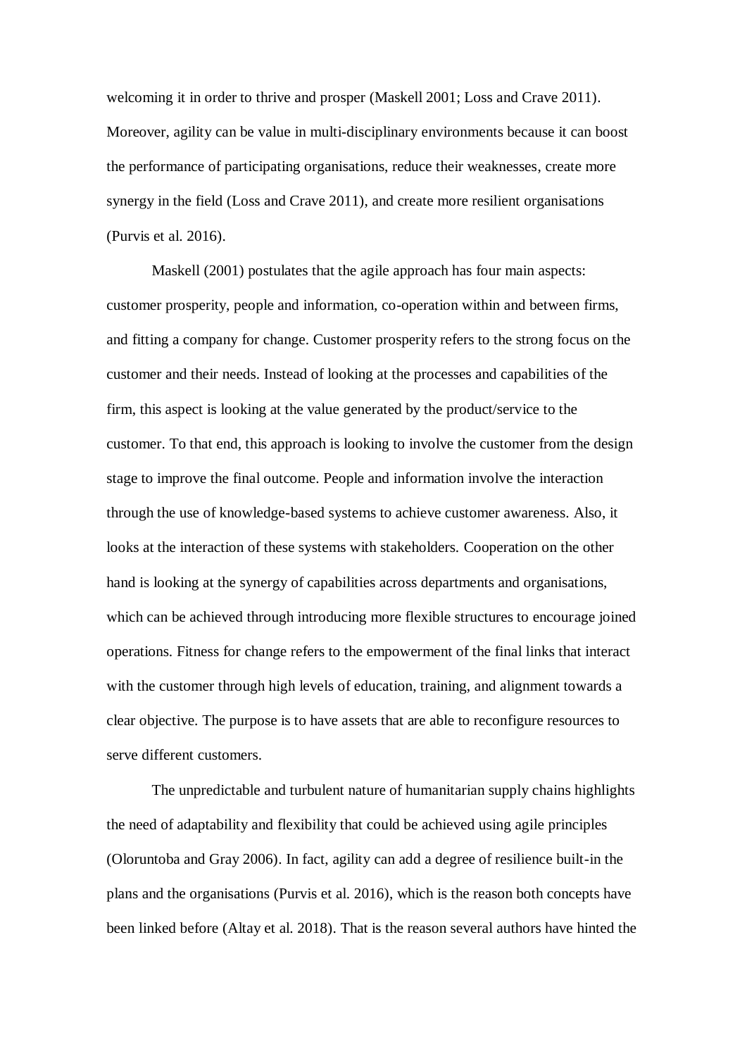welcoming it in order to thrive and prosper (Maskell 2001; Loss and Crave 2011). Moreover, agility can be value in multi-disciplinary environments because it can boost the performance of participating organisations, reduce their weaknesses, create more synergy in the field (Loss and Crave 2011), and create more resilient organisations (Purvis et al. 2016).

Maskell (2001) postulates that the agile approach has four main aspects: customer prosperity, people and information, co-operation within and between firms, and fitting a company for change. Customer prosperity refers to the strong focus on the customer and their needs. Instead of looking at the processes and capabilities of the firm, this aspect is looking at the value generated by the product/service to the customer. To that end, this approach is looking to involve the customer from the design stage to improve the final outcome. People and information involve the interaction through the use of knowledge-based systems to achieve customer awareness. Also, it looks at the interaction of these systems with stakeholders. Cooperation on the other hand is looking at the synergy of capabilities across departments and organisations, which can be achieved through introducing more flexible structures to encourage joined operations. Fitness for change refers to the empowerment of the final links that interact with the customer through high levels of education, training, and alignment towards a clear objective. The purpose is to have assets that are able to reconfigure resources to serve different customers.

The unpredictable and turbulent nature of humanitarian supply chains highlights the need of adaptability and flexibility that could be achieved using agile principles (Oloruntoba and Gray 2006). In fact, agility can add a degree of resilience built-in the plans and the organisations (Purvis et al. 2016), which is the reason both concepts have been linked before (Altay et al. 2018). That is the reason several authors have hinted the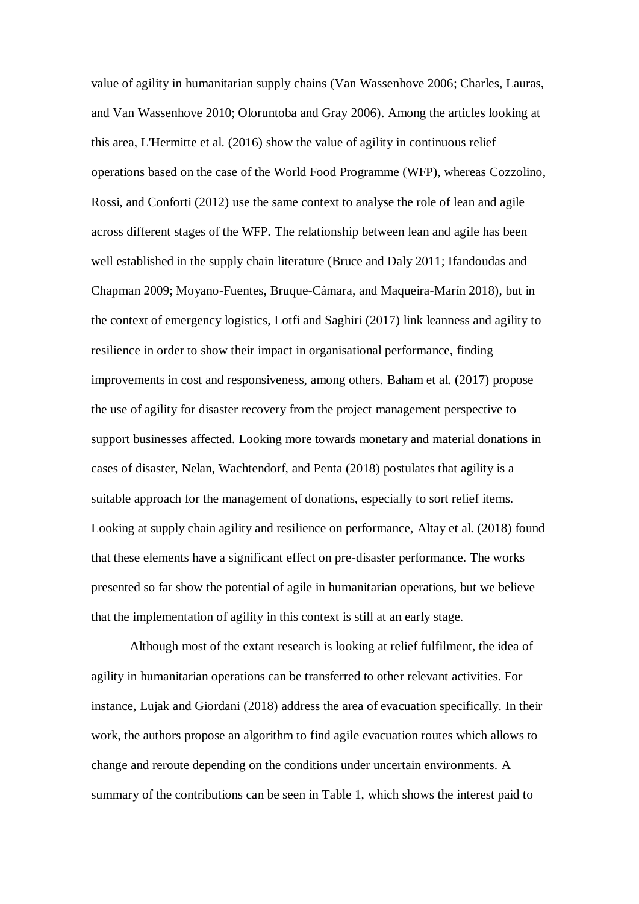value of agility in humanitarian supply chains (Van Wassenhove 2006; Charles, Lauras, and Van Wassenhove 2010; Oloruntoba and Gray 2006). Among the articles looking at this area, L'Hermitte et al. (2016) show the value of agility in continuous relief operations based on the case of the World Food Programme (WFP), whereas Cozzolino, Rossi, and Conforti (2012) use the same context to analyse the role of lean and agile across different stages of the WFP. The relationship between lean and agile has been well established in the supply chain literature (Bruce and Daly 2011; Ifandoudas and Chapman 2009; Moyano-Fuentes, Bruque-Cámara, and Maqueira-Marín 2018), but in the context of emergency logistics, Lotfi and Saghiri (2017) link leanness and agility to resilience in order to show their impact in organisational performance, finding improvements in cost and responsiveness, among others. Baham et al. (2017) propose the use of agility for disaster recovery from the project management perspective to support businesses affected. Looking more towards monetary and material donations in cases of disaster, Nelan, Wachtendorf, and Penta (2018) postulates that agility is a suitable approach for the management of donations, especially to sort relief items. Looking at supply chain agility and resilience on performance, Altay et al. (2018) found that these elements have a significant effect on pre-disaster performance. The works presented so far show the potential of agile in humanitarian operations, but we believe that the implementation of agility in this context is still at an early stage.

Although most of the extant research is looking at relief fulfilment, the idea of agility in humanitarian operations can be transferred to other relevant activities. For instance, Lujak and Giordani (2018) address the area of evacuation specifically. In their work, the authors propose an algorithm to find agile evacuation routes which allows to change and reroute depending on the conditions under uncertain environments. A summary of the contributions can be seen in Table 1, which shows the interest paid to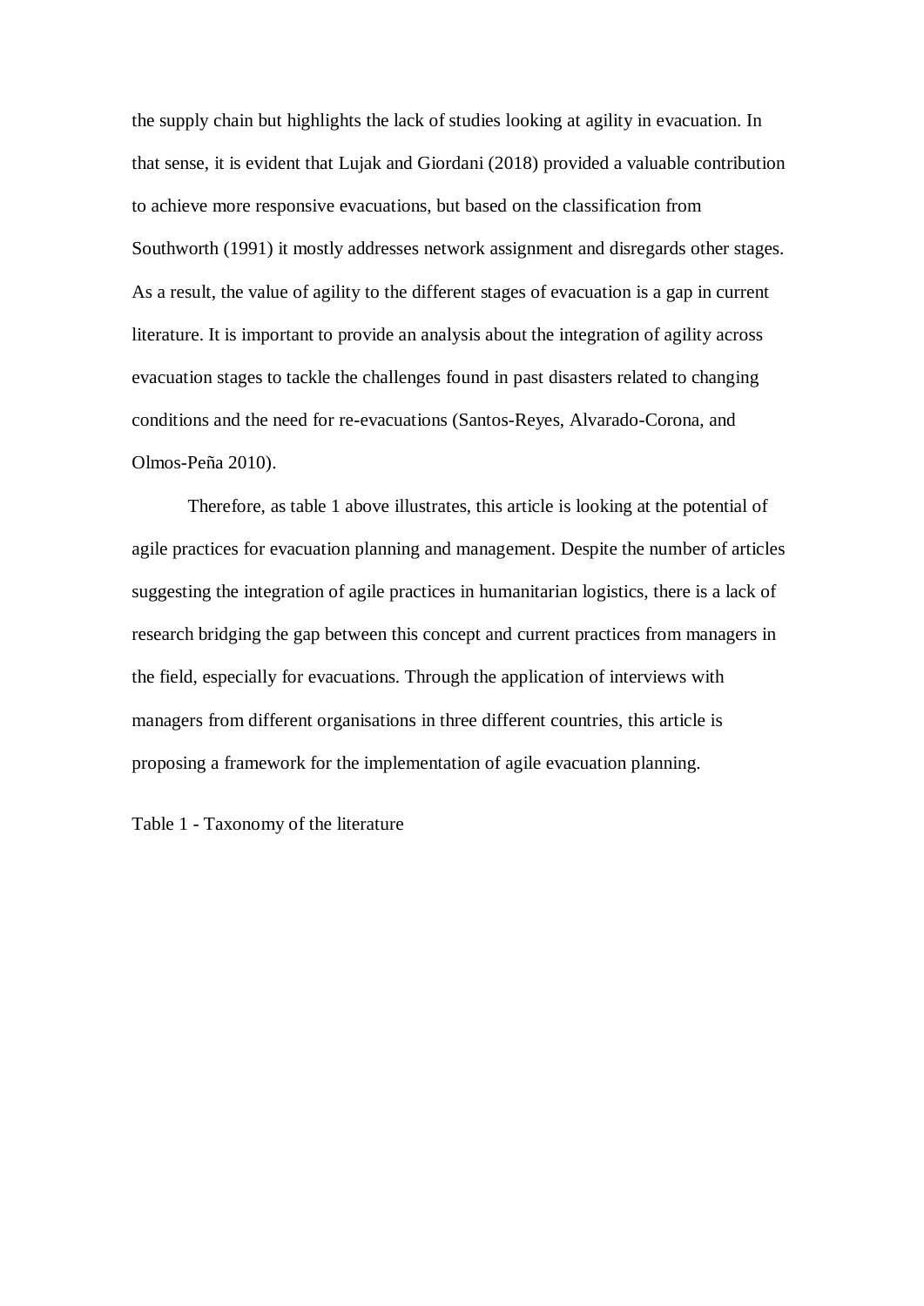the supply chain but highlights the lack of studies looking at agility in evacuation. In that sense, it is evident that Lujak and Giordani (2018) provided a valuable contribution to achieve more responsive evacuations, but based on the classification from Southworth (1991) it mostly addresses network assignment and disregards other stages. As a result, the value of agility to the different stages of evacuation is a gap in current literature. It is important to provide an analysis about the integration of agility across evacuation stages to tackle the challenges found in past disasters related to changing conditions and the need for re-evacuations (Santos-Reyes, Alvarado-Corona, and Olmos-Peña 2010).

Therefore, as table 1 above illustrates, this article is looking at the potential of agile practices for evacuation planning and management. Despite the number of articles suggesting the integration of agile practices in humanitarian logistics, there is a lack of research bridging the gap between this concept and current practices from managers in the field, especially for evacuations. Through the application of interviews with managers from different organisations in three different countries, this article is proposing a framework for the implementation of agile evacuation planning.

Table 1 - Taxonomy of the literature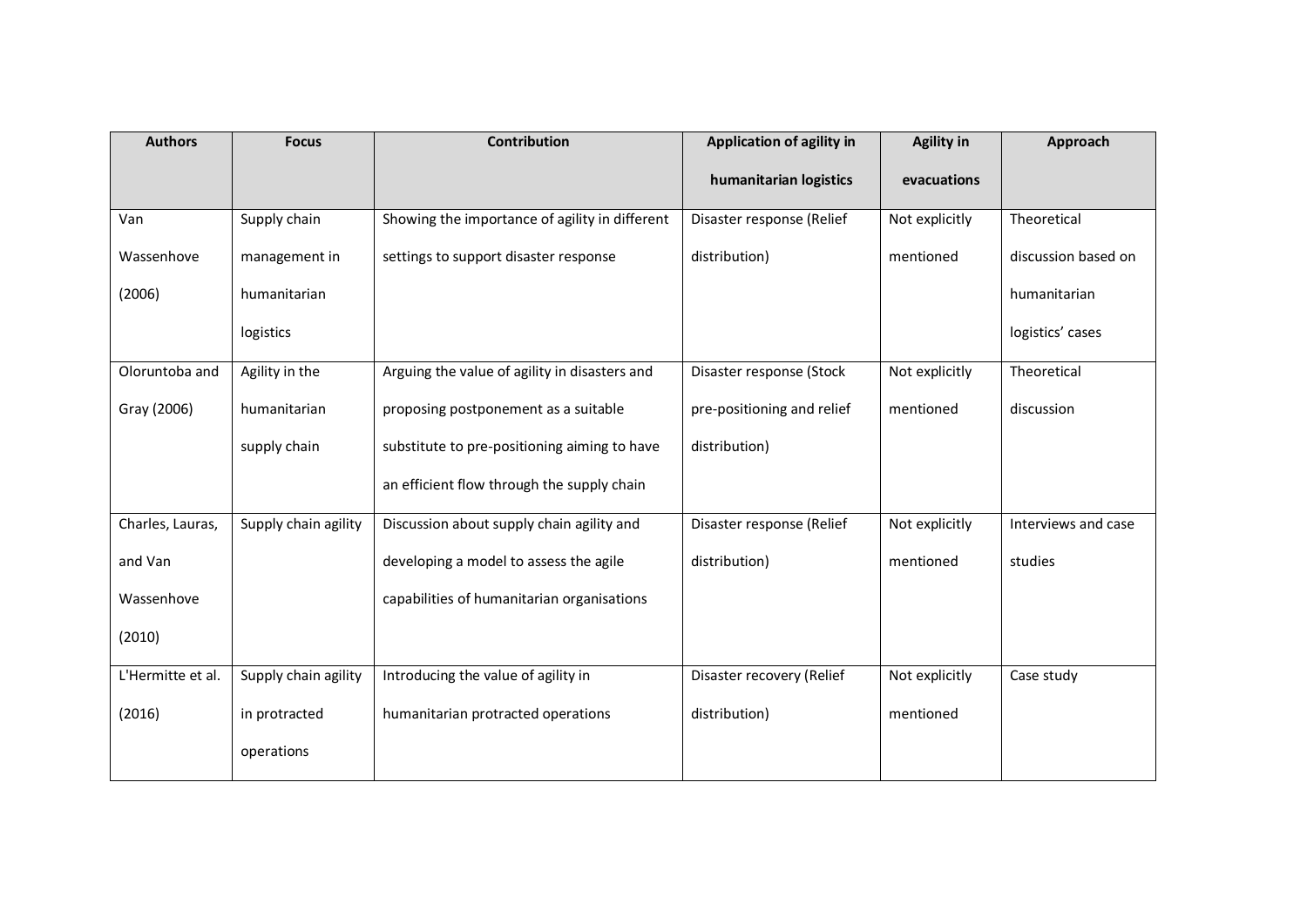| Authors | Focus | Contribution | Application of agility in humanitarian logistics | Agility in evacuations | Approach |
|---|---|---|---|---|---|
| Van Wassenhove (2006) | Supply chain management in humanitarian logistics | Showing the importance of agility in different settings to support disaster response | Disaster response (Relief distribution) | Not explicitly mentioned | Theoretical discussion based on humanitarian logistics' cases |
| Oloruntoba and Gray (2006) | Agility in the humanitarian supply chain | Arguing the value of agility in disasters and proposing postponement as a suitable substitute to pre-positioning aiming to have an efficient flow through the supply chain | Disaster response (Stock pre-positioning and relief distribution) | Not explicitly mentioned | Theoretical discussion |
| Charles, Lauras, and Van Wassenhove (2010) | Supply chain agility | Discussion about supply chain agility and developing a model to assess the agile capabilities of humanitarian organisations | Disaster response (Relief distribution) | Not explicitly mentioned | Interviews and case studies |
| L'Hermitte et al. (2016) | Supply chain agility in protracted operations | Introducing the value of agility in humanitarian protracted operations | Disaster recovery (Relief distribution) | Not explicitly mentioned | Case study |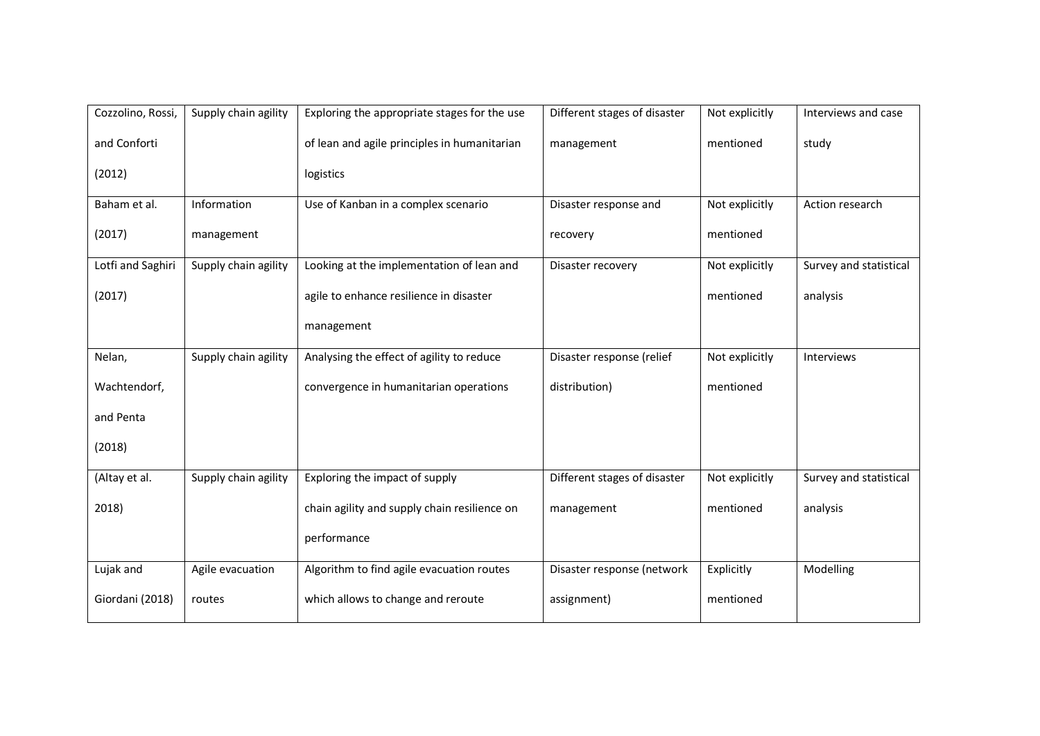| | | | | | |
|---|---|---|---|---|---|
| Cozzolino, Rossi, and Conforti (2012) | Supply chain agility | Exploring the appropriate stages for the use of lean and agile principles in humanitarian logistics | Different stages of disaster management | Not explicitly mentioned | Interviews and case study |
| Baham et al. (2017) | Information management | Use of Kanban in a complex scenario | Disaster response and recovery | Not explicitly mentioned | Action research |
| Lotfi and Saghiri (2017) | Supply chain agility | Looking at the implementation of lean and agile to enhance resilience in disaster management | Disaster recovery | Not explicitly mentioned | Survey and statistical analysis |
| Nelan, Wachtendorf, and Penta (2018) | Supply chain agility | Analysing the effect of agility to reduce convergence in humanitarian operations | Disaster response (relief distribution) | Not explicitly mentioned | Interviews |
| (Altay et al. 2018) | Supply chain agility | Exploring the impact of supply chain agility and supply chain resilience on performance | Different stages of disaster management | Not explicitly mentioned | Survey and statistical analysis |
| Lujak and Giordani (2018) | Agile evacuation routes | Algorithm to find agile evacuation routes which allows to change and reroute | Disaster response (network assignment) | Explicitly mentioned | Modelling |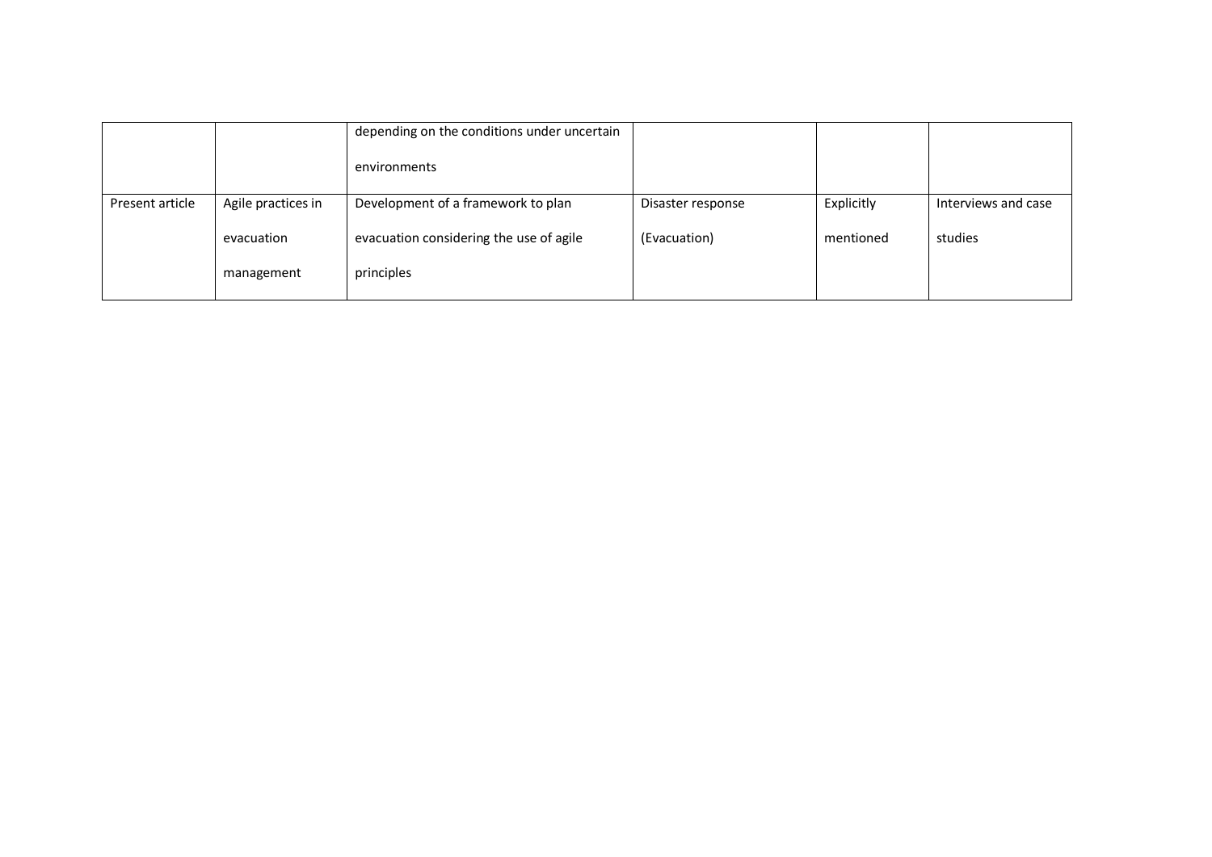| | | | | | |
|---|---|---|---|---|---|
| | | depending on the conditions under uncertain environments | | | |
| Present article | Agile practices in evacuation management | Development of a framework to plan evacuation considering the use of agile principles | Disaster response (Evacuation) | Explicitly mentioned | Interviews and case studies |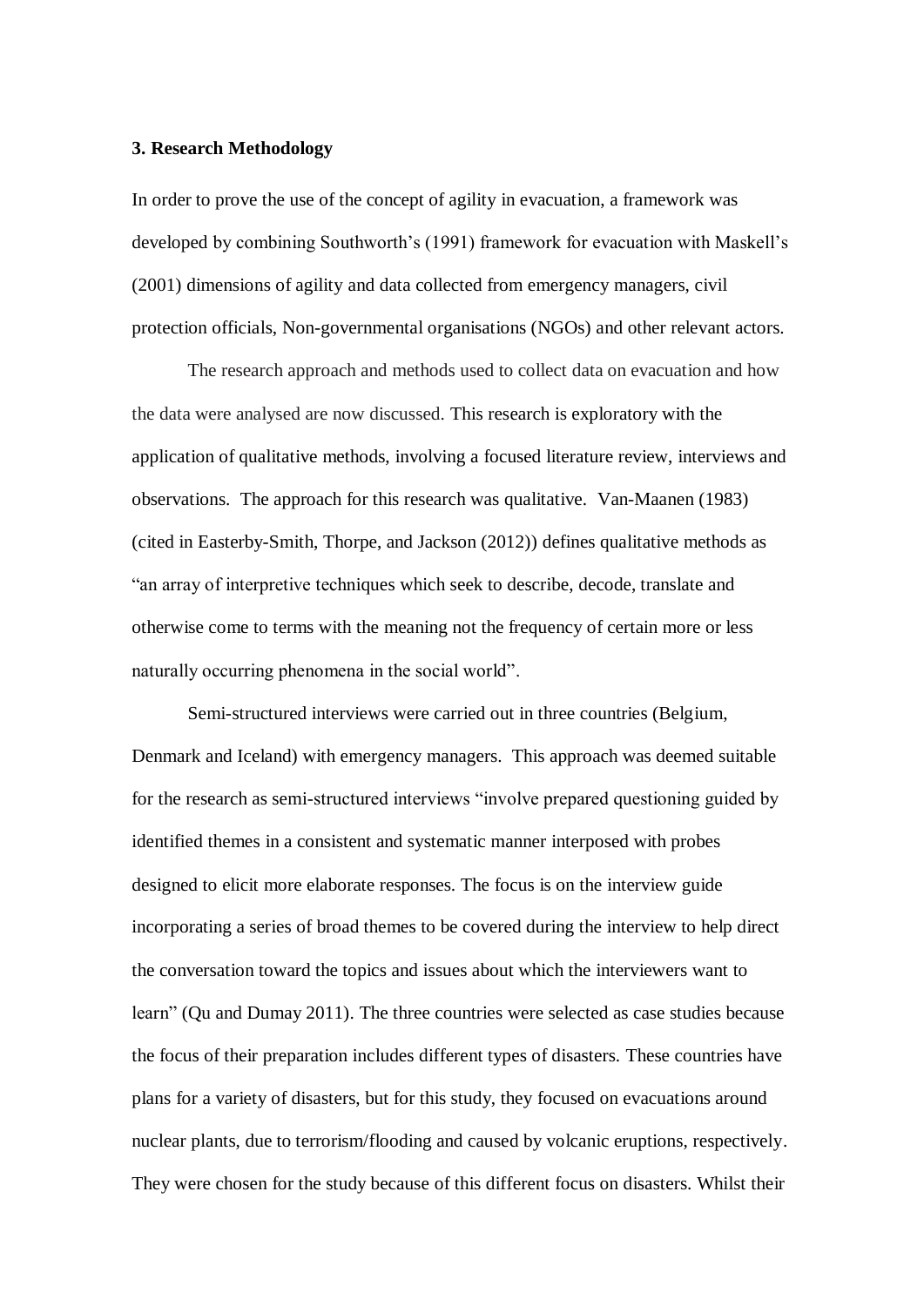### 3. Research Methodology

In order to prove the use of the concept of agility in evacuation, a framework was developed by combining Southworth's (1991) framework for evacuation with Maskell's (2001) dimensions of agility and data collected from emergency managers, civil protection officials, Non-governmental organisations (NGOs) and other relevant actors.

The research approach and methods used to collect data on evacuation and how the data were analysed are now discussed. This research is exploratory with the application of qualitative methods, involving a focused literature review, interviews and observations. The approach for this research was qualitative. Van-Maanen (1983) (cited in Easterby-Smith, Thorpe, and Jackson (2012)) defines qualitative methods as "an array of interpretive techniques which seek to describe, decode, translate and otherwise come to terms with the meaning not the frequency of certain more or less naturally occurring phenomena in the social world".

Semi-structured interviews were carried out in three countries (Belgium, Denmark and Iceland) with emergency managers. This approach was deemed suitable for the research as semi-structured interviews "involve prepared questioning guided by identified themes in a consistent and systematic manner interposed with probes designed to elicit more elaborate responses. The focus is on the interview guide incorporating a series of broad themes to be covered during the interview to help direct the conversation toward the topics and issues about which the interviewers want to learn" (Qu and Dumay 2011). The three countries were selected as case studies because the focus of their preparation includes different types of disasters. These countries have plans for a variety of disasters, but for this study, they focused on evacuations around nuclear plants, due to terrorism/flooding and caused by volcanic eruptions, respectively. They were chosen for the study because of this different focus on disasters. Whilst their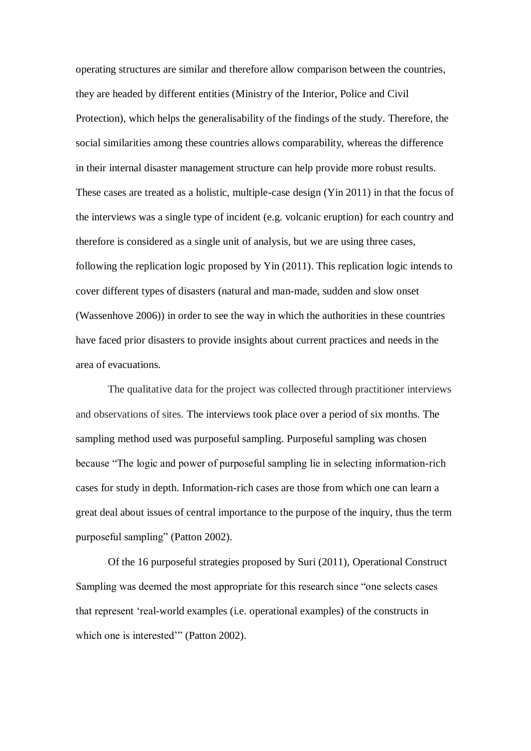operating structures are similar and therefore allow comparison between the countries, they are headed by different entities (Ministry of the Interior, Police and Civil Protection), which helps the generalisability of the findings of the study. Therefore, the social similarities among these countries allows comparability, whereas the difference in their internal disaster management structure can help provide more robust results. These cases are treated as a holistic, multiple-case design (Yin 2011) in that the focus of the interviews was a single type of incident (e.g. volcanic eruption) for each country and therefore is considered as a single unit of analysis, but we are using three cases, following the replication logic proposed by Yin (2011). This replication logic intends to cover different types of disasters (natural and man-made, sudden and slow onset (Wassenhove 2006)) in order to see the way in which the authorities in these countries have faced prior disasters to provide insights about current practices and needs in the area of evacuations.

The qualitative data for the project was collected through practitioner interviews and observations of sites. The interviews took place over a period of six months. The sampling method used was purposeful sampling. Purposeful sampling was chosen because "The logic and power of purposeful sampling lie in selecting information-rich cases for study in depth. Information-rich cases are those from which one can learn a great deal about issues of central importance to the purpose of the inquiry, thus the term purposeful sampling" (Patton 2002).

Of the 16 purposeful strategies proposed by Suri (2011), Operational Construct Sampling was deemed the most appropriate for this research since "one selects cases that represent 'real-world examples (i.e. operational examples) of the constructs in which one is interested'" (Patton 2002).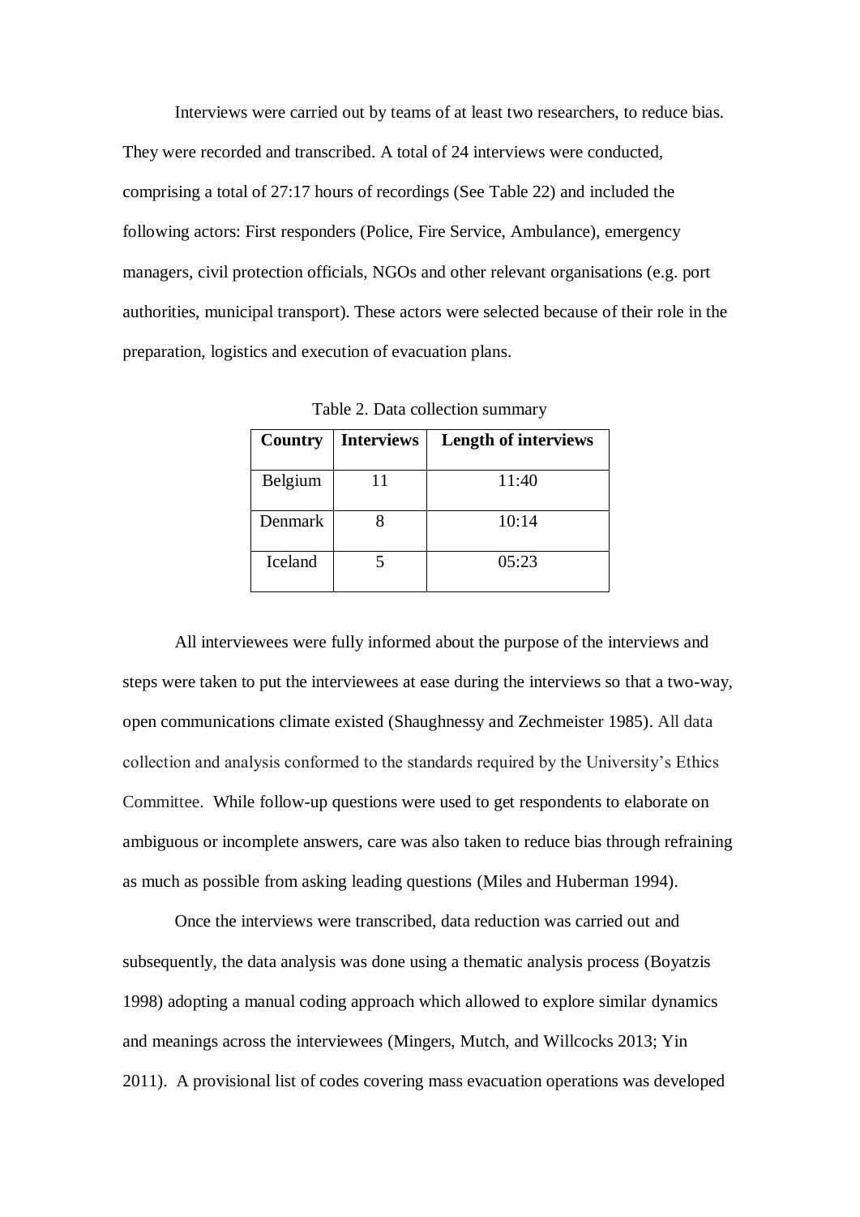Interviews were carried out by teams of at least two researchers, to reduce bias. They were recorded and transcribed. A total of 24 interviews were conducted, comprising a total of 27:17 hours of recordings (See Table 22) and included the following actors: First responders (Police, Fire Service, Ambulance), emergency managers, civil protection officials, NGOs and other relevant organisations (e.g. port authorities, municipal transport). These actors were selected because of their role in the preparation, logistics and execution of evacuation plans.

Table 2. Data collection summary

| Country | Interviews | Length of interviews |
|---|---|---|
| Belgium | 11 | 11:40 |
| Denmark | 8 | 10:14 |
| Iceland | 5 | 05:23 |

All interviewees were fully informed about the purpose of the interviews and steps were taken to put the interviewees at ease during the interviews so that a two-way, open communications climate existed (Shaughnessy and Zechmeister 1985). All data collection and analysis conformed to the standards required by the University's Ethics Committee. While follow-up questions were used to get respondents to elaborate on ambiguous or incomplete answers, care was also taken to reduce bias through refraining as much as possible from asking leading questions (Miles and Huberman 1994).

Once the interviews were transcribed, data reduction was carried out and subsequently, the data analysis was done using a thematic analysis process (Boyatzis 1998) adopting a manual coding approach which allowed to explore similar dynamics and meanings across the interviewees (Mingers, Mutch, and Willcocks 2013; Yin 2011). A provisional list of codes covering mass evacuation operations was developed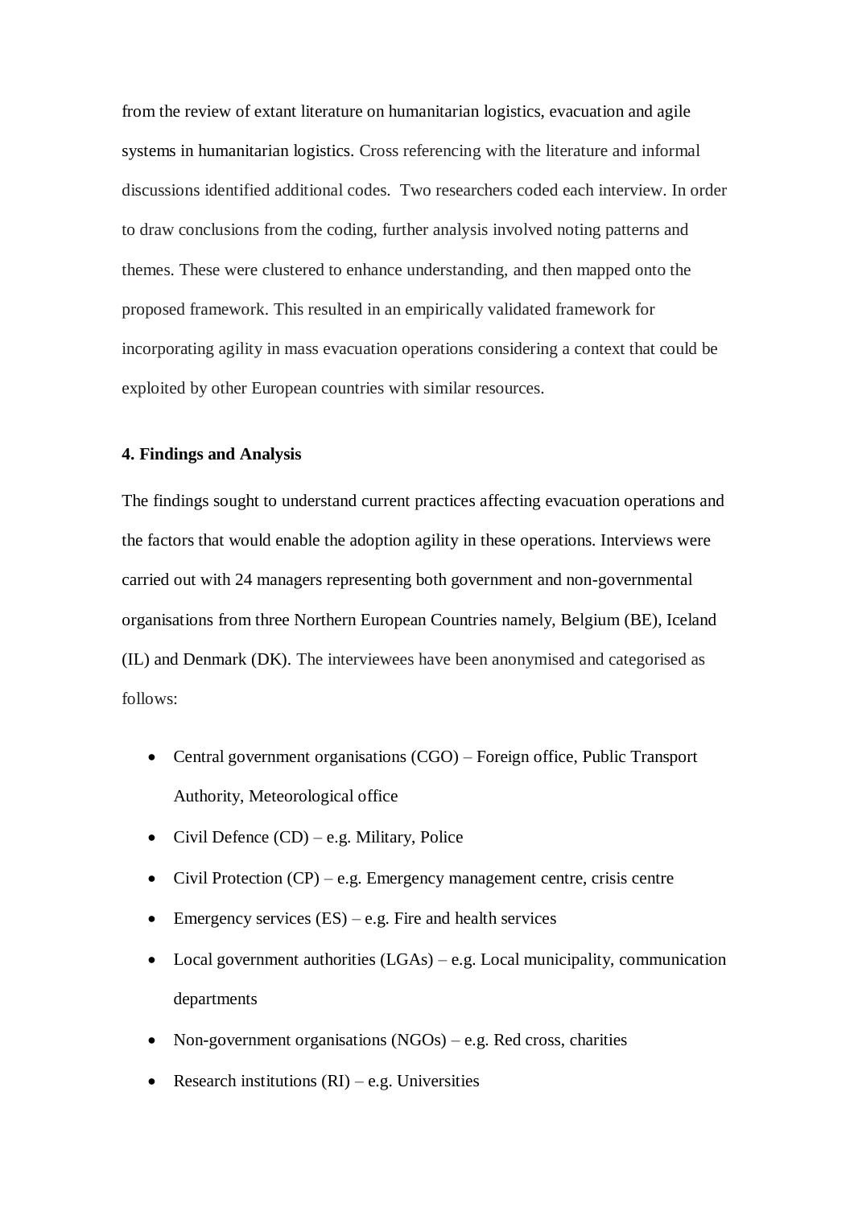from the review of extant literature on humanitarian logistics, evacuation and agile systems in humanitarian logistics. Cross referencing with the literature and informal discussions identified additional codes. Two researchers coded each interview. In order to draw conclusions from the coding, further analysis involved noting patterns and themes. These were clustered to enhance understanding, and then mapped onto the proposed framework. This resulted in an empirically validated framework for incorporating agility in mass evacuation operations considering a context that could be exploited by other European countries with similar resources.

**4. Findings and Analysis**

The findings sought to understand current practices affecting evacuation operations and the factors that would enable the adoption agility in these operations. Interviews were carried out with 24 managers representing both government and non-governmental organisations from three Northern European Countries namely, Belgium (BE), Iceland (IL) and Denmark (DK). The interviewees have been anonymised and categorised as follows:

- Central government organisations (CGO) – Foreign office, Public Transport Authority, Meteorological office
- Civil Defence (CD) – e.g. Military, Police
- Civil Protection (CP) – e.g. Emergency management centre, crisis centre
- Emergency services (ES) – e.g. Fire and health services
- Local government authorities (LGAs) – e.g. Local municipality, communication departments
- Non-government organisations (NGOs) – e.g. Red cross, charities
- Research institutions (RI) – e.g. Universities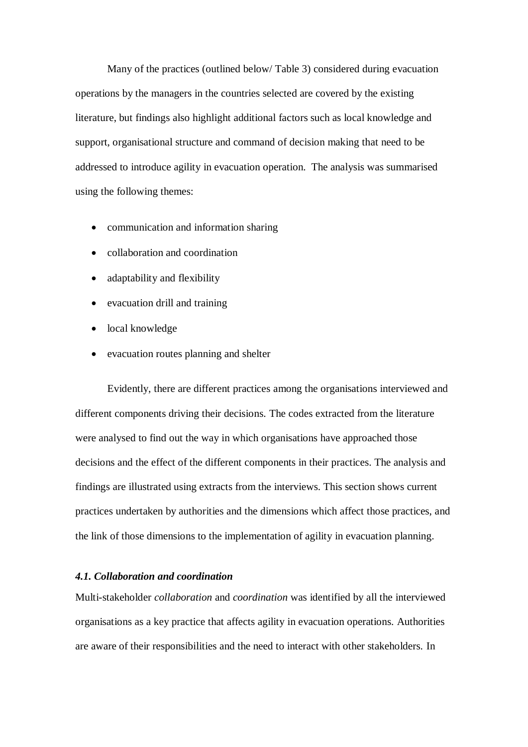Many of the practices (outlined below/ Table 3) considered during evacuation operations by the managers in the countries selected are covered by the existing literature, but findings also highlight additional factors such as local knowledge and support, organisational structure and command of decision making that need to be addressed to introduce agility in evacuation operation. The analysis was summarised using the following themes:

- communication and information sharing
- collaboration and coordination
- adaptability and flexibility
- evacuation drill and training
- local knowledge
- evacuation routes planning and shelter

Evidently, there are different practices among the organisations interviewed and different components driving their decisions. The codes extracted from the literature were analysed to find out the way in which organisations have approached those decisions and the effect of the different components in their practices. The analysis and findings are illustrated using extracts from the interviews. This section shows current practices undertaken by authorities and the dimensions which affect those practices, and the link of those dimensions to the implementation of agility in evacuation planning.

### *4.1. Collaboration and coordination*

Multi-stakeholder *collaboration* and *coordination* was identified by all the interviewed organisations as a key practice that affects agility in evacuation operations. Authorities are aware of their responsibilities and the need to interact with other stakeholders. In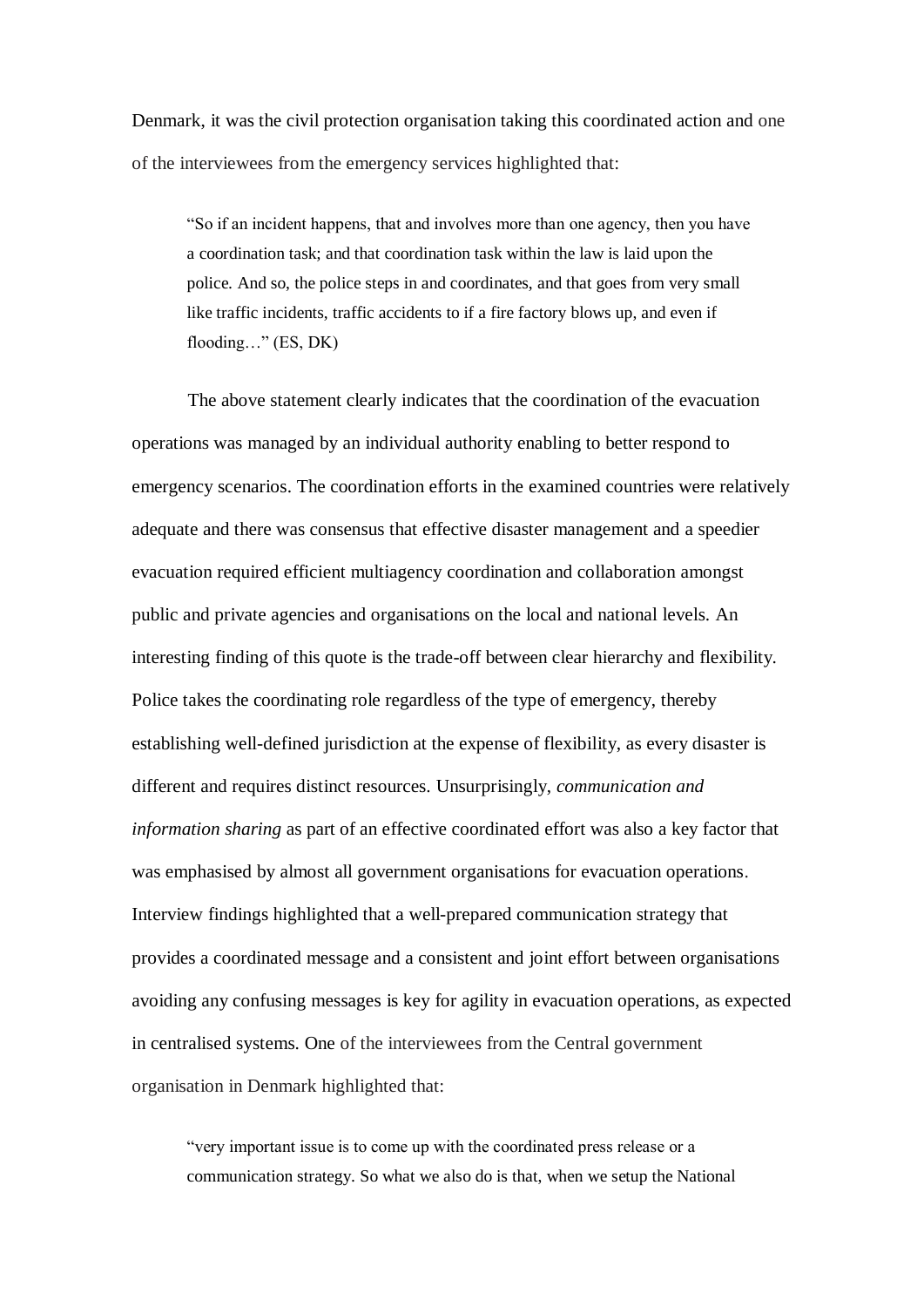Denmark, it was the civil protection organisation taking this coordinated action and one of the interviewees from the emergency services highlighted that:

> "So if an incident happens, that and involves more than one agency, then you have a coordination task; and that coordination task within the law is laid upon the police. And so, the police steps in and coordinates, and that goes from very small like traffic incidents, traffic accidents to if a fire factory blows up, and even if flooding…" (ES, DK)

The above statement clearly indicates that the coordination of the evacuation operations was managed by an individual authority enabling to better respond to emergency scenarios. The coordination efforts in the examined countries were relatively adequate and there was consensus that effective disaster management and a speedier evacuation required efficient multiagency coordination and collaboration amongst public and private agencies and organisations on the local and national levels. An interesting finding of this quote is the trade-off between clear hierarchy and flexibility. Police takes the coordinating role regardless of the type of emergency, thereby establishing well-defined jurisdiction at the expense of flexibility, as every disaster is different and requires distinct resources. Unsurprisingly, *communication and information sharing* as part of an effective coordinated effort was also a key factor that was emphasised by almost all government organisations for evacuation operations. Interview findings highlighted that a well-prepared communication strategy that provides a coordinated message and a consistent and joint effort between organisations avoiding any confusing messages is key for agility in evacuation operations, as expected in centralised systems. One of the interviewees from the Central government organisation in Denmark highlighted that:

> "very important issue is to come up with the coordinated press release or a communication strategy. So what we also do is that, when we setup the National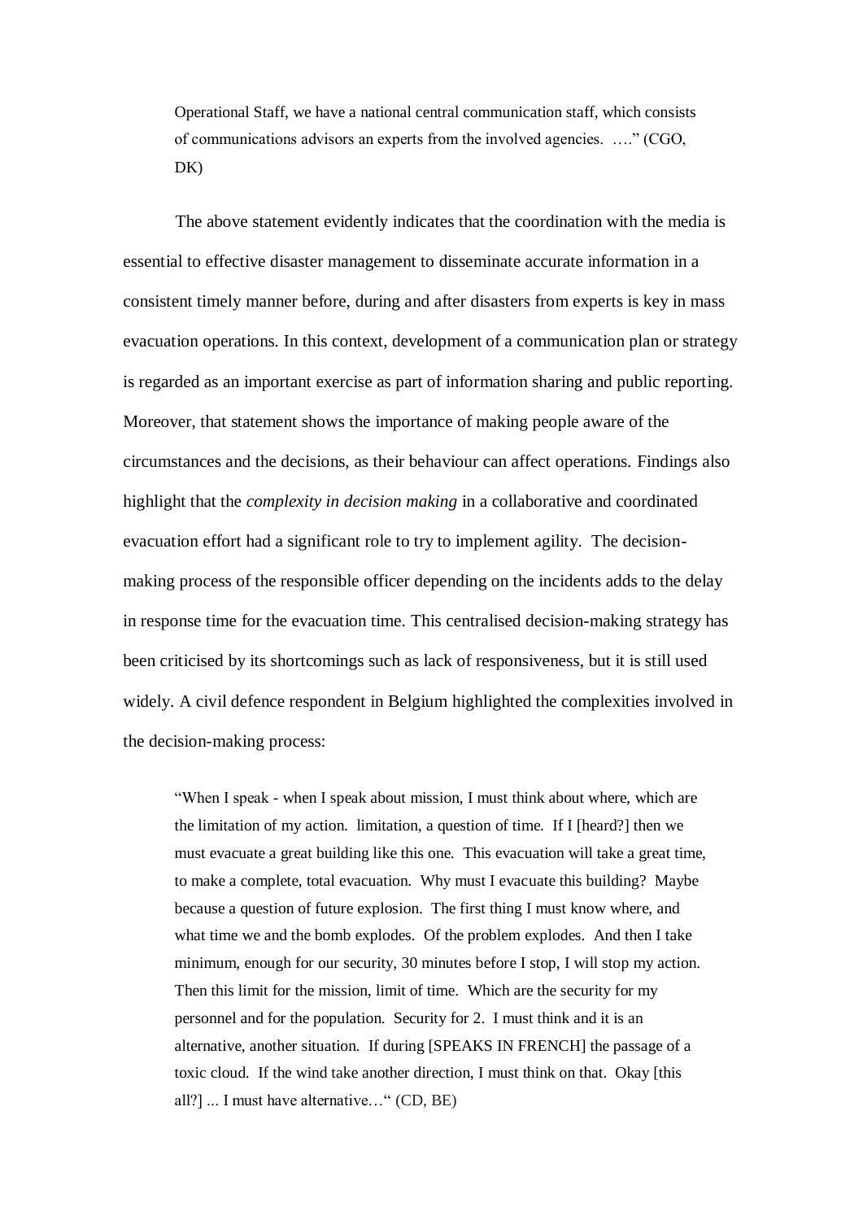> Operational Staff, we have a national central communication staff, which consists of communications advisors an experts from the involved agencies. ….” (CGO, DK)

The above statement evidently indicates that the coordination with the media is essential to effective disaster management to disseminate accurate information in a consistent timely manner before, during and after disasters from experts is key in mass evacuation operations. In this context, development of a communication plan or strategy is regarded as an important exercise as part of information sharing and public reporting. Moreover, that statement shows the importance of making people aware of the circumstances and the decisions, as their behaviour can affect operations. Findings also highlight that the *complexity in decision making* in a collaborative and coordinated evacuation effort had a significant role to try to implement agility. The decision-making process of the responsible officer depending on the incidents adds to the delay in response time for the evacuation time. This centralised decision-making strategy has been criticised by its shortcomings such as lack of responsiveness, but it is still used widely. A civil defence respondent in Belgium highlighted the complexities involved in the decision-making process:

> “When I speak - when I speak about mission, I must think about where, which are the limitation of my action. limitation, a question of time. If I [heard?] then we must evacuate a great building like this one. This evacuation will take a great time, to make a complete, total evacuation. Why must I evacuate this building? Maybe because a question of future explosion. The first thing I must know where, and what time we and the bomb explodes. Of the problem explodes. And then I take minimum, enough for our security, 30 minutes before I stop, I will stop my action. Then this limit for the mission, limit of time. Which are the security for my personnel and for the population. Security for 2. I must think and it is an alternative, another situation. If during [SPEAKS IN FRENCH] the passage of a toxic cloud. If the wind take another direction, I must think on that. Okay [this all?] ... I must have alternative…“ (CD, BE)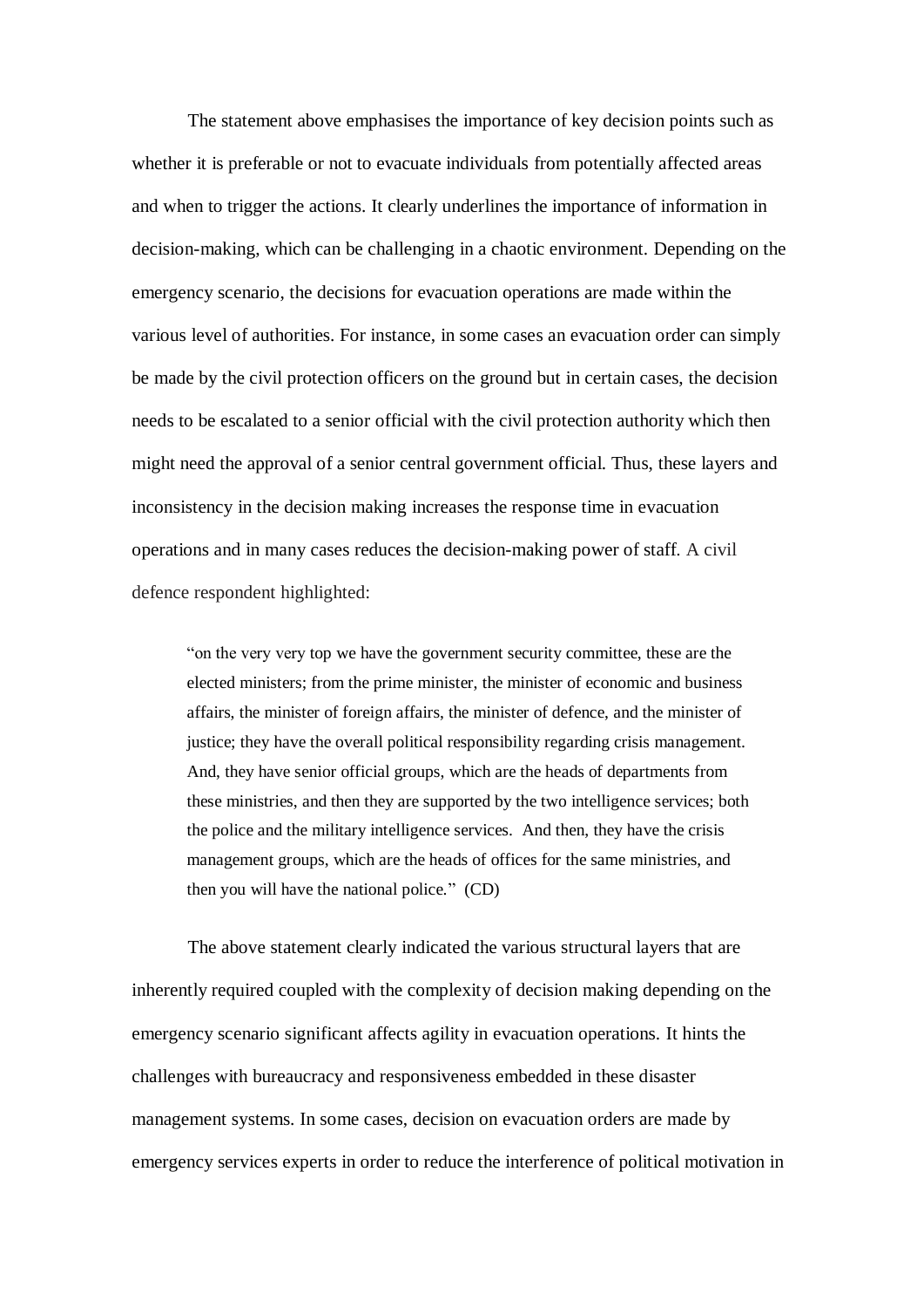The statement above emphasises the importance of key decision points such as whether it is preferable or not to evacuate individuals from potentially affected areas and when to trigger the actions. It clearly underlines the importance of information in decision-making, which can be challenging in a chaotic environment. Depending on the emergency scenario, the decisions for evacuation operations are made within the various level of authorities. For instance, in some cases an evacuation order can simply be made by the civil protection officers on the ground but in certain cases, the decision needs to be escalated to a senior official with the civil protection authority which then might need the approval of a senior central government official. Thus, these layers and inconsistency in the decision making increases the response time in evacuation operations and in many cases reduces the decision-making power of staff. A civil defence respondent highlighted:

> "on the very very top we have the government security committee, these are the elected ministers; from the prime minister, the minister of economic and business affairs, the minister of foreign affairs, the minister of defence, and the minister of justice; they have the overall political responsibility regarding crisis management. And, they have senior official groups, which are the heads of departments from these ministries, and then they are supported by the two intelligence services; both the police and the military intelligence services. And then, they have the crisis management groups, which are the heads of offices for the same ministries, and then you will have the national police." (CD)

The above statement clearly indicated the various structural layers that are inherently required coupled with the complexity of decision making depending on the emergency scenario significant affects agility in evacuation operations. It hints the challenges with bureaucracy and responsiveness embedded in these disaster management systems. In some cases, decision on evacuation orders are made by emergency services experts in order to reduce the interference of political motivation in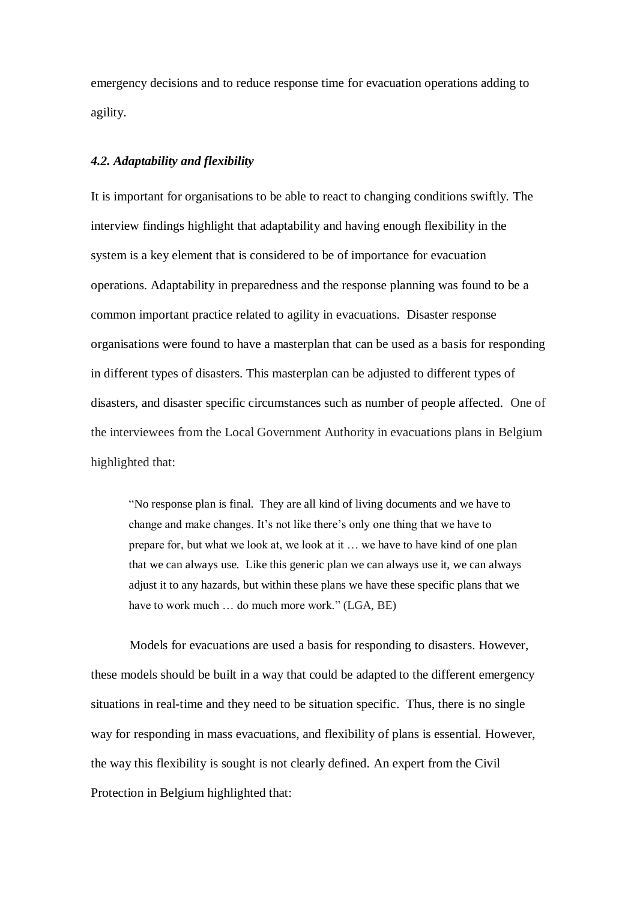emergency decisions and to reduce response time for evacuation operations adding to agility.

### *4.2. Adaptability and flexibility*

It is important for organisations to be able to react to changing conditions swiftly. The interview findings highlight that adaptability and having enough flexibility in the system is a key element that is considered to be of importance for evacuation operations. Adaptability in preparedness and the response planning was found to be a common important practice related to agility in evacuations. Disaster response organisations were found to have a masterplan that can be used as a basis for responding in different types of disasters. This masterplan can be adjusted to different types of disasters, and disaster specific circumstances such as number of people affected. One of the interviewees from the Local Government Authority in evacuations plans in Belgium highlighted that:

> "No response plan is final. They are all kind of living documents and we have to change and make changes. It's not like there's only one thing that we have to prepare for, but what we look at, we look at it … we have to have kind of one plan that we can always use. Like this generic plan we can always use it, we can always adjust it to any hazards, but within these plans we have these specific plans that we have to work much … do much more work." (LGA, BE)

Models for evacuations are used a basis for responding to disasters. However, these models should be built in a way that could be adapted to the different emergency situations in real-time and they need to be situation specific. Thus, there is no single way for responding in mass evacuations, and flexibility of plans is essential. However, the way this flexibility is sought is not clearly defined. An expert from the Civil Protection in Belgium highlighted that: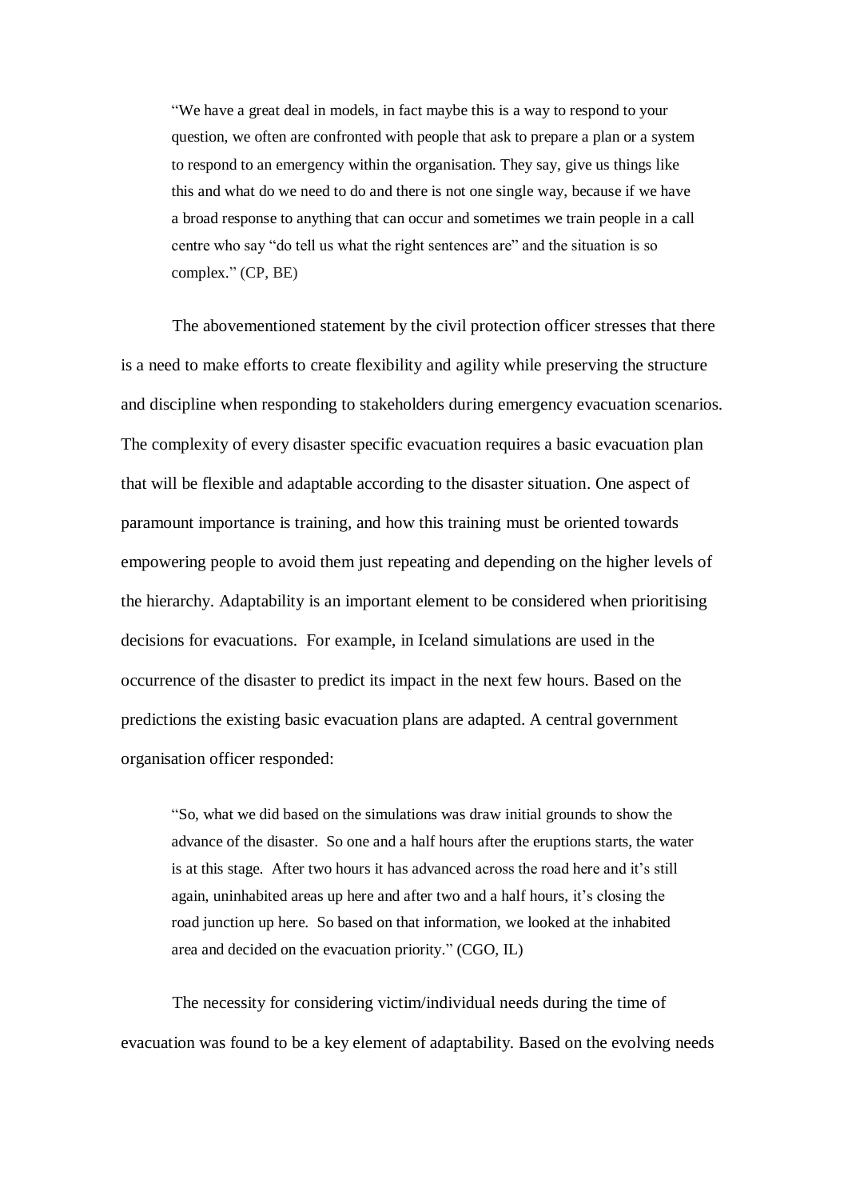> "We have a great deal in models, in fact maybe this is a way to respond to your question, we often are confronted with people that ask to prepare a plan or a system to respond to an emergency within the organisation. They say, give us things like this and what do we need to do and there is not one single way, because if we have a broad response to anything that can occur and sometimes we train people in a call centre who say "do tell us what the right sentences are" and the situation is so complex." (CP, BE)

The abovementioned statement by the civil protection officer stresses that there is a need to make efforts to create flexibility and agility while preserving the structure and discipline when responding to stakeholders during emergency evacuation scenarios. The complexity of every disaster specific evacuation requires a basic evacuation plan that will be flexible and adaptable according to the disaster situation. One aspect of paramount importance is training, and how this training must be oriented towards empowering people to avoid them just repeating and depending on the higher levels of the hierarchy. Adaptability is an important element to be considered when prioritising decisions for evacuations. For example, in Iceland simulations are used in the occurrence of the disaster to predict its impact in the next few hours. Based on the predictions the existing basic evacuation plans are adapted. A central government organisation officer responded:

> "So, what we did based on the simulations was draw initial grounds to show the advance of the disaster. So one and a half hours after the eruptions starts, the water is at this stage. After two hours it has advanced across the road here and it's still again, uninhabited areas up here and after two and a half hours, it's closing the road junction up here. So based on that information, we looked at the inhabited area and decided on the evacuation priority." (CGO, IL)

The necessity for considering victim/individual needs during the time of evacuation was found to be a key element of adaptability. Based on the evolving needs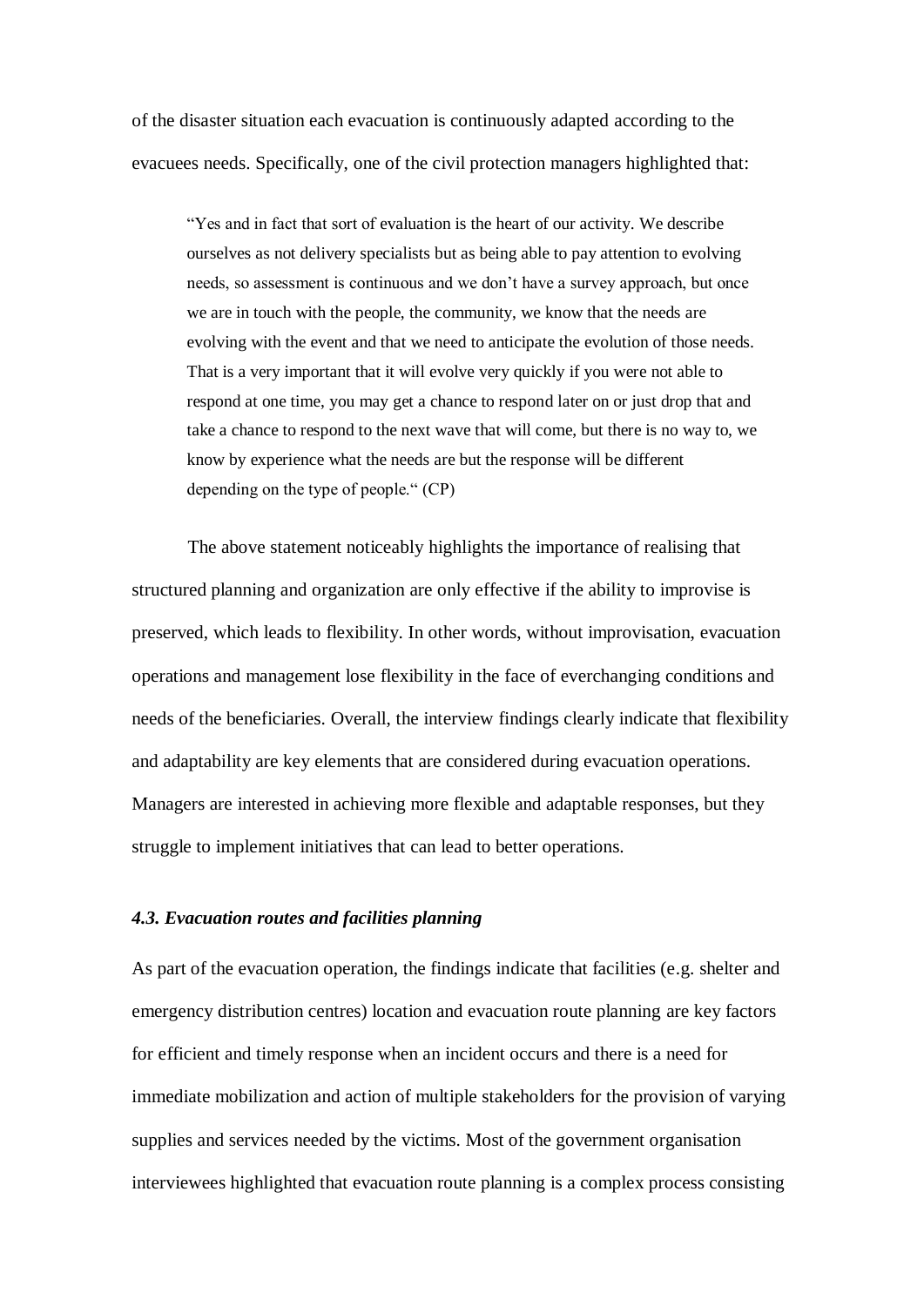of the disaster situation each evacuation is continuously adapted according to the evacuees needs. Specifically, one of the civil protection managers highlighted that:

> "Yes and in fact that sort of evaluation is the heart of our activity. We describe ourselves as not delivery specialists but as being able to pay attention to evolving needs, so assessment is continuous and we don't have a survey approach, but once we are in touch with the people, the community, we know that the needs are evolving with the event and that we need to anticipate the evolution of those needs. That is a very important that it will evolve very quickly if you were not able to respond at one time, you may get a chance to respond later on or just drop that and take a chance to respond to the next wave that will come, but there is no way to, we know by experience what the needs are but the response will be different depending on the type of people." (CP)

The above statement noticeably highlights the importance of realising that structured planning and organization are only effective if the ability to improvise is preserved, which leads to flexibility. In other words, without improvisation, evacuation operations and management lose flexibility in the face of everchanging conditions and needs of the beneficiaries. Overall, the interview findings clearly indicate that flexibility and adaptability are key elements that are considered during evacuation operations. Managers are interested in achieving more flexible and adaptable responses, but they struggle to implement initiatives that can lead to better operations.

### *4.3. Evacuation routes and facilities planning*

As part of the evacuation operation, the findings indicate that facilities (e.g. shelter and emergency distribution centres) location and evacuation route planning are key factors for efficient and timely response when an incident occurs and there is a need for immediate mobilization and action of multiple stakeholders for the provision of varying supplies and services needed by the victims. Most of the government organisation interviewees highlighted that evacuation route planning is a complex process consisting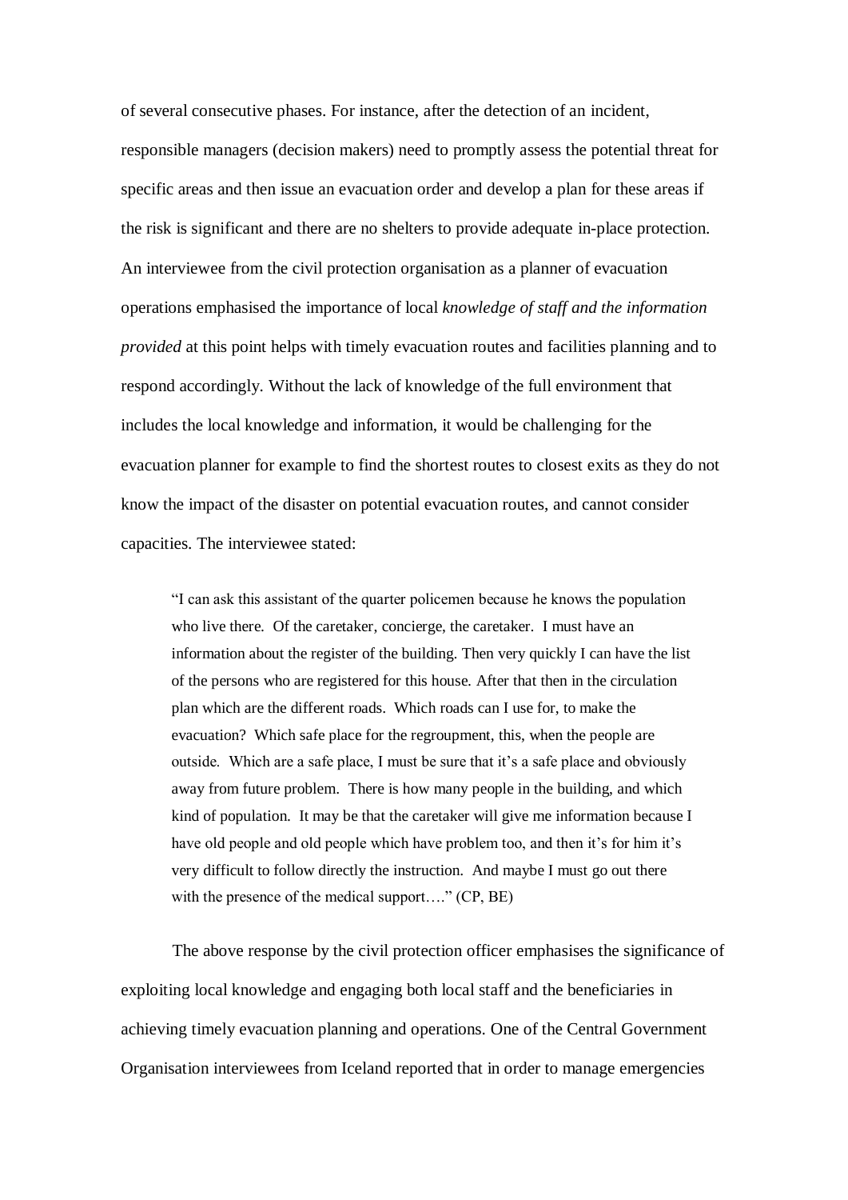of several consecutive phases. For instance, after the detection of an incident, responsible managers (decision makers) need to promptly assess the potential threat for specific areas and then issue an evacuation order and develop a plan for these areas if the risk is significant and there are no shelters to provide adequate in-place protection. An interviewee from the civil protection organisation as a planner of evacuation operations emphasised the importance of local *knowledge of staff and the information provided* at this point helps with timely evacuation routes and facilities planning and to respond accordingly. Without the lack of knowledge of the full environment that includes the local knowledge and information, it would be challenging for the evacuation planner for example to find the shortest routes to closest exits as they do not know the impact of the disaster on potential evacuation routes, and cannot consider capacities. The interviewee stated:

> "I can ask this assistant of the quarter policemen because he knows the population who live there. Of the caretaker, concierge, the caretaker. I must have an information about the register of the building. Then very quickly I can have the list of the persons who are registered for this house. After that then in the circulation plan which are the different roads. Which roads can I use for, to make the evacuation? Which safe place for the regroupment, this, when the people are outside. Which are a safe place, I must be sure that it's a safe place and obviously away from future problem. There is how many people in the building, and which kind of population. It may be that the caretaker will give me information because I have old people and old people which have problem too, and then it's for him it's very difficult to follow directly the instruction. And maybe I must go out there with the presence of the medical support…." (CP, BE)

The above response by the civil protection officer emphasises the significance of exploiting local knowledge and engaging both local staff and the beneficiaries in achieving timely evacuation planning and operations. One of the Central Government Organisation interviewees from Iceland reported that in order to manage emergencies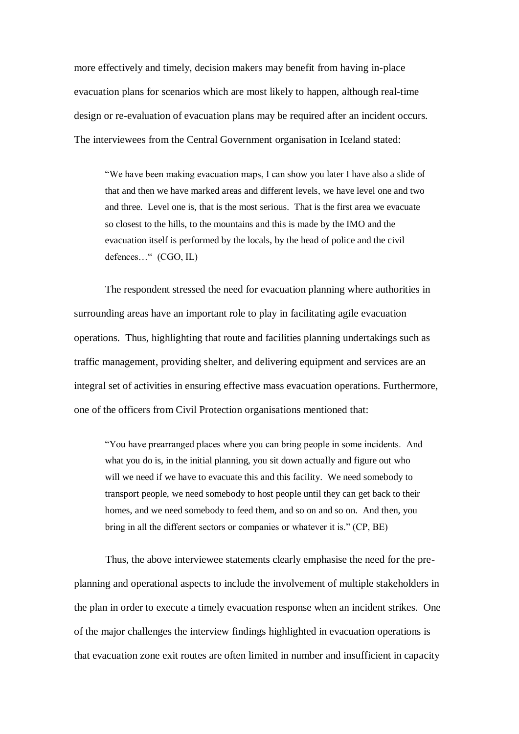more effectively and timely, decision makers may benefit from having in-place evacuation plans for scenarios which are most likely to happen, although real-time design or re-evaluation of evacuation plans may be required after an incident occurs. The interviewees from the Central Government organisation in Iceland stated:

> "We have been making evacuation maps, I can show you later I have also a slide of that and then we have marked areas and different levels, we have level one and two and three. Level one is, that is the most serious. That is the first area we evacuate so closest to the hills, to the mountains and this is made by the IMO and the evacuation itself is performed by the locals, by the head of police and the civil defences…" (CGO, IL)

The respondent stressed the need for evacuation planning where authorities in surrounding areas have an important role to play in facilitating agile evacuation operations. Thus, highlighting that route and facilities planning undertakings such as traffic management, providing shelter, and delivering equipment and services are an integral set of activities in ensuring effective mass evacuation operations. Furthermore, one of the officers from Civil Protection organisations mentioned that:

> "You have prearranged places where you can bring people in some incidents. And what you do is, in the initial planning, you sit down actually and figure out who will we need if we have to evacuate this and this facility. We need somebody to transport people, we need somebody to host people until they can get back to their homes, and we need somebody to feed them, and so on and so on. And then, you bring in all the different sectors or companies or whatever it is." (CP, BE)

Thus, the above interviewee statements clearly emphasise the need for the pre-planning and operational aspects to include the involvement of multiple stakeholders in the plan in order to execute a timely evacuation response when an incident strikes. One of the major challenges the interview findings highlighted in evacuation operations is that evacuation zone exit routes are often limited in number and insufficient in capacity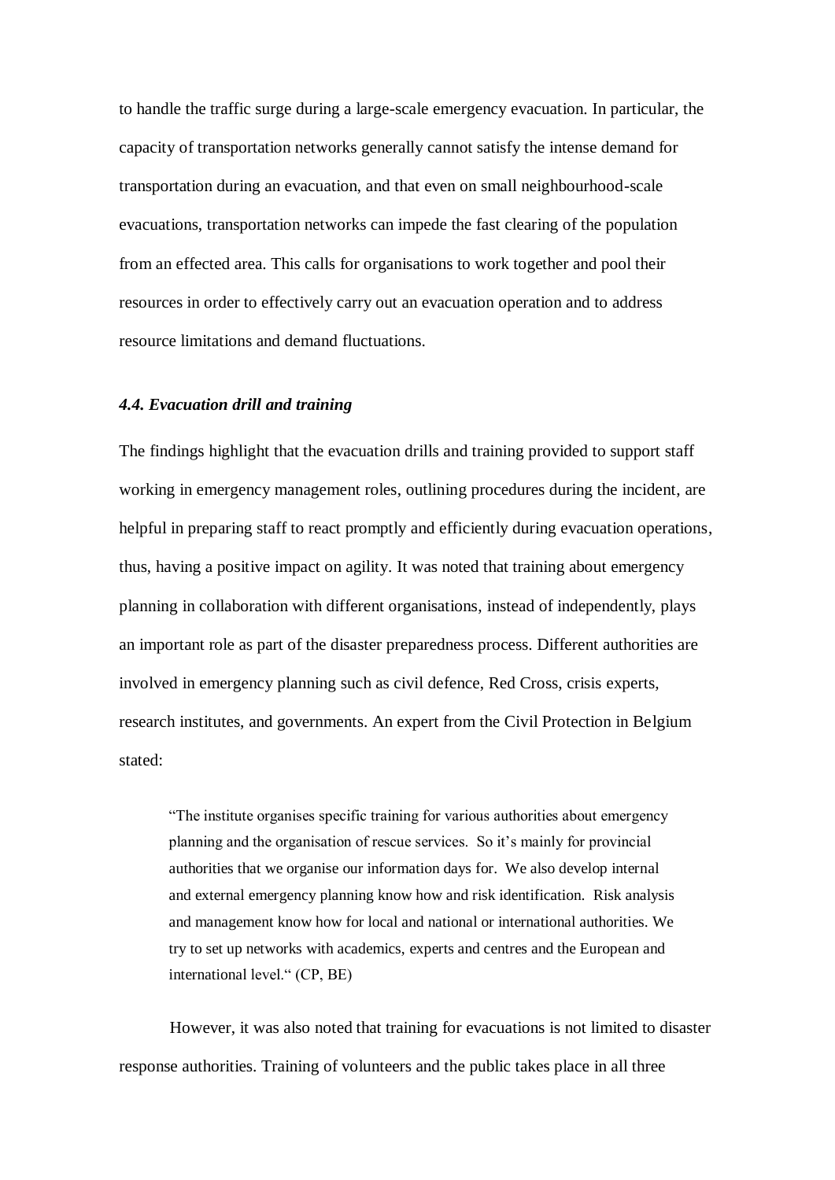to handle the traffic surge during a large-scale emergency evacuation. In particular, the capacity of transportation networks generally cannot satisfy the intense demand for transportation during an evacuation, and that even on small neighbourhood-scale evacuations, transportation networks can impede the fast clearing of the population from an effected area. This calls for organisations to work together and pool their resources in order to effectively carry out an evacuation operation and to address resource limitations and demand fluctuations.

### *4.4. Evacuation drill and training*

The findings highlight that the evacuation drills and training provided to support staff working in emergency management roles, outlining procedures during the incident, are helpful in preparing staff to react promptly and efficiently during evacuation operations, thus, having a positive impact on agility. It was noted that training about emergency planning in collaboration with different organisations, instead of independently, plays an important role as part of the disaster preparedness process. Different authorities are involved in emergency planning such as civil defence, Red Cross, crisis experts, research institutes, and governments. An expert from the Civil Protection in Belgium stated:

> "The institute organises specific training for various authorities about emergency planning and the organisation of rescue services. So it's mainly for provincial authorities that we organise our information days for. We also develop internal and external emergency planning know how and risk identification. Risk analysis and management know how for local and national or international authorities. We try to set up networks with academics, experts and centres and the European and international level." (CP, BE)

However, it was also noted that training for evacuations is not limited to disaster response authorities. Training of volunteers and the public takes place in all three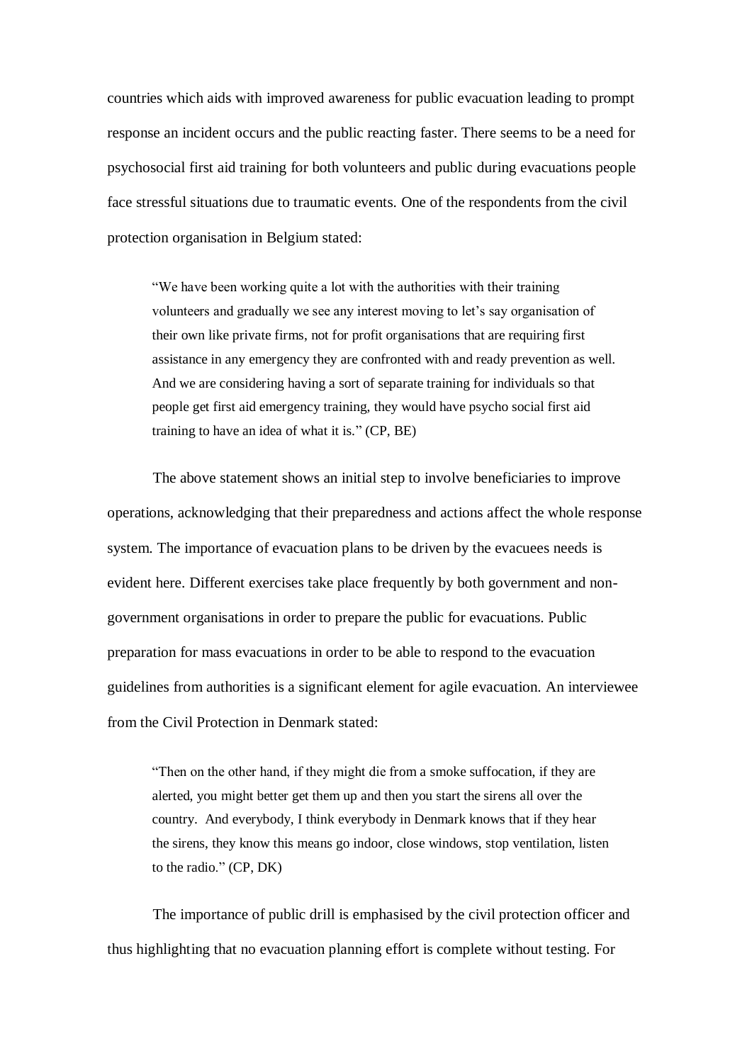countries which aids with improved awareness for public evacuation leading to prompt response an incident occurs and the public reacting faster. There seems to be a need for psychosocial first aid training for both volunteers and public during evacuations people face stressful situations due to traumatic events. One of the respondents from the civil protection organisation in Belgium stated:

> "We have been working quite a lot with the authorities with their training volunteers and gradually we see any interest moving to let's say organisation of their own like private firms, not for profit organisations that are requiring first assistance in any emergency they are confronted with and ready prevention as well. And we are considering having a sort of separate training for individuals so that people get first aid emergency training, they would have psycho social first aid training to have an idea of what it is." (CP, BE)

The above statement shows an initial step to involve beneficiaries to improve operations, acknowledging that their preparedness and actions affect the whole response system. The importance of evacuation plans to be driven by the evacuees needs is evident here. Different exercises take place frequently by both government and non-government organisations in order to prepare the public for evacuations. Public preparation for mass evacuations in order to be able to respond to the evacuation guidelines from authorities is a significant element for agile evacuation. An interviewee from the Civil Protection in Denmark stated:

> "Then on the other hand, if they might die from a smoke suffocation, if they are alerted, you might better get them up and then you start the sirens all over the country. And everybody, I think everybody in Denmark knows that if they hear the sirens, they know this means go indoor, close windows, stop ventilation, listen to the radio." (CP, DK)

The importance of public drill is emphasised by the civil protection officer and thus highlighting that no evacuation planning effort is complete without testing. For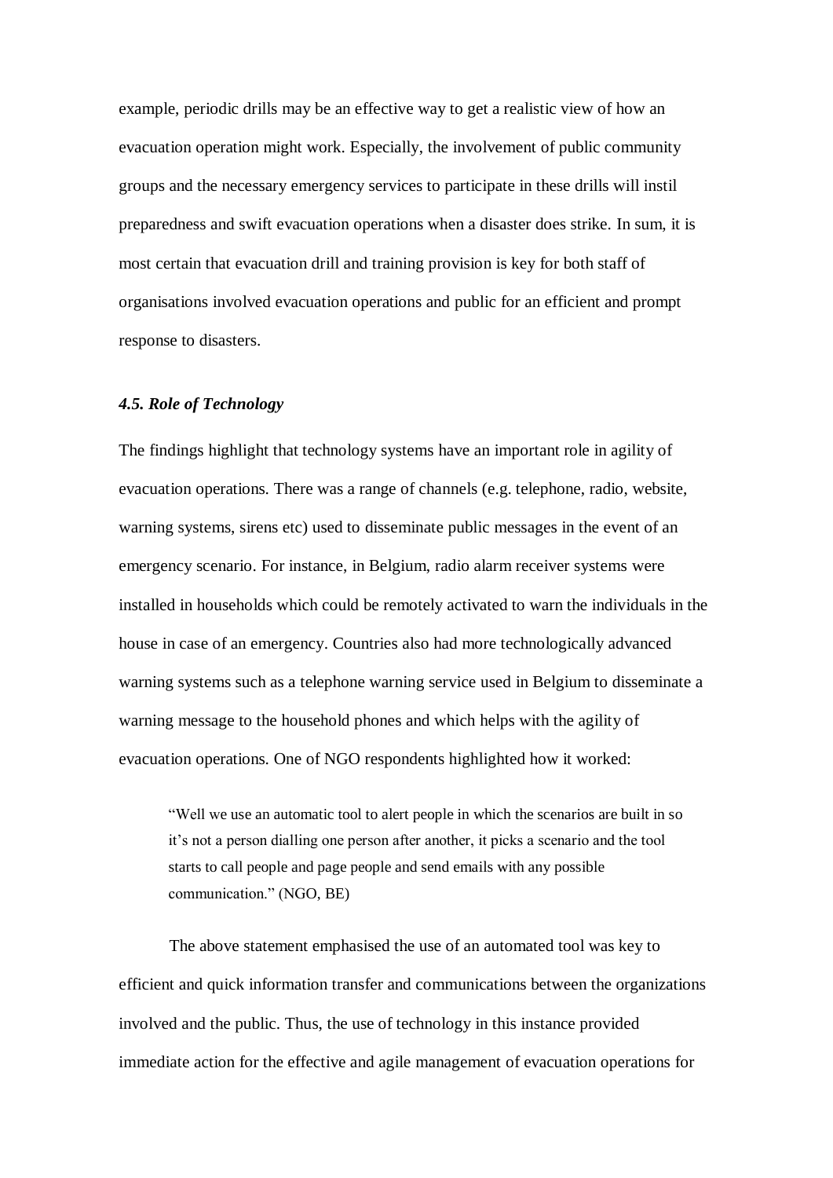example, periodic drills may be an effective way to get a realistic view of how an evacuation operation might work. Especially, the involvement of public community groups and the necessary emergency services to participate in these drills will instil preparedness and swift evacuation operations when a disaster does strike. In sum, it is most certain that evacuation drill and training provision is key for both staff of organisations involved evacuation operations and public for an efficient and prompt response to disasters.

### *4.5. Role of Technology*

The findings highlight that technology systems have an important role in agility of evacuation operations. There was a range of channels (e.g. telephone, radio, website, warning systems, sirens etc) used to disseminate public messages in the event of an emergency scenario. For instance, in Belgium, radio alarm receiver systems were installed in households which could be remotely activated to warn the individuals in the house in case of an emergency. Countries also had more technologically advanced warning systems such as a telephone warning service used in Belgium to disseminate a warning message to the household phones and which helps with the agility of evacuation operations. One of NGO respondents highlighted how it worked:

> "Well we use an automatic tool to alert people in which the scenarios are built in so it's not a person dialling one person after another, it picks a scenario and the tool starts to call people and page people and send emails with any possible communication." (NGO, BE)

The above statement emphasised the use of an automated tool was key to efficient and quick information transfer and communications between the organizations involved and the public. Thus, the use of technology in this instance provided immediate action for the effective and agile management of evacuation operations for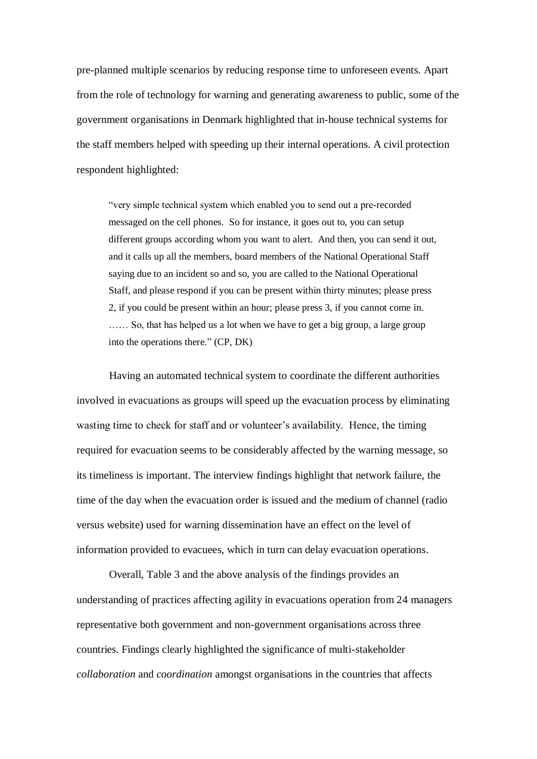pre-planned multiple scenarios by reducing response time to unforeseen events. Apart from the role of technology for warning and generating awareness to public, some of the government organisations in Denmark highlighted that in-house technical systems for the staff members helped with speeding up their internal operations. A civil protection respondent highlighted:

> "very simple technical system which enabled you to send out a pre-recorded messaged on the cell phones. So for instance, it goes out to, you can setup different groups according whom you want to alert. And then, you can send it out, and it calls up all the members, board members of the National Operational Staff saying due to an incident so and so, you are called to the National Operational Staff, and please respond if you can be present within thirty minutes; please press 2, if you could be present within an hour; please press 3, if you cannot come in. …… So, that has helped us a lot when we have to get a big group, a large group into the operations there." (CP, DK)

Having an automated technical system to coordinate the different authorities involved in evacuations as groups will speed up the evacuation process by eliminating wasting time to check for staff and or volunteer's availability. Hence, the timing required for evacuation seems to be considerably affected by the warning message, so its timeliness is important. The interview findings highlight that network failure, the time of the day when the evacuation order is issued and the medium of channel (radio versus website) used for warning dissemination have an effect on the level of information provided to evacuees, which in turn can delay evacuation operations.

Overall, Table 3 and the above analysis of the findings provides an understanding of practices affecting agility in evacuations operation from 24 managers representative both government and non-government organisations across three countries. Findings clearly highlighted the significance of multi-stakeholder *collaboration* and *coordination* amongst organisations in the countries that affects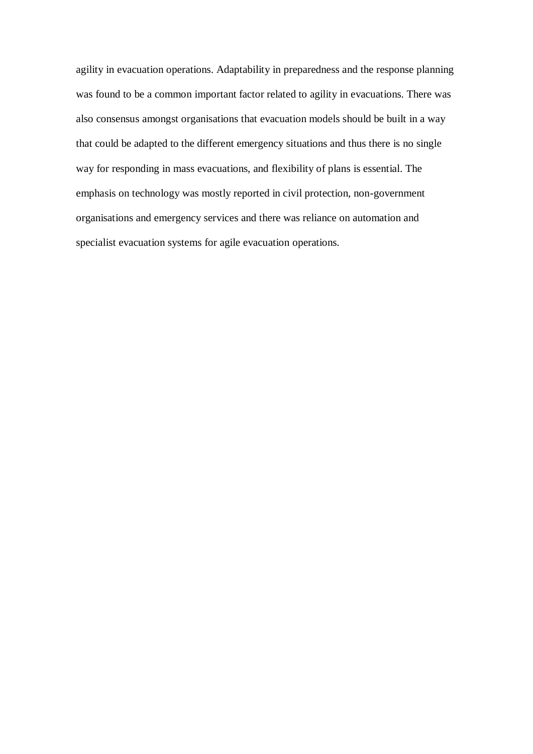agility in evacuation operations. Adaptability in preparedness and the response planning was found to be a common important factor related to agility in evacuations. There was also consensus amongst organisations that evacuation models should be built in a way that could be adapted to the different emergency situations and thus there is no single way for responding in mass evacuations, and flexibility of plans is essential. The emphasis on technology was mostly reported in civil protection, non-government organisations and emergency services and there was reliance on automation and specialist evacuation systems for agile evacuation operations.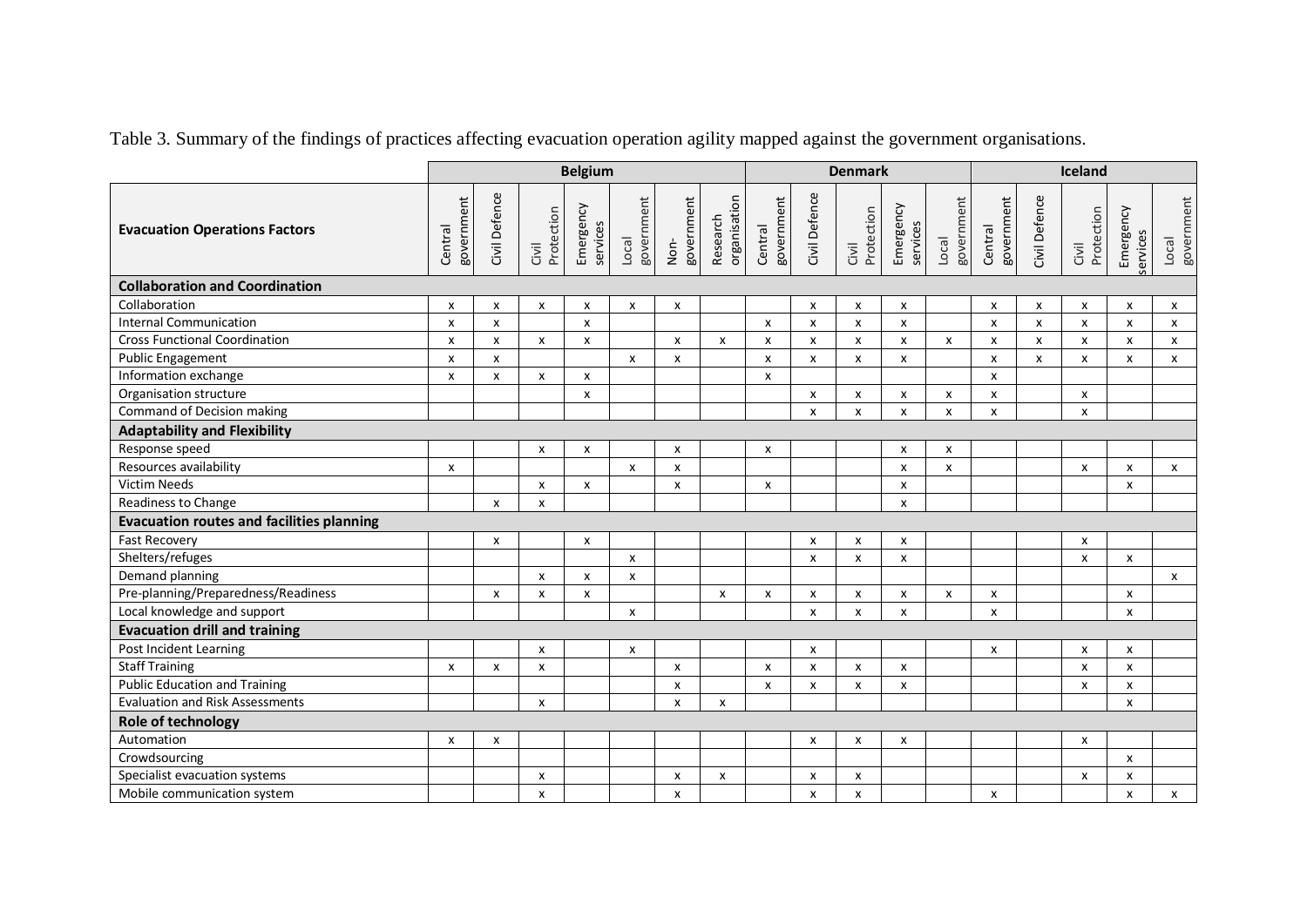Table 3. Summary of the findings of practices affecting evacuation operation agility mapped against the government organisations.

| | Belgium | | | | | | | Denmark | | | | | Iceland | | | | |
|---|---|---|---|---|---|---|---|---|---|---|---|---|---|---|---|---|---|
| **Evacuation Operations Factors** | Central government | Civil Defence | Civil Protection | Emergency services | Local government | Non-government | Research organisation | Central government | Civil Defence | Civil Protection | Emergency services | Local government | Central government | Civil Defence | Civil Protection | Emergency services | Local government |
| **Collaboration and Coordination** | | | | | | | | | | | | | | | | | |
| Collaboration | x | x | x | x | x | x | | | x | x | x | | x | x | x | x | x |
| Internal Communication | x | x | | x | | | | x | x | x | x | | x | x | x | x | x |
| Cross Functional Coordination | x | x | x | x | | x | x | x | x | x | x | x | x | x | x | x | x |
| Public Engagement | x | x | | | x | x | | x | x | x | x | | x | x | x | x | x |
| Information exchange | x | x | x | x | | | | x | | | | | x | | | | |
| Organisation structure | | | | x | | | | | x | x | x | x | x | | x | | |
| Command of Decision making | | | | | | | | | x | x | x | x | x | | x | | |
| **Adaptability and Flexibility** | | | | | | | | | | | | | | | | | |
| Response speed | | | x | x | | x | | x | | | x | x | | | | | |
| Resources availability | x | | | | x | x | | | | | x | x | | | x | x | x |
| Victim Needs | | | x | x | | x | | x | | | x | | | | | x | |
| Readiness to Change | | x | x | | | | | | | | x | | | | | | |
| **Evacuation routes and facilities planning** | | | | | | | | | | | | | | | | | |
| Fast Recovery | | x | | x | | | | | x | x | x | | | | x | | |
| Shelters/refuges | | | | | x | | | | x | x | x | | | | x | x | |
| Demand planning | | | x | x | x | | | | | | | | | | | | x |
| Pre-planning/Preparedness/Readiness | | x | x | x | | | x | x | x | x | x | x | x | | | x | |
| Local knowledge and support | | | | | x | | | | x | x | x | | x | | | x | |
| **Evacuation drill and training** | | | | | | | | | | | | | | | | | |
| Post Incident Learning | | | x | | x | | | | x | | | | x | | x | x | |
| Staff Training | x | x | x | | | x | | x | x | x | x | | | | x | x | |
| Public Education and Training | | | | | | x | | x | x | x | x | | | | x | x | |
| Evaluation and Risk Assessments | | | x | | | x | x | | | | | | | | | x | |
| **Role of technology** | | | | | | | | | | | | | | | | | |
| Automation | x | x | | | | | | | x | x | x | | | | x | | |
| Crowdsourcing | | | | | | | | | | | | | | | | x | |
| Specialist evacuation systems | | | x | | | x | x | | x | x | | | | | x | x | |
| Mobile communication system | | | x | | | x | | | x | x | | | x | | | x | x |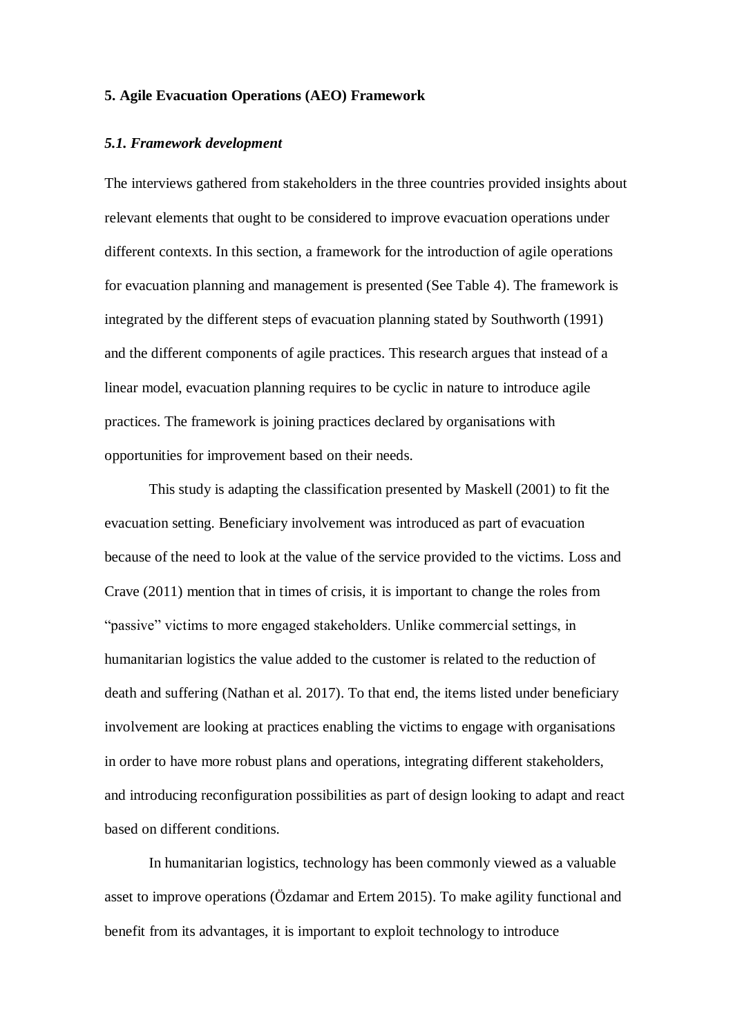## 5. Agile Evacuation Operations (AEO) Framework

### *5.1. Framework development*

The interviews gathered from stakeholders in the three countries provided insights about relevant elements that ought to be considered to improve evacuation operations under different contexts. In this section, a framework for the introduction of agile operations for evacuation planning and management is presented (See Table 4). The framework is integrated by the different steps of evacuation planning stated by Southworth (1991) and the different components of agile practices. This research argues that instead of a linear model, evacuation planning requires to be cyclic in nature to introduce agile practices. The framework is joining practices declared by organisations with opportunities for improvement based on their needs.

This study is adapting the classification presented by Maskell (2001) to fit the evacuation setting. Beneficiary involvement was introduced as part of evacuation because of the need to look at the value of the service provided to the victims. Loss and Crave (2011) mention that in times of crisis, it is important to change the roles from "passive" victims to more engaged stakeholders. Unlike commercial settings, in humanitarian logistics the value added to the customer is related to the reduction of death and suffering (Nathan et al. 2017). To that end, the items listed under beneficiary involvement are looking at practices enabling the victims to engage with organisations in order to have more robust plans and operations, integrating different stakeholders, and introducing reconfiguration possibilities as part of design looking to adapt and react based on different conditions.

In humanitarian logistics, technology has been commonly viewed as a valuable asset to improve operations (Özdamar and Ertem 2015). To make agility functional and benefit from its advantages, it is important to exploit technology to introduce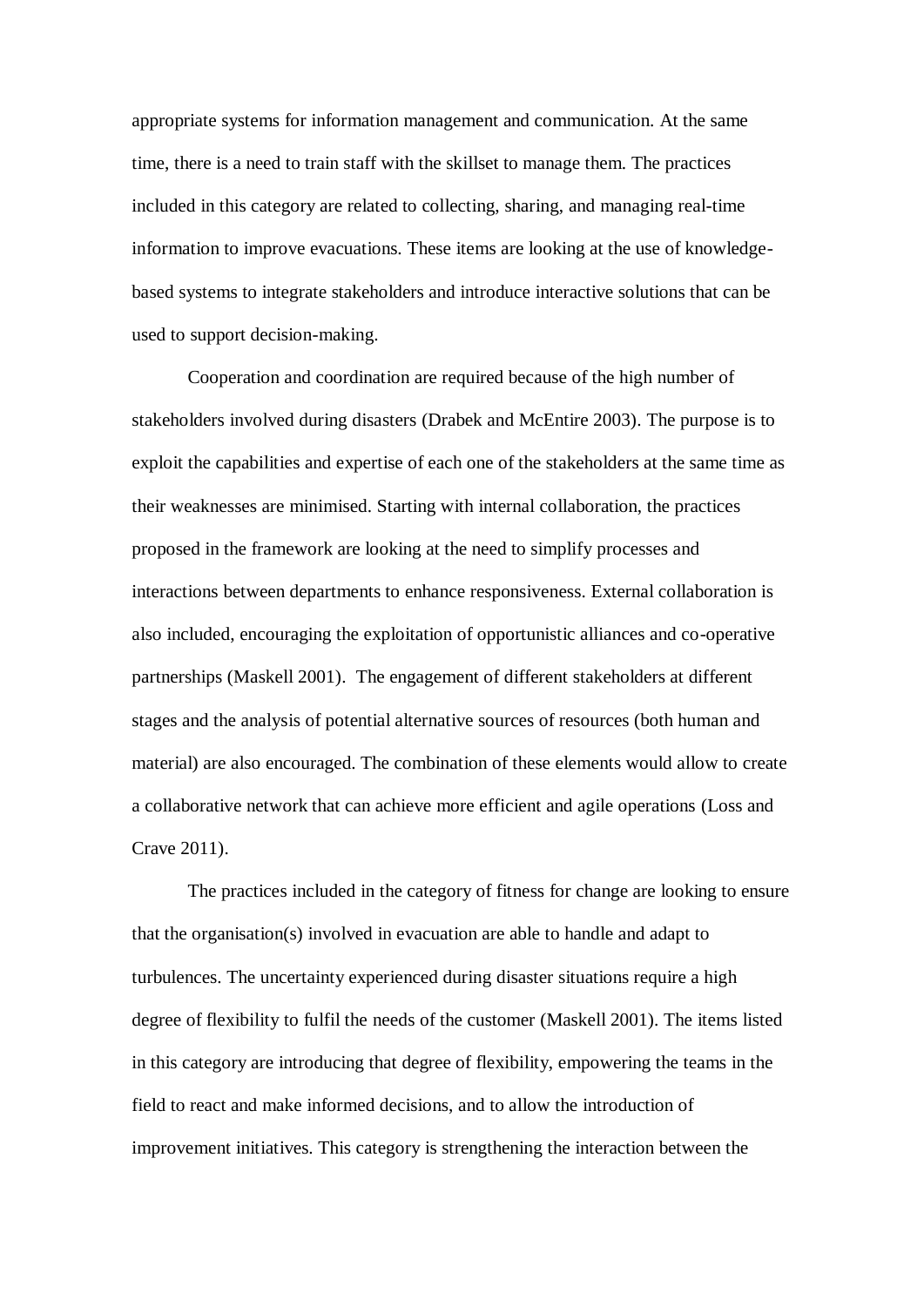appropriate systems for information management and communication. At the same time, there is a need to train staff with the skillset to manage them. The practices included in this category are related to collecting, sharing, and managing real-time information to improve evacuations. These items are looking at the use of knowledge-based systems to integrate stakeholders and introduce interactive solutions that can be used to support decision-making.

Cooperation and coordination are required because of the high number of stakeholders involved during disasters (Drabek and McEntire 2003). The purpose is to exploit the capabilities and expertise of each one of the stakeholders at the same time as their weaknesses are minimised. Starting with internal collaboration, the practices proposed in the framework are looking at the need to simplify processes and interactions between departments to enhance responsiveness. External collaboration is also included, encouraging the exploitation of opportunistic alliances and co-operative partnerships (Maskell 2001). The engagement of different stakeholders at different stages and the analysis of potential alternative sources of resources (both human and material) are also encouraged. The combination of these elements would allow to create a collaborative network that can achieve more efficient and agile operations (Loss and Crave 2011).

The practices included in the category of fitness for change are looking to ensure that the organisation(s) involved in evacuation are able to handle and adapt to turbulences. The uncertainty experienced during disaster situations require a high degree of flexibility to fulfil the needs of the customer (Maskell 2001). The items listed in this category are introducing that degree of flexibility, empowering the teams in the field to react and make informed decisions, and to allow the introduction of improvement initiatives. This category is strengthening the interaction between the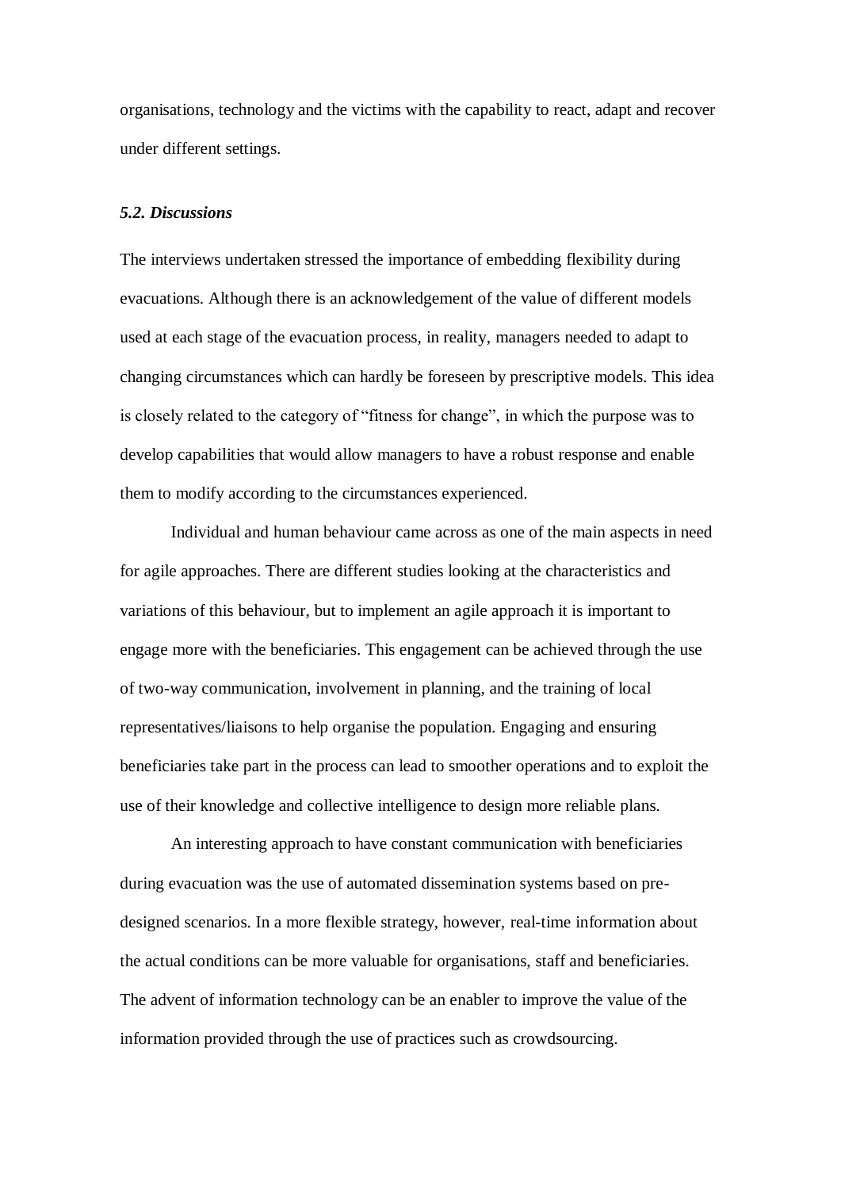organisations, technology and the victims with the capability to react, adapt and recover under different settings.

### *5.2. Discussions*

The interviews undertaken stressed the importance of embedding flexibility during evacuations. Although there is an acknowledgement of the value of different models used at each stage of the evacuation process, in reality, managers needed to adapt to changing circumstances which can hardly be foreseen by prescriptive models. This idea is closely related to the category of "fitness for change", in which the purpose was to develop capabilities that would allow managers to have a robust response and enable them to modify according to the circumstances experienced.

Individual and human behaviour came across as one of the main aspects in need for agile approaches. There are different studies looking at the characteristics and variations of this behaviour, but to implement an agile approach it is important to engage more with the beneficiaries. This engagement can be achieved through the use of two-way communication, involvement in planning, and the training of local representatives/liaisons to help organise the population. Engaging and ensuring beneficiaries take part in the process can lead to smoother operations and to exploit the use of their knowledge and collective intelligence to design more reliable plans.

An interesting approach to have constant communication with beneficiaries during evacuation was the use of automated dissemination systems based on pre-designed scenarios. In a more flexible strategy, however, real-time information about the actual conditions can be more valuable for organisations, staff and beneficiaries. The advent of information technology can be an enabler to improve the value of the information provided through the use of practices such as crowdsourcing.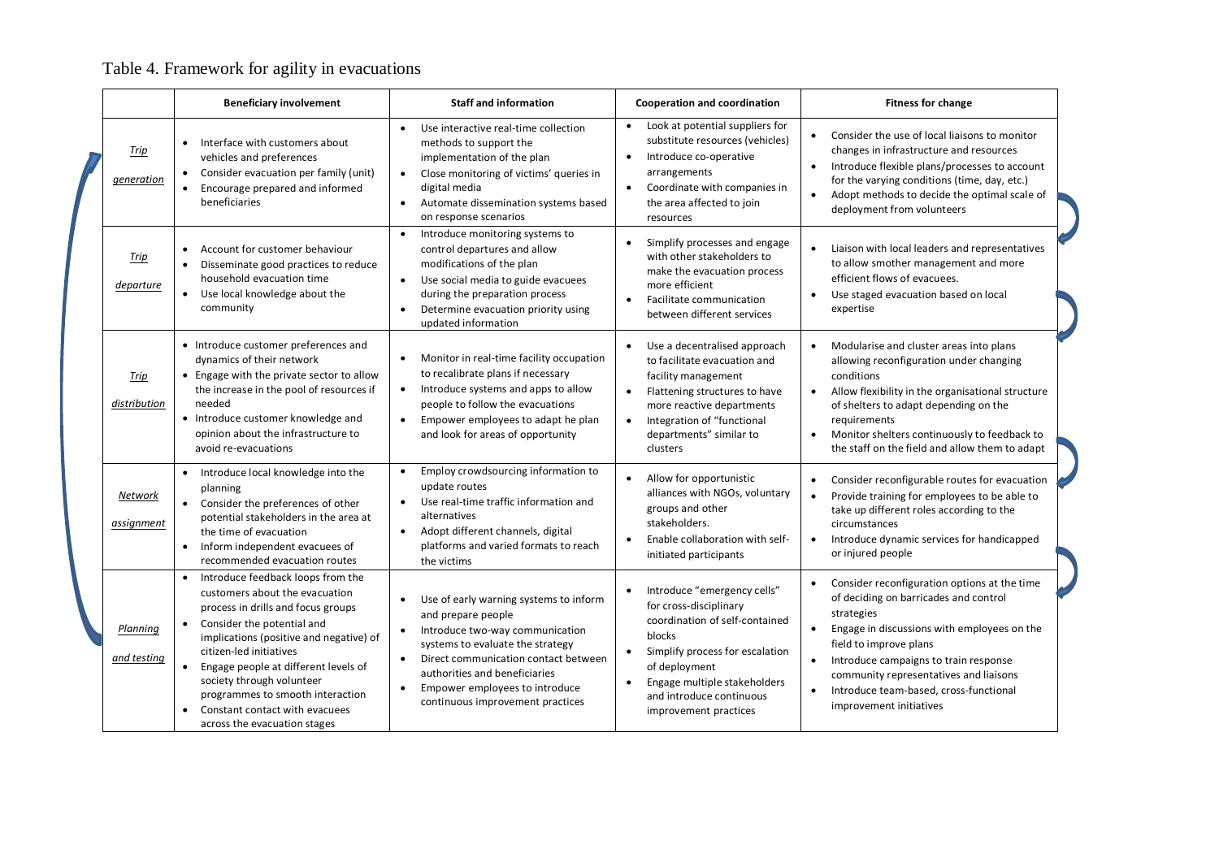Table 4. Framework for agility in evacuations

| | Beneficiary involvement | Staff and information | Cooperation and coordination | Fitness for change |
|---|---|---|---|---|
| *Trip generation* | • Interface with customers about vehicles and preferences<br>• Consider evacuation per family (unit)<br>• Encourage prepared and informed beneficiaries | • Use interactive real-time collection methods to support the implementation of the plan<br>• Close monitoring of victims' queries in digital media<br>• Automate dissemination systems based on response scenarios | • Look at potential suppliers for substitute resources (vehicles)<br>• Introduce co-operative arrangements<br>• Coordinate with companies in the area affected to join resources | • Consider the use of local liaisons to monitor changes in infrastructure and resources<br>• Introduce flexible plans/processes to account for the varying conditions (time, day, etc.)<br>• Adopt methods to decide the optimal scale of deployment from volunteers |
| *Trip departure* | • Account for customer behaviour<br>• Disseminate good practices to reduce household evacuation time<br>• Use local knowledge about the community | • Introduce monitoring systems to control departures and allow modifications of the plan<br>• Use social media to guide evacuees during the preparation process<br>• Determine evacuation priority using updated information | • Simplify processes and engage with other stakeholders to make the evacuation process more efficient<br>• Facilitate communication between different services | • Liaison with local leaders and representatives to allow smother management and more efficient flows of evacuees.<br>• Use staged evacuation based on local expertise |
| *Trip distribution* | • Introduce customer preferences and dynamics of their network<br>• Engage with the private sector to allow the increase in the pool of resources if needed<br>• Introduce customer knowledge and opinion about the infrastructure to avoid re-evacuations | • Monitor in real-time facility occupation to recalibrate plans if necessary<br>• Introduce systems and apps to allow people to follow the evacuations<br>• Empower employees to adapt he plan and look for areas of opportunity | • Use a decentralised approach to facilitate evacuation and facility management<br>• Flattening structures to have more reactive departments<br>• Integration of "functional departments" similar to clusters | • Modularise and cluster areas into plans allowing reconfiguration under changing conditions<br>• Allow flexibility in the organisational structure of shelters to adapt depending on the requirements<br>• Monitor shelters continuously to feedback to the staff on the field and allow them to adapt |
| *Network assignment* | • Introduce local knowledge into the planning<br>• Consider the preferences of other potential stakeholders in the area at the time of evacuation<br>• Inform independent evacuees of recommended evacuation routes | • Employ crowdsourcing information to update routes<br>• Use real-time traffic information and alternatives<br>• Adopt different channels, digital platforms and varied formats to reach the victims | • Allow for opportunistic alliances with NGOs, voluntary groups and other stakeholders.<br>• Enable collaboration with self-initiated participants | • Consider reconfigurable routes for evacuation<br>• Provide training for employees to be able to take up different roles according to the circumstances<br>• Introduce dynamic services for handicapped or injured people |
| *Planning and testing* | • Introduce feedback loops from the customers about the evacuation process in drills and focus groups<br>• Consider the potential and implications (positive and negative) of citizen-led initiatives<br>• Engage people at different levels of society through volunteer programmes to smooth interaction<br>• Constant contact with evacuees across the evacuation stages | • Use of early warning systems to inform and prepare people<br>• Introduce two-way communication systems to evaluate the strategy<br>• Direct communication contact between authorities and beneficiaries<br>• Empower employees to introduce continuous improvement practices | • Introduce "emergency cells" for cross-disciplinary coordination of self-contained blocks<br>• Simplify process for escalation of deployment<br>• Engage multiple stakeholders and introduce continuous improvement practices | • Consider reconfiguration options at the time of deciding on barricades and control strategies<br>• Engage in discussions with employees on the field to improve plans<br>• Introduce campaigns to train response community representatives and liaisons<br>• Introduce team-based, cross-functional improvement initiatives |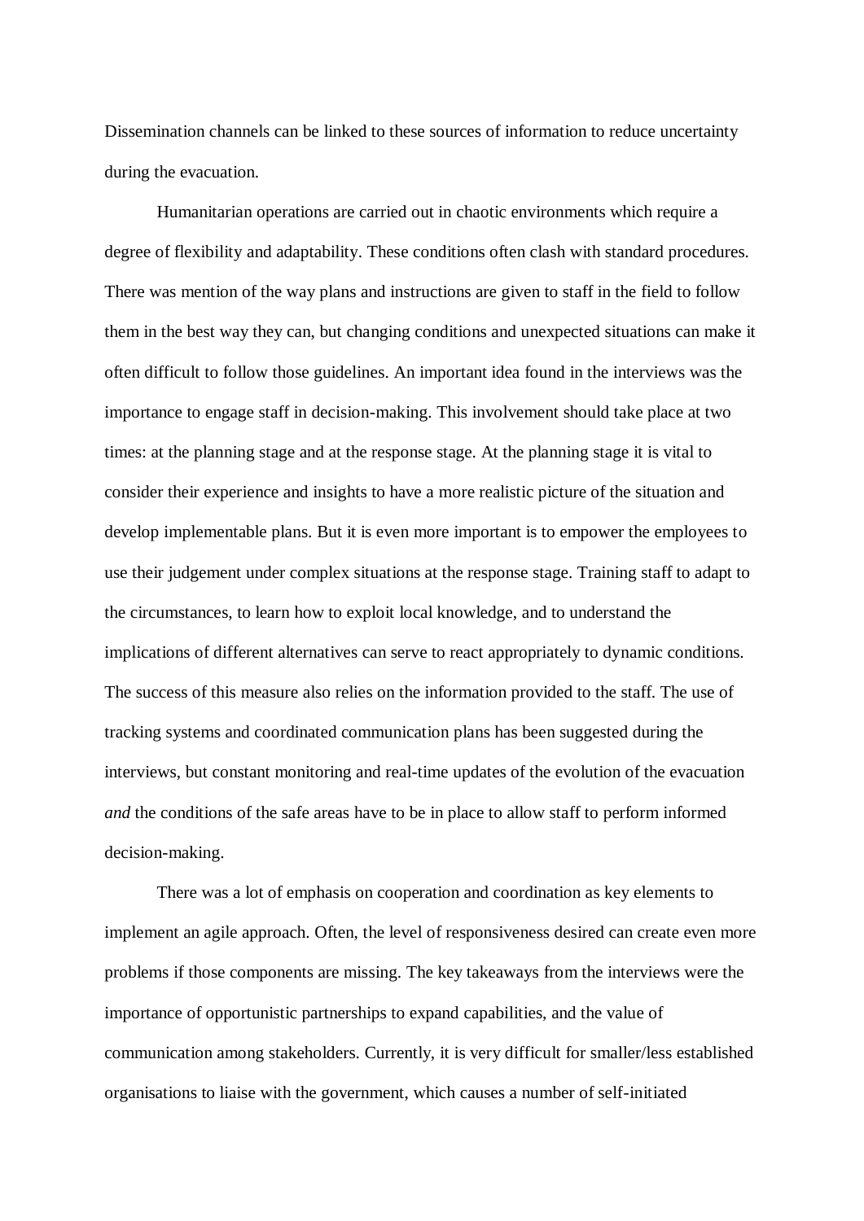Dissemination channels can be linked to these sources of information to reduce uncertainty during the evacuation.

Humanitarian operations are carried out in chaotic environments which require a degree of flexibility and adaptability. These conditions often clash with standard procedures. There was mention of the way plans and instructions are given to staff in the field to follow them in the best way they can, but changing conditions and unexpected situations can make it often difficult to follow those guidelines. An important idea found in the interviews was the importance to engage staff in decision-making. This involvement should take place at two times: at the planning stage and at the response stage. At the planning stage it is vital to consider their experience and insights to have a more realistic picture of the situation and develop implementable plans. But it is even more important is to empower the employees to use their judgement under complex situations at the response stage. Training staff to adapt to the circumstances, to learn how to exploit local knowledge, and to understand the implications of different alternatives can serve to react appropriately to dynamic conditions. The success of this measure also relies on the information provided to the staff. The use of tracking systems and coordinated communication plans has been suggested during the interviews, but constant monitoring and real-time updates of the evolution of the evacuation *and* the conditions of the safe areas have to be in place to allow staff to perform informed decision-making.

There was a lot of emphasis on cooperation and coordination as key elements to implement an agile approach. Often, the level of responsiveness desired can create even more problems if those components are missing. The key takeaways from the interviews were the importance of opportunistic partnerships to expand capabilities, and the value of communication among stakeholders. Currently, it is very difficult for smaller/less established organisations to liaise with the government, which causes a number of self-initiated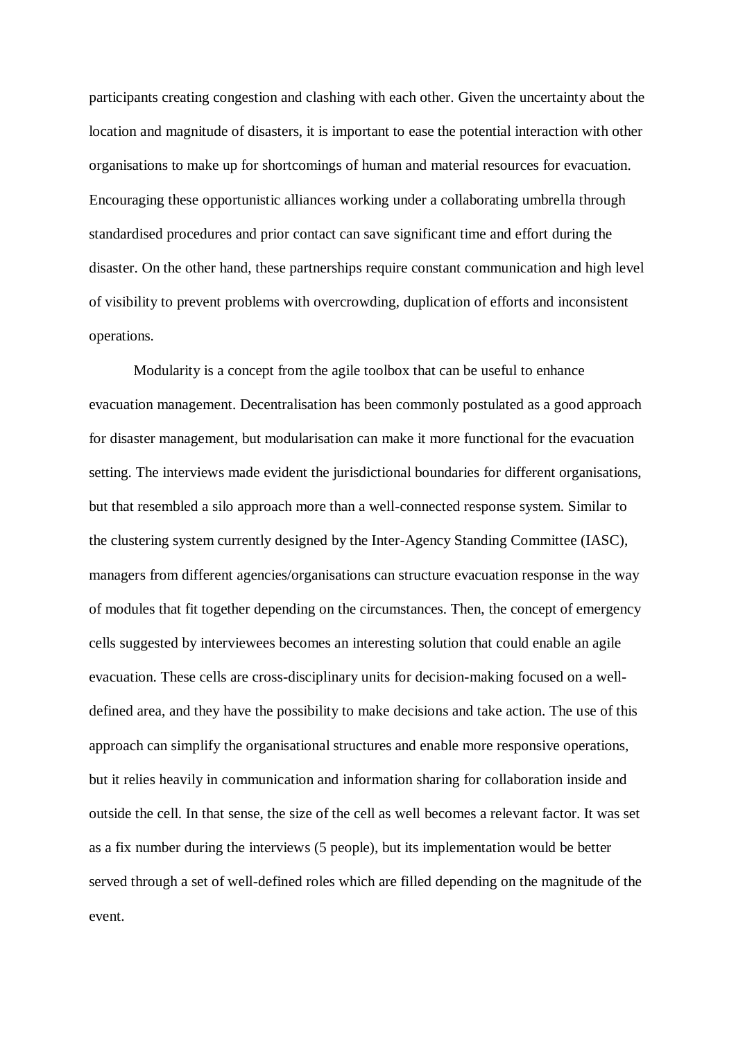participants creating congestion and clashing with each other. Given the uncertainty about the location and magnitude of disasters, it is important to ease the potential interaction with other organisations to make up for shortcomings of human and material resources for evacuation. Encouraging these opportunistic alliances working under a collaborating umbrella through standardised procedures and prior contact can save significant time and effort during the disaster. On the other hand, these partnerships require constant communication and high level of visibility to prevent problems with overcrowding, duplication of efforts and inconsistent operations.

Modularity is a concept from the agile toolbox that can be useful to enhance evacuation management. Decentralisation has been commonly postulated as a good approach for disaster management, but modularisation can make it more functional for the evacuation setting. The interviews made evident the jurisdictional boundaries for different organisations, but that resembled a silo approach more than a well-connected response system. Similar to the clustering system currently designed by the Inter-Agency Standing Committee (IASC), managers from different agencies/organisations can structure evacuation response in the way of modules that fit together depending on the circumstances. Then, the concept of emergency cells suggested by interviewees becomes an interesting solution that could enable an agile evacuation. These cells are cross-disciplinary units for decision-making focused on a well-defined area, and they have the possibility to make decisions and take action. The use of this approach can simplify the organisational structures and enable more responsive operations, but it relies heavily in communication and information sharing for collaboration inside and outside the cell. In that sense, the size of the cell as well becomes a relevant factor. It was set as a fix number during the interviews (5 people), but its implementation would be better served through a set of well-defined roles which are filled depending on the magnitude of the event.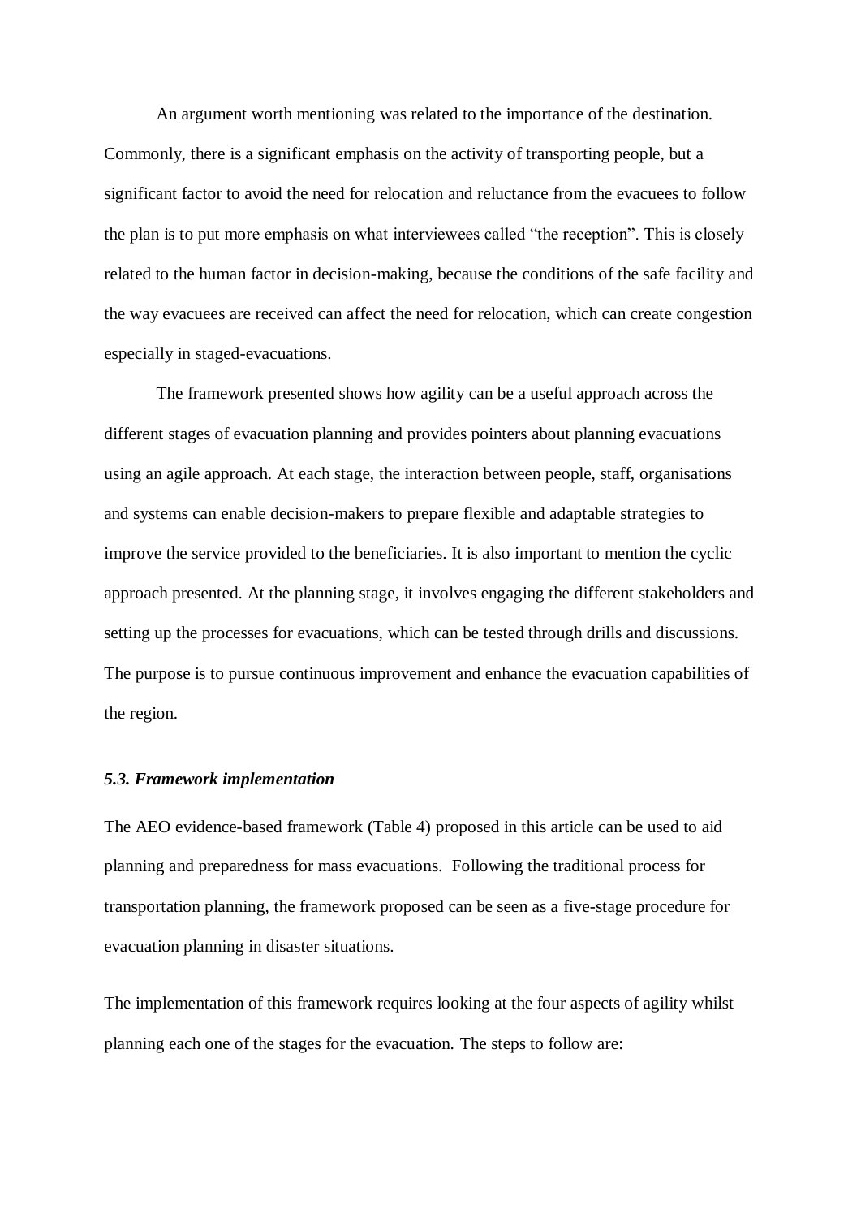An argument worth mentioning was related to the importance of the destination. Commonly, there is a significant emphasis on the activity of transporting people, but a significant factor to avoid the need for relocation and reluctance from the evacuees to follow the plan is to put more emphasis on what interviewees called "the reception". This is closely related to the human factor in decision-making, because the conditions of the safe facility and the way evacuees are received can affect the need for relocation, which can create congestion especially in staged-evacuations.

The framework presented shows how agility can be a useful approach across the different stages of evacuation planning and provides pointers about planning evacuations using an agile approach. At each stage, the interaction between people, staff, organisations and systems can enable decision-makers to prepare flexible and adaptable strategies to improve the service provided to the beneficiaries. It is also important to mention the cyclic approach presented. At the planning stage, it involves engaging the different stakeholders and setting up the processes for evacuations, which can be tested through drills and discussions. The purpose is to pursue continuous improvement and enhance the evacuation capabilities of the region.

### *5.3. Framework implementation*

The AEO evidence-based framework (Table 4) proposed in this article can be used to aid planning and preparedness for mass evacuations. Following the traditional process for transportation planning, the framework proposed can be seen as a five-stage procedure for evacuation planning in disaster situations.

The implementation of this framework requires looking at the four aspects of agility whilst planning each one of the stages for the evacuation. The steps to follow are: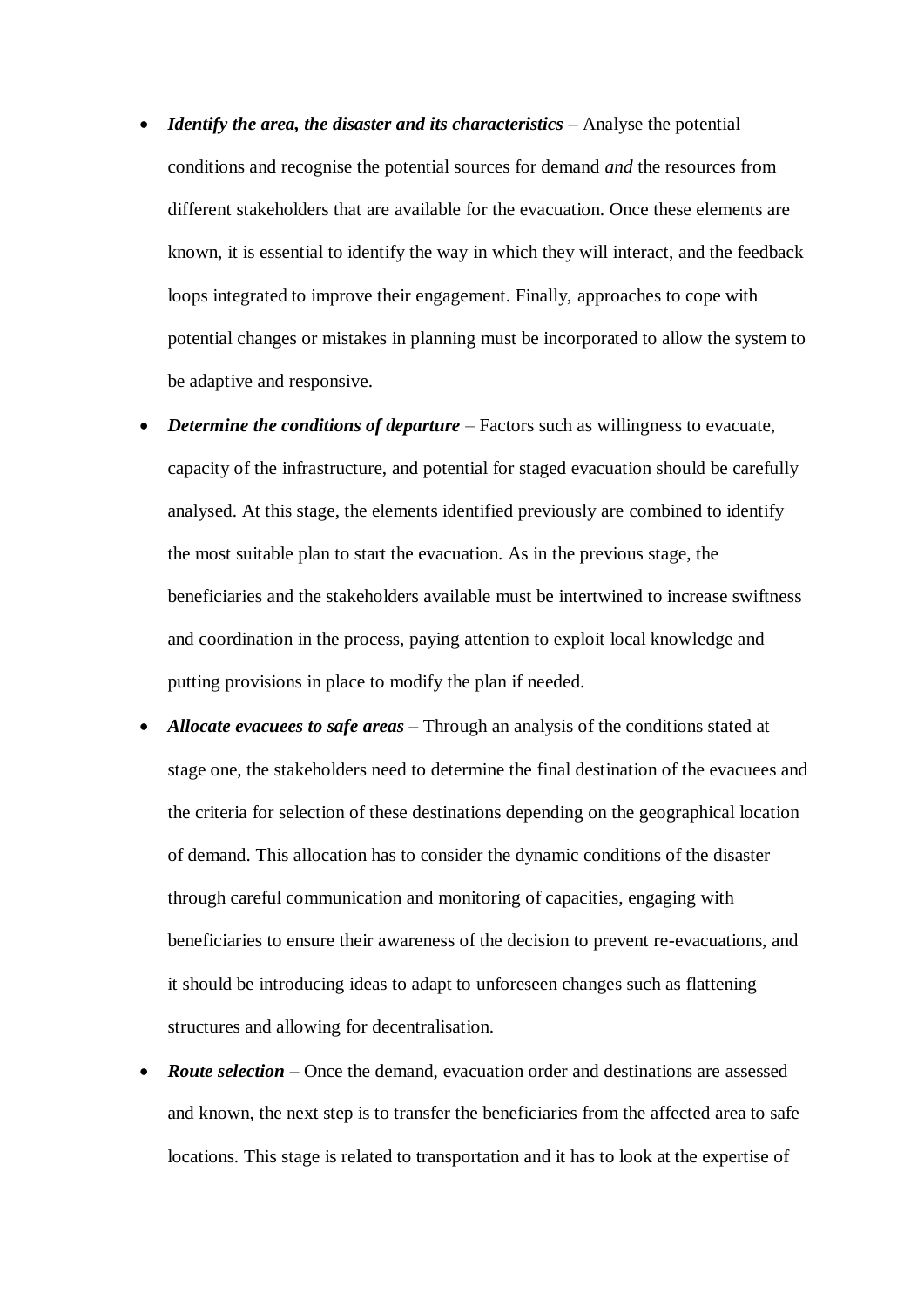- ***Identify the area, the disaster and its characteristics*** – Analyse the potential conditions and recognise the potential sources for demand *and* the resources from different stakeholders that are available for the evacuation. Once these elements are known, it is essential to identify the way in which they will interact, and the feedback loops integrated to improve their engagement. Finally, approaches to cope with potential changes or mistakes in planning must be incorporated to allow the system to be adaptive and responsive.
- ***Determine the conditions of departure*** – Factors such as willingness to evacuate, capacity of the infrastructure, and potential for staged evacuation should be carefully analysed. At this stage, the elements identified previously are combined to identify the most suitable plan to start the evacuation. As in the previous stage, the beneficiaries and the stakeholders available must be intertwined to increase swiftness and coordination in the process, paying attention to exploit local knowledge and putting provisions in place to modify the plan if needed.
- ***Allocate evacuees to safe areas*** – Through an analysis of the conditions stated at stage one, the stakeholders need to determine the final destination of the evacuees and the criteria for selection of these destinations depending on the geographical location of demand. This allocation has to consider the dynamic conditions of the disaster through careful communication and monitoring of capacities, engaging with beneficiaries to ensure their awareness of the decision to prevent re-evacuations, and it should be introducing ideas to adapt to unforeseen changes such as flattening structures and allowing for decentralisation.
- ***Route selection*** – Once the demand, evacuation order and destinations are assessed and known, the next step is to transfer the beneficiaries from the affected area to safe locations. This stage is related to transportation and it has to look at the expertise of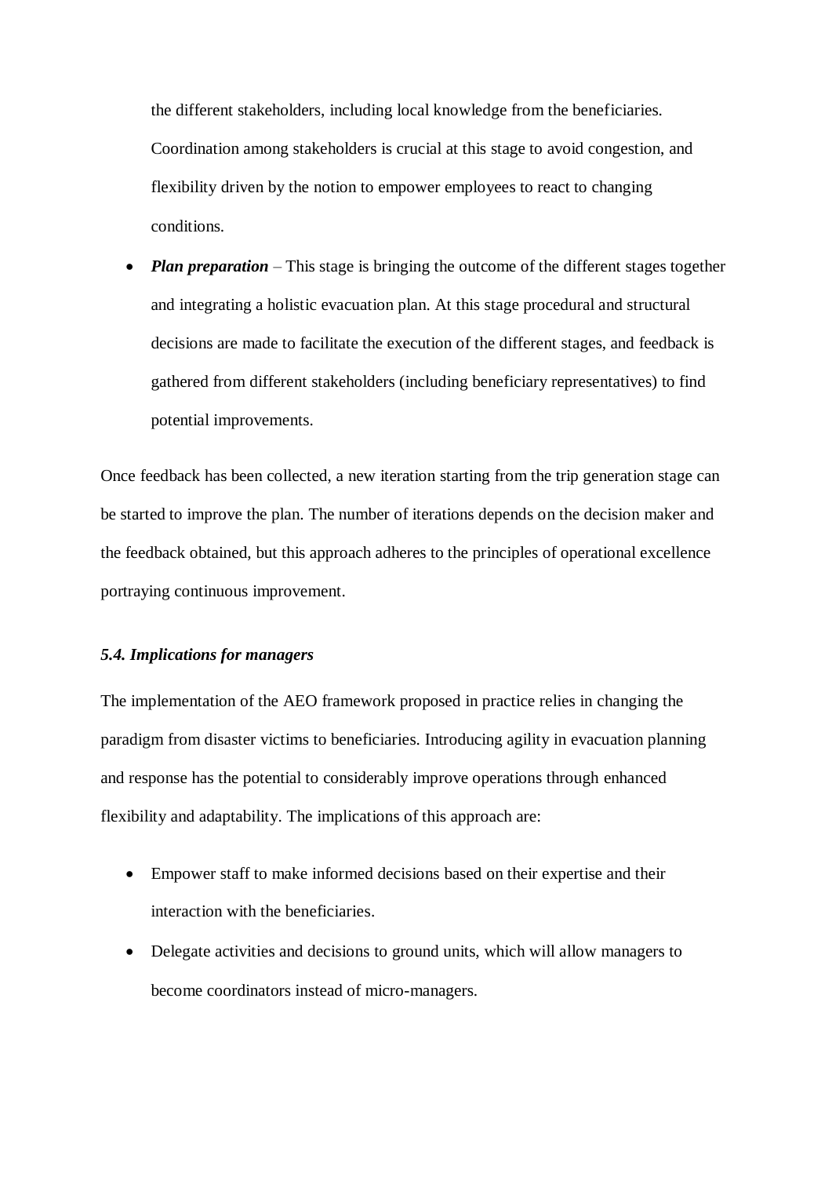the different stakeholders, including local knowledge from the beneficiaries. Coordination among stakeholders is crucial at this stage to avoid congestion, and flexibility driven by the notion to empower employees to react to changing conditions.

- ***Plan preparation*** – This stage is bringing the outcome of the different stages together and integrating a holistic evacuation plan. At this stage procedural and structural decisions are made to facilitate the execution of the different stages, and feedback is gathered from different stakeholders (including beneficiary representatives) to find potential improvements.

Once feedback has been collected, a new iteration starting from the trip generation stage can be started to improve the plan. The number of iterations depends on the decision maker and the feedback obtained, but this approach adheres to the principles of operational excellence portraying continuous improvement.

### *5.4. Implications for managers*

The implementation of the AEO framework proposed in practice relies in changing the paradigm from disaster victims to beneficiaries. Introducing agility in evacuation planning and response has the potential to considerably improve operations through enhanced flexibility and adaptability. The implications of this approach are:

- Empower staff to make informed decisions based on their expertise and their interaction with the beneficiaries.
- Delegate activities and decisions to ground units, which will allow managers to become coordinators instead of micro-managers.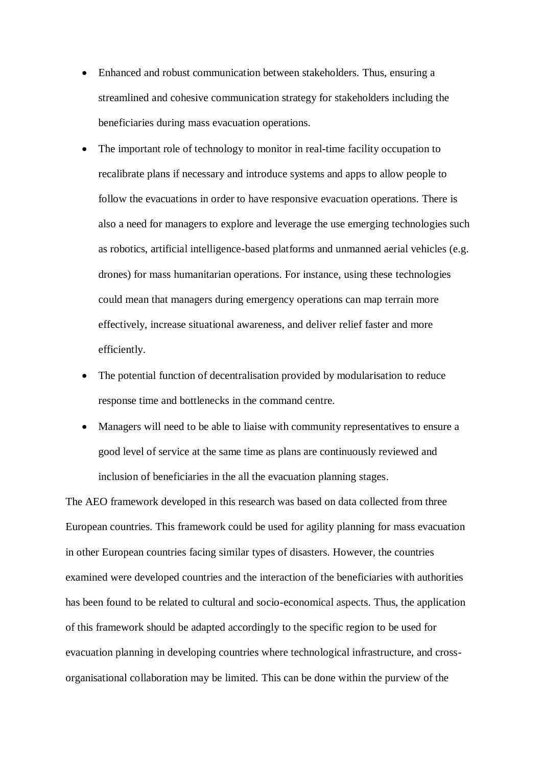- Enhanced and robust communication between stakeholders. Thus, ensuring a streamlined and cohesive communication strategy for stakeholders including the beneficiaries during mass evacuation operations.
- The important role of technology to monitor in real-time facility occupation to recalibrate plans if necessary and introduce systems and apps to allow people to follow the evacuations in order to have responsive evacuation operations. There is also a need for managers to explore and leverage the use emerging technologies such as robotics, artificial intelligence-based platforms and unmanned aerial vehicles (e.g. drones) for mass humanitarian operations. For instance, using these technologies could mean that managers during emergency operations can map terrain more effectively, increase situational awareness, and deliver relief faster and more efficiently.
- The potential function of decentralisation provided by modularisation to reduce response time and bottlenecks in the command centre.
- Managers will need to be able to liaise with community representatives to ensure a good level of service at the same time as plans are continuously reviewed and inclusion of beneficiaries in the all the evacuation planning stages.

The AEO framework developed in this research was based on data collected from three European countries. This framework could be used for agility planning for mass evacuation in other European countries facing similar types of disasters. However, the countries examined were developed countries and the interaction of the beneficiaries with authorities has been found to be related to cultural and socio-economical aspects. Thus, the application of this framework should be adapted accordingly to the specific region to be used for evacuation planning in developing countries where technological infrastructure, and cross-organisational collaboration may be limited. This can be done within the purview of the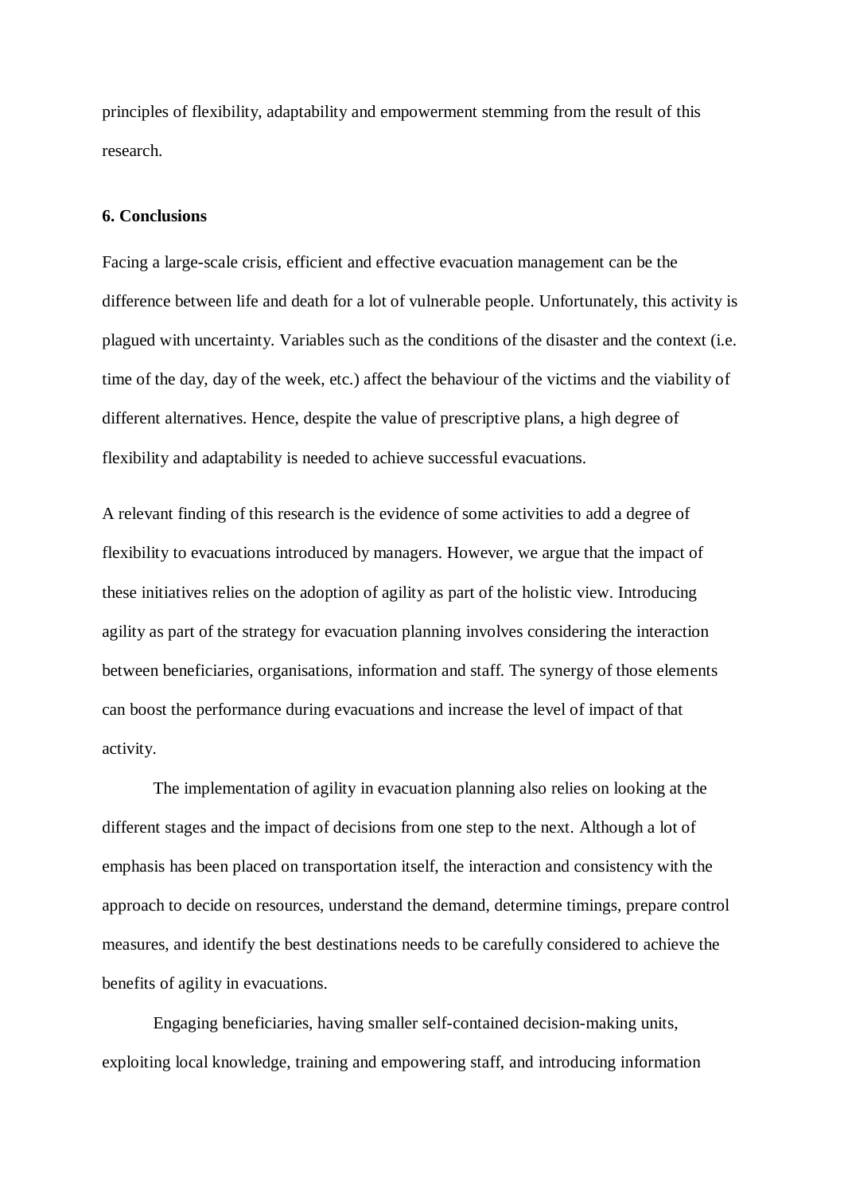principles of flexibility, adaptability and empowerment stemming from the result of this research.

**6. Conclusions**

Facing a large-scale crisis, efficient and effective evacuation management can be the difference between life and death for a lot of vulnerable people. Unfortunately, this activity is plagued with uncertainty. Variables such as the conditions of the disaster and the context (i.e. time of the day, day of the week, etc.) affect the behaviour of the victims and the viability of different alternatives. Hence, despite the value of prescriptive plans, a high degree of flexibility and adaptability is needed to achieve successful evacuations.

A relevant finding of this research is the evidence of some activities to add a degree of flexibility to evacuations introduced by managers. However, we argue that the impact of these initiatives relies on the adoption of agility as part of the holistic view. Introducing agility as part of the strategy for evacuation planning involves considering the interaction between beneficiaries, organisations, information and staff. The synergy of those elements can boost the performance during evacuations and increase the level of impact of that activity.

The implementation of agility in evacuation planning also relies on looking at the different stages and the impact of decisions from one step to the next. Although a lot of emphasis has been placed on transportation itself, the interaction and consistency with the approach to decide on resources, understand the demand, determine timings, prepare control measures, and identify the best destinations needs to be carefully considered to achieve the benefits of agility in evacuations.

Engaging beneficiaries, having smaller self-contained decision-making units, exploiting local knowledge, training and empowering staff, and introducing information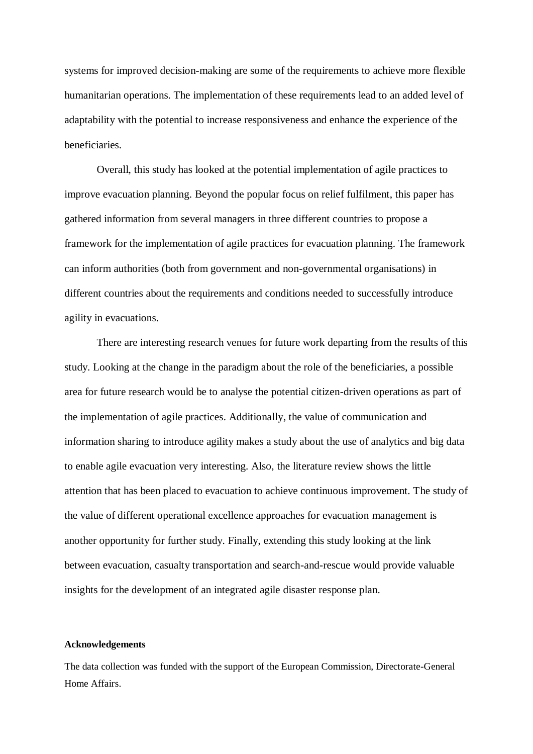systems for improved decision-making are some of the requirements to achieve more flexible humanitarian operations. The implementation of these requirements lead to an added level of adaptability with the potential to increase responsiveness and enhance the experience of the beneficiaries.

Overall, this study has looked at the potential implementation of agile practices to improve evacuation planning. Beyond the popular focus on relief fulfilment, this paper has gathered information from several managers in three different countries to propose a framework for the implementation of agile practices for evacuation planning. The framework can inform authorities (both from government and non-governmental organisations) in different countries about the requirements and conditions needed to successfully introduce agility in evacuations.

There are interesting research venues for future work departing from the results of this study. Looking at the change in the paradigm about the role of the beneficiaries, a possible area for future research would be to analyse the potential citizen-driven operations as part of the implementation of agile practices. Additionally, the value of communication and information sharing to introduce agility makes a study about the use of analytics and big data to enable agile evacuation very interesting. Also, the literature review shows the little attention that has been placed to evacuation to achieve continuous improvement. The study of the value of different operational excellence approaches for evacuation management is another opportunity for further study. Finally, extending this study looking at the link between evacuation, casualty transportation and search-and-rescue would provide valuable insights for the development of an integrated agile disaster response plan.

**Acknowledgements**

The data collection was funded with the support of the European Commission, Directorate-General Home Affairs.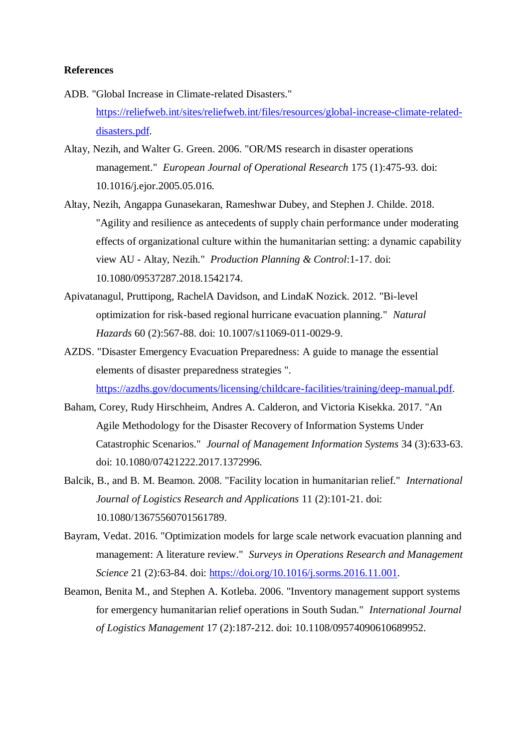**References**

ADB. "Global Increase in Climate-related Disasters." https://reliefweb.int/sites/reliefweb.int/files/resources/global-increase-climate-related-disasters.pdf.

Altay, Nezih, and Walter G. Green. 2006. "OR/MS research in disaster operations management." *European Journal of Operational Research* 175 (1):475-93. doi: 10.1016/j.ejor.2005.05.016.

Altay, Nezih, Angappa Gunasekaran, Rameshwar Dubey, and Stephen J. Childe. 2018. "Agility and resilience as antecedents of supply chain performance under moderating effects of organizational culture within the humanitarian setting: a dynamic capability view AU - Altay, Nezih." *Production Planning & Control*:1-17. doi: 10.1080/09537287.2018.1542174.

Apivatanagul, Pruttipong, RachelA Davidson, and LindaK Nozick. 2012. "Bi-level optimization for risk-based regional hurricane evacuation planning." *Natural Hazards* 60 (2):567-88. doi: 10.1007/s11069-011-0029-9.

AZDS. "Disaster Emergency Evacuation Preparedness: A guide to manage the essential elements of disaster preparedness strategies ". https://azdhs.gov/documents/licensing/childcare-facilities/training/deep-manual.pdf.

Baham, Corey, Rudy Hirschheim, Andres A. Calderon, and Victoria Kisekka. 2017. "An Agile Methodology for the Disaster Recovery of Information Systems Under Catastrophic Scenarios." *Journal of Management Information Systems* 34 (3):633-63. doi: 10.1080/07421222.2017.1372996.

Balcik, B., and B. M. Beamon. 2008. "Facility location in humanitarian relief." *International Journal of Logistics Research and Applications* 11 (2):101-21. doi: 10.1080/13675560701561789.

Bayram, Vedat. 2016. "Optimization models for large scale network evacuation planning and management: A literature review." *Surveys in Operations Research and Management Science* 21 (2):63-84. doi: https://doi.org/10.1016/j.sorms.2016.11.001.

Beamon, Benita M., and Stephen A. Kotleba. 2006. "Inventory management support systems for emergency humanitarian relief operations in South Sudan." *International Journal of Logistics Management* 17 (2):187-212. doi: 10.1108/09574090610689952.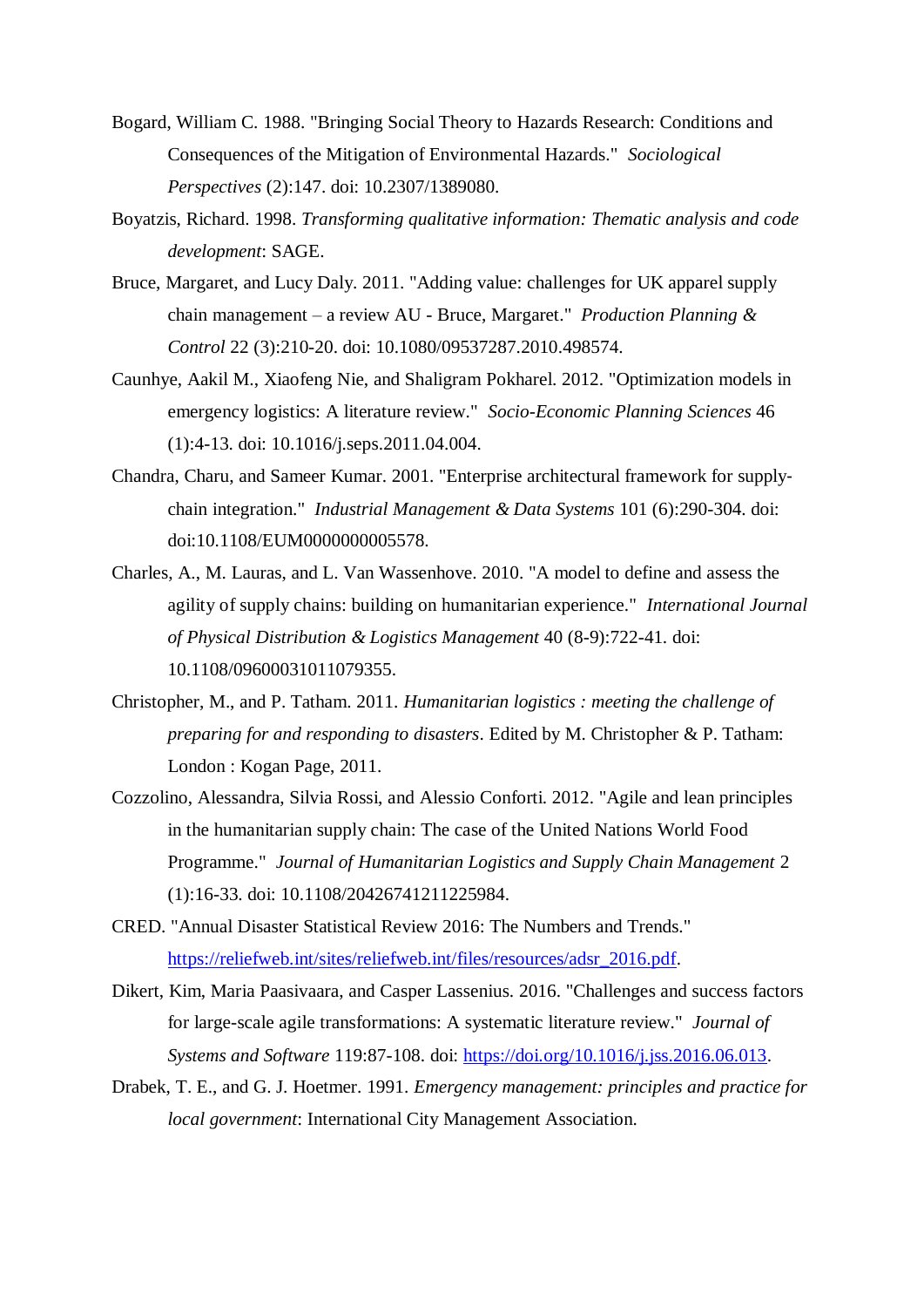Bogard, William C. 1988. "Bringing Social Theory to Hazards Research: Conditions and Consequences of the Mitigation of Environmental Hazards." *Sociological Perspectives* (2):147. doi: 10.2307/1389080.

Boyatzis, Richard. 1998. *Transforming qualitative information: Thematic analysis and code development*: SAGE.

Bruce, Margaret, and Lucy Daly. 2011. "Adding value: challenges for UK apparel supply chain management – a review AU - Bruce, Margaret." *Production Planning & Control* 22 (3):210-20. doi: 10.1080/09537287.2010.498574.

Caunhye, Aakil M., Xiaofeng Nie, and Shaligram Pokharel. 2012. "Optimization models in emergency logistics: A literature review." *Socio-Economic Planning Sciences* 46 (1):4-13. doi: 10.1016/j.seps.2011.04.004.

Chandra, Charu, and Sameer Kumar. 2001. "Enterprise architectural framework for supply-chain integration." *Industrial Management & Data Systems* 101 (6):290-304. doi: doi:10.1108/EUM0000000005578.

Charles, A., M. Lauras, and L. Van Wassenhove. 2010. "A model to define and assess the agility of supply chains: building on humanitarian experience." *International Journal of Physical Distribution & Logistics Management* 40 (8-9):722-41. doi: 10.1108/09600031011079355.

Christopher, M., and P. Tatham. 2011. *Humanitarian logistics : meeting the challenge of preparing for and responding to disasters*. Edited by M. Christopher & P. Tatham: London : Kogan Page, 2011.

Cozzolino, Alessandra, Silvia Rossi, and Alessio Conforti. 2012. "Agile and lean principles in the humanitarian supply chain: The case of the United Nations World Food Programme." *Journal of Humanitarian Logistics and Supply Chain Management* 2 (1):16-33. doi: 10.1108/20426741211225984.

CRED. "Annual Disaster Statistical Review 2016: The Numbers and Trends." https://reliefweb.int/sites/reliefweb.int/files/resources/adsr_2016.pdf.

Dikert, Kim, Maria Paasivaara, and Casper Lassenius. 2016. "Challenges and success factors for large-scale agile transformations: A systematic literature review." *Journal of Systems and Software* 119:87-108. doi: https://doi.org/10.1016/j.jss.2016.06.013.

Drabek, T. E., and G. J. Hoetmer. 1991. *Emergency management: principles and practice for local government*: International City Management Association.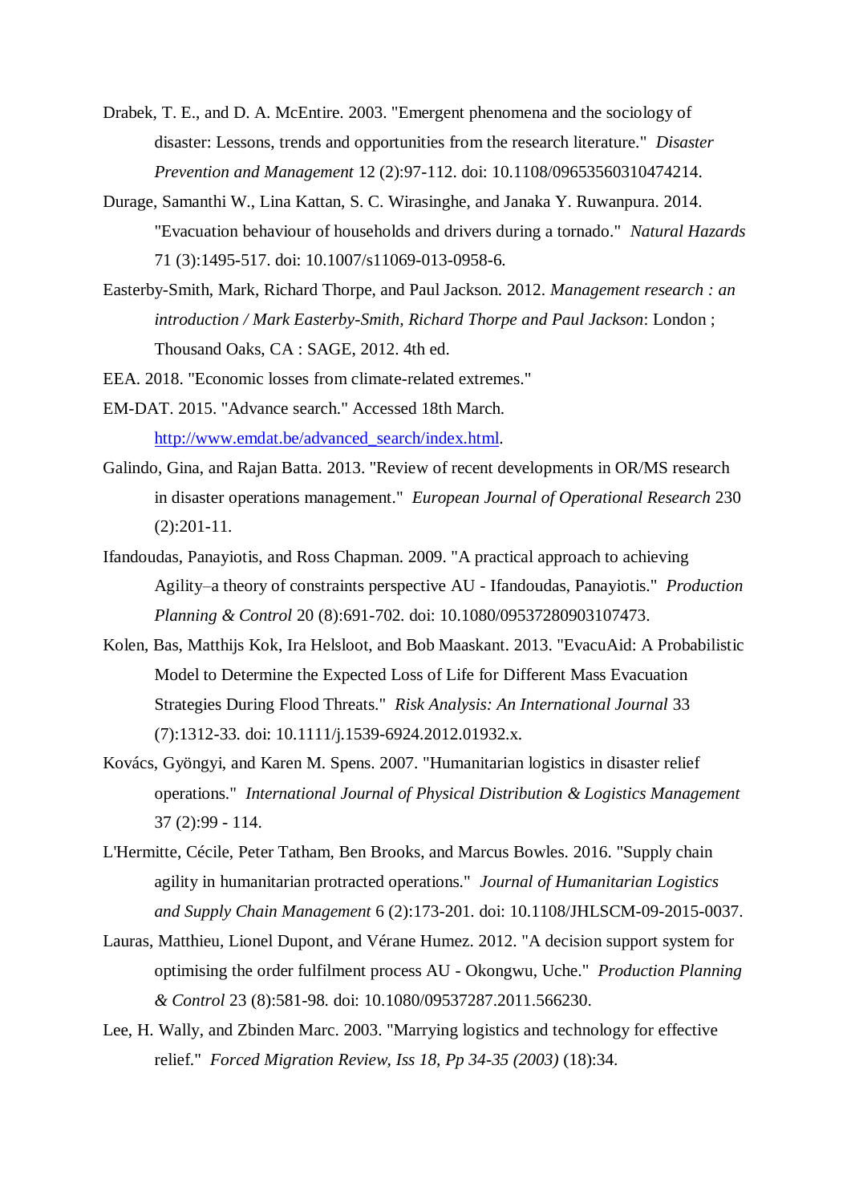Drabek, T. E., and D. A. McEntire. 2003. "Emergent phenomena and the sociology of disaster: Lessons, trends and opportunities from the research literature." *Disaster Prevention and Management* 12 (2):97-112. doi: 10.1108/09653560310474214.

Durage, Samanthi W., Lina Kattan, S. C. Wirasinghe, and Janaka Y. Ruwanpura. 2014. "Evacuation behaviour of households and drivers during a tornado." *Natural Hazards* 71 (3):1495-517. doi: 10.1007/s11069-013-0958-6.

Easterby-Smith, Mark, Richard Thorpe, and Paul Jackson. 2012. *Management research : an introduction / Mark Easterby-Smith, Richard Thorpe and Paul Jackson*: London ; Thousand Oaks, CA : SAGE, 2012. 4th ed.

EEA. 2018. "Economic losses from climate-related extremes."

EM-DAT. 2015. "Advance search." Accessed 18th March. http://www.emdat.be/advanced_search/index.html.

Galindo, Gina, and Rajan Batta. 2013. "Review of recent developments in OR/MS research in disaster operations management." *European Journal of Operational Research* 230 (2):201-11.

Ifandoudas, Panayiotis, and Ross Chapman. 2009. "A practical approach to achieving Agility–a theory of constraints perspective AU - Ifandoudas, Panayiotis." *Production Planning & Control* 20 (8):691-702. doi: 10.1080/09537280903107473.

Kolen, Bas, Matthijs Kok, Ira Helsloot, and Bob Maaskant. 2013. "EvacuAid: A Probabilistic Model to Determine the Expected Loss of Life for Different Mass Evacuation Strategies During Flood Threats." *Risk Analysis: An International Journal* 33 (7):1312-33. doi: 10.1111/j.1539-6924.2012.01932.x.

Kovács, Gyöngyi, and Karen M. Spens. 2007. "Humanitarian logistics in disaster relief operations." *International Journal of Physical Distribution & Logistics Management* 37 (2):99 - 114.

L'Hermitte, Cécile, Peter Tatham, Ben Brooks, and Marcus Bowles. 2016. "Supply chain agility in humanitarian protracted operations." *Journal of Humanitarian Logistics and Supply Chain Management* 6 (2):173-201. doi: 10.1108/JHLSCM-09-2015-0037.

Lauras, Matthieu, Lionel Dupont, and Vérane Humez. 2012. "A decision support system for optimising the order fulfilment process AU - Okongwu, Uche." *Production Planning & Control* 23 (8):581-98. doi: 10.1080/09537287.2011.566230.

Lee, H. Wally, and Zbinden Marc. 2003. "Marrying logistics and technology for effective relief." *Forced Migration Review, Iss 18, Pp 34-35 (2003)* (18):34.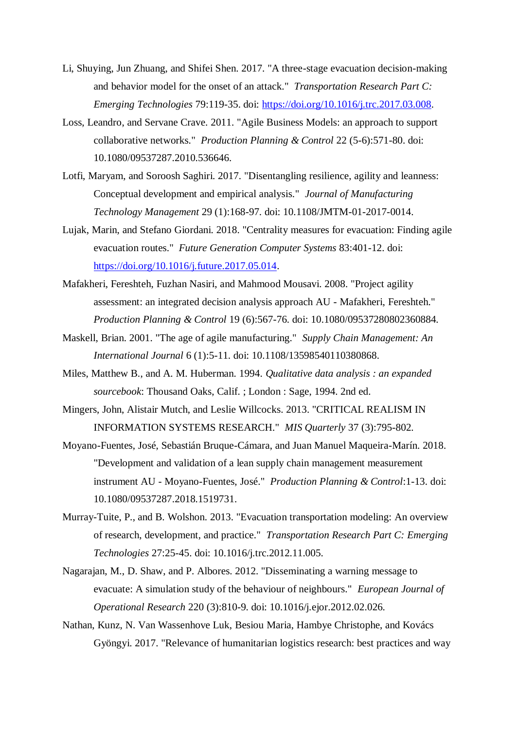Li, Shuying, Jun Zhuang, and Shifei Shen. 2017. "A three-stage evacuation decision-making and behavior model for the onset of an attack." *Transportation Research Part C: Emerging Technologies* 79:119-35. doi: https://doi.org/10.1016/j.trc.2017.03.008.

Loss, Leandro, and Servane Crave. 2011. "Agile Business Models: an approach to support collaborative networks." *Production Planning & Control* 22 (5-6):571-80. doi: 10.1080/09537287.2010.536646.

Lotfi, Maryam, and Soroosh Saghiri. 2017. "Disentangling resilience, agility and leanness: Conceptual development and empirical analysis." *Journal of Manufacturing Technology Management* 29 (1):168-97. doi: 10.1108/JMTM-01-2017-0014.

Lujak, Marin, and Stefano Giordani. 2018. "Centrality measures for evacuation: Finding agile evacuation routes." *Future Generation Computer Systems* 83:401-12. doi: https://doi.org/10.1016/j.future.2017.05.014.

Mafakheri, Fereshteh, Fuzhan Nasiri, and Mahmood Mousavi. 2008. "Project agility assessment: an integrated decision analysis approach AU - Mafakheri, Fereshteh." *Production Planning & Control* 19 (6):567-76. doi: 10.1080/09537280802360884.

Maskell, Brian. 2001. "The age of agile manufacturing." *Supply Chain Management: An International Journal* 6 (1):5-11. doi: 10.1108/13598540110380868.

Miles, Matthew B., and A. M. Huberman. 1994. *Qualitative data analysis : an expanded sourcebook*: Thousand Oaks, Calif. ; London : Sage, 1994. 2nd ed.

Mingers, John, Alistair Mutch, and Leslie Willcocks. 2013. "CRITICAL REALISM IN INFORMATION SYSTEMS RESEARCH." *MIS Quarterly* 37 (3):795-802.

Moyano-Fuentes, José, Sebastián Bruque-Cámara, and Juan Manuel Maqueira-Marín. 2018. "Development and validation of a lean supply chain management measurement instrument AU - Moyano-Fuentes, José." *Production Planning & Control*:1-13. doi: 10.1080/09537287.2018.1519731.

Murray-Tuite, P., and B. Wolshon. 2013. "Evacuation transportation modeling: An overview of research, development, and practice." *Transportation Research Part C: Emerging Technologies* 27:25-45. doi: 10.1016/j.trc.2012.11.005.

Nagarajan, M., D. Shaw, and P. Albores. 2012. "Disseminating a warning message to evacuate: A simulation study of the behaviour of neighbours." *European Journal of Operational Research* 220 (3):810-9. doi: 10.1016/j.ejor.2012.02.026.

Nathan, Kunz, N. Van Wassenhove Luk, Besiou Maria, Hambye Christophe, and Kovács Gyöngyi. 2017. "Relevance of humanitarian logistics research: best practices and way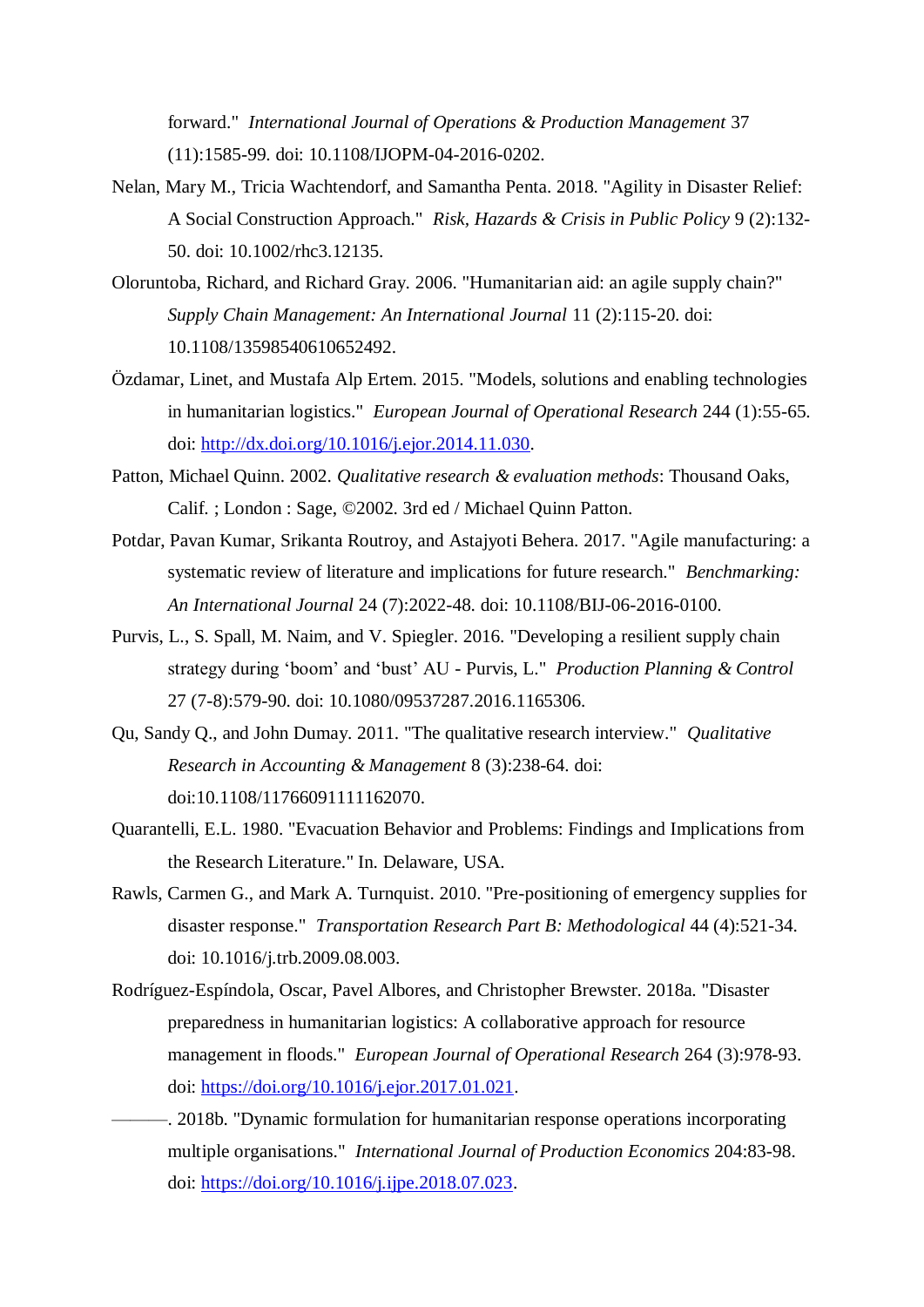forward." *International Journal of Operations & Production Management* 37 (11):1585-99. doi: 10.1108/IJOPM-04-2016-0202.

Nelan, Mary M., Tricia Wachtendorf, and Samantha Penta. 2018. "Agility in Disaster Relief: A Social Construction Approach." *Risk, Hazards & Crisis in Public Policy* 9 (2):132-50. doi: 10.1002/rhc3.12135.

Oloruntoba, Richard, and Richard Gray. 2006. "Humanitarian aid: an agile supply chain?" *Supply Chain Management: An International Journal* 11 (2):115-20. doi: 10.1108/13598540610652492.

Özdamar, Linet, and Mustafa Alp Ertem. 2015. "Models, solutions and enabling technologies in humanitarian logistics." *European Journal of Operational Research* 244 (1):55-65. doi: http://dx.doi.org/10.1016/j.ejor.2014.11.030.

Patton, Michael Quinn. 2002. *Qualitative research & evaluation methods*: Thousand Oaks, Calif. ; London : Sage, ©2002. 3rd ed / Michael Quinn Patton.

Potdar, Pavan Kumar, Srikanta Routroy, and Astajyoti Behera. 2017. "Agile manufacturing: a systematic review of literature and implications for future research." *Benchmarking: An International Journal* 24 (7):2022-48. doi: 10.1108/BIJ-06-2016-0100.

Purvis, L., S. Spall, M. Naim, and V. Spiegler. 2016. "Developing a resilient supply chain strategy during 'boom' and 'bust' AU - Purvis, L." *Production Planning & Control* 27 (7-8):579-90. doi: 10.1080/09537287.2016.1165306.

Qu, Sandy Q., and John Dumay. 2011. "The qualitative research interview." *Qualitative Research in Accounting & Management* 8 (3):238-64. doi: doi:10.1108/11766091111162070.

Quarantelli, E.L. 1980. "Evacuation Behavior and Problems: Findings and Implications from the Research Literature." In. Delaware, USA.

Rawls, Carmen G., and Mark A. Turnquist. 2010. "Pre-positioning of emergency supplies for disaster response." *Transportation Research Part B: Methodological* 44 (4):521-34. doi: 10.1016/j.trb.2009.08.003.

Rodríguez-Espíndola, Oscar, Pavel Albores, and Christopher Brewster. 2018a. "Disaster preparedness in humanitarian logistics: A collaborative approach for resource management in floods." *European Journal of Operational Research* 264 (3):978-93. doi: https://doi.org/10.1016/j.ejor.2017.01.021.

———. 2018b. "Dynamic formulation for humanitarian response operations incorporating multiple organisations." *International Journal of Production Economics* 204:83-98. doi: https://doi.org/10.1016/j.ijpe.2018.07.023.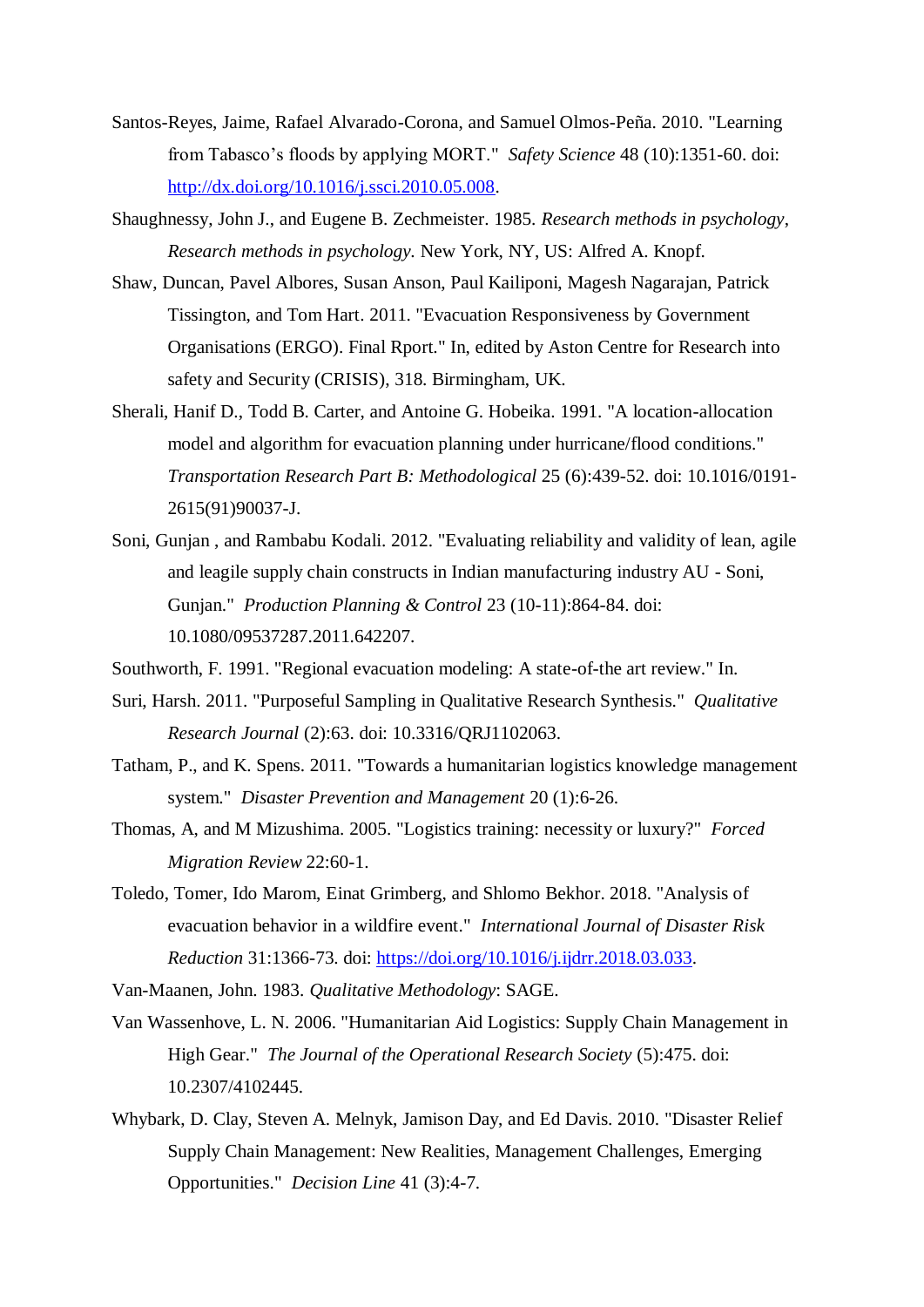Santos-Reyes, Jaime, Rafael Alvarado-Corona, and Samuel Olmos-Peña. 2010. "Learning from Tabasco's floods by applying MORT." *Safety Science* 48 (10):1351-60. doi: http://dx.doi.org/10.1016/j.ssci.2010.05.008.

Shaughnessy, John J., and Eugene B. Zechmeister. 1985. *Research methods in psychology*, *Research methods in psychology*. New York, NY, US: Alfred A. Knopf.

Shaw, Duncan, Pavel Albores, Susan Anson, Paul Kailiponi, Magesh Nagarajan, Patrick Tissington, and Tom Hart. 2011. "Evacuation Responsiveness by Government Organisations (ERGO). Final Rport." In, edited by Aston Centre for Research into safety and Security (CRISIS), 318. Birmingham, UK.

Sherali, Hanif D., Todd B. Carter, and Antoine G. Hobeika. 1991. "A location-allocation model and algorithm for evacuation planning under hurricane/flood conditions." *Transportation Research Part B: Methodological* 25 (6):439-52. doi: 10.1016/0191-2615(91)90037-J.

Soni, Gunjan , and Rambabu Kodali. 2012. "Evaluating reliability and validity of lean, agile and leagile supply chain constructs in Indian manufacturing industry AU - Soni, Gunjan." *Production Planning & Control* 23 (10-11):864-84. doi: 10.1080/09537287.2011.642207.

Southworth, F. 1991. "Regional evacuation modeling: A state-of-the art review." In.

Suri, Harsh. 2011. "Purposeful Sampling in Qualitative Research Synthesis." *Qualitative Research Journal* (2):63. doi: 10.3316/QRJ1102063.

Tatham, P., and K. Spens. 2011. "Towards a humanitarian logistics knowledge management system." *Disaster Prevention and Management* 20 (1):6-26.

Thomas, A, and M Mizushima. 2005. "Logistics training: necessity or luxury?" *Forced Migration Review* 22:60-1.

Toledo, Tomer, Ido Marom, Einat Grimberg, and Shlomo Bekhor. 2018. "Analysis of evacuation behavior in a wildfire event." *International Journal of Disaster Risk Reduction* 31:1366-73. doi: https://doi.org/10.1016/j.ijdrr.2018.03.033.

Van-Maanen, John. 1983. *Qualitative Methodology*: SAGE.

Van Wassenhove, L. N. 2006. "Humanitarian Aid Logistics: Supply Chain Management in High Gear." *The Journal of the Operational Research Society* (5):475. doi: 10.2307/4102445.

Whybark, D. Clay, Steven A. Melnyk, Jamison Day, and Ed Davis. 2010. "Disaster Relief Supply Chain Management: New Realities, Management Challenges, Emerging Opportunities." *Decision Line* 41 (3):4-7.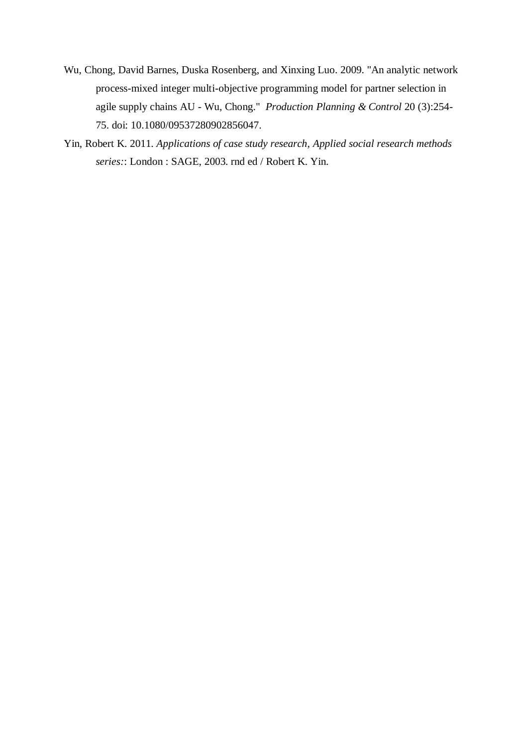Wu, Chong, David Barnes, Duska Rosenberg, and Xinxing Luo. 2009. "An analytic network process-mixed integer multi-objective programming model for partner selection in agile supply chains AU - Wu, Chong." *Production Planning & Control* 20 (3):254-75. doi: 10.1080/09537280902856047.

Yin, Robert K. 2011. *Applications of case study research, Applied social research methods series:*: London : SAGE, 2003. rnd ed / Robert K. Yin.